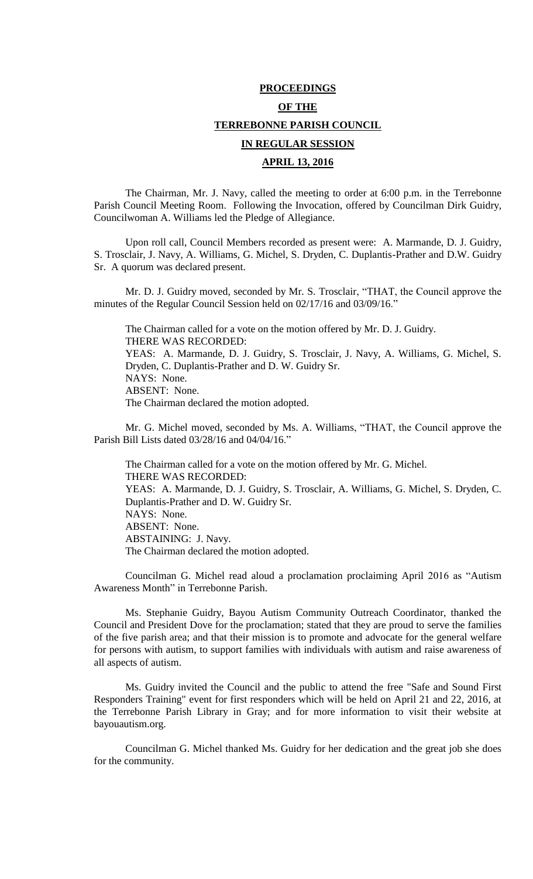# PROCEEDINGS

# OF THE

# TERREBONNE PARISH COUNCIL

# IN REGULAR SESSION

# APRIL 13, 2016

The Chairman, Mr. J. Navy, called the meeting to order at 6:00 p.m. in the Terrebonne Parish Council Meeting Room. Following the Invocation, offered by Councilman Dirk Guidry, Councilwoman A. Williams led the Pledge of Allegiance.

Upon roll call, Council Members recorded as present were: A. Marmande, D. J. Guidry, S. Trosclair, J. Navy, A. Williams, G. Michel, S. Dryden, C. Duplantis-Prather and D.W. Guidry Sr. A quorum was declared present.

Mr. D. J. Guidry moved, seconded by Mr. S. Trosclair, "THAT, the Council approve the minutes of the Regular Council Session held on 02/17/16 and 03/09/16."

The Chairman called for a vote on the motion offered by Mr. D. J. Guidry.
THERE WAS RECORDED:
YEAS: A. Marmande, D. J. Guidry, S. Trosclair, J. Navy, A. Williams, G. Michel, S. Dryden, C. Duplantis-Prather and D. W. Guidry Sr.
NAYS: None.
ABSENT: None.
The Chairman declared the motion adopted.

Mr. G. Michel moved, seconded by Ms. A. Williams, "THAT, the Council approve the Parish Bill Lists dated 03/28/16 and 04/04/16."

The Chairman called for a vote on the motion offered by Mr. G. Michel.
THERE WAS RECORDED:
YEAS: A. Marmande, D. J. Guidry, S. Trosclair, A. Williams, G. Michel, S. Dryden, C. Duplantis-Prather and D. W. Guidry Sr.
NAYS: None.
ABSENT: None.
ABSTAINING: J. Navy.
The Chairman declared the motion adopted.

Councilman G. Michel read aloud a proclamation proclaiming April 2016 as "Autism Awareness Month" in Terrebonne Parish.

Ms. Stephanie Guidry, Bayou Autism Community Outreach Coordinator, thanked the Council and President Dove for the proclamation; stated that they are proud to serve the families of the five parish area; and that their mission is to promote and advocate for the general welfare for persons with autism, to support families with individuals with autism and raise awareness of all aspects of autism.

Ms. Guidry invited the Council and the public to attend the free "Safe and Sound First Responders Training" event for first responders which will be held on April 21 and 22, 2016, at the Terrebonne Parish Library in Gray; and for more information to visit their website at bayouautism.org.

Councilman G. Michel thanked Ms. Guidry for her dedication and the great job she does for the community.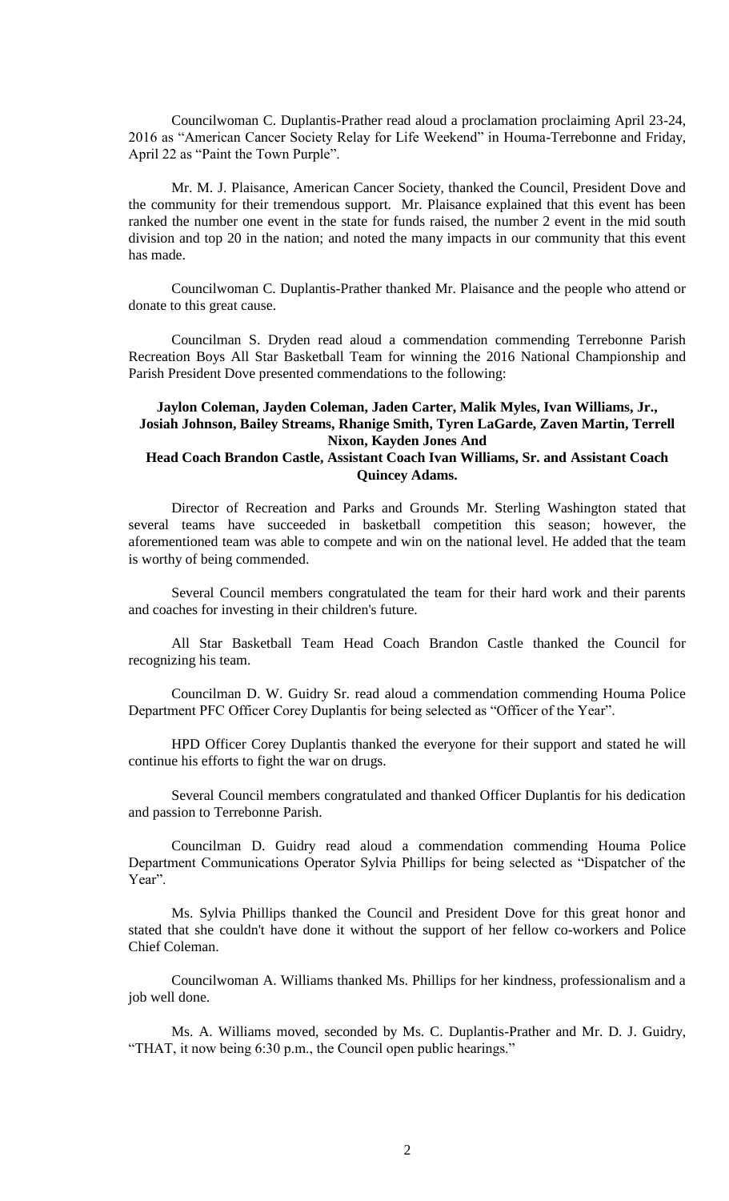Councilwoman C. Duplantis-Prather read aloud a proclamation proclaiming April 23-24, 2016 as "American Cancer Society Relay for Life Weekend" in Houma-Terrebonne and Friday, April 22 as "Paint the Town Purple".

Mr. M. J. Plaisance, American Cancer Society, thanked the Council, President Dove and the community for their tremendous support. Mr. Plaisance explained that this event has been ranked the number one event in the state for funds raised, the number 2 event in the mid south division and top 20 in the nation; and noted the many impacts in our community that this event has made.

Councilwoman C. Duplantis-Prather thanked Mr. Plaisance and the people who attend or donate to this great cause.

Councilman S. Dryden read aloud a commendation commending Terrebonne Parish Recreation Boys All Star Basketball Team for winning the 2016 National Championship and Parish President Dove presented commendations to the following:

**Jaylon Coleman, Jayden Coleman, Jaden Carter, Malik Myles, Ivan Williams, Jr., Josiah Johnson, Bailey Streams, Rhanige Smith, Tyren LaGarde, Zaven Martin, Terrell Nixon, Kayden Jones And Head Coach Brandon Castle, Assistant Coach Ivan Williams, Sr. and Assistant Coach Quincey Adams.**

Director of Recreation and Parks and Grounds Mr. Sterling Washington stated that several teams have succeeded in basketball competition this season; however, the aforementioned team was able to compete and win on the national level. He added that the team is worthy of being commended.

Several Council members congratulated the team for their hard work and their parents and coaches for investing in their children's future.

All Star Basketball Team Head Coach Brandon Castle thanked the Council for recognizing his team.

Councilman D. W. Guidry Sr. read aloud a commendation commending Houma Police Department PFC Officer Corey Duplantis for being selected as "Officer of the Year".

HPD Officer Corey Duplantis thanked the everyone for their support and stated he will continue his efforts to fight the war on drugs.

Several Council members congratulated and thanked Officer Duplantis for his dedication and passion to Terrebonne Parish.

Councilman D. Guidry read aloud a commendation commending Houma Police Department Communications Operator Sylvia Phillips for being selected as "Dispatcher of the Year".

Ms. Sylvia Phillips thanked the Council and President Dove for this great honor and stated that she couldn't have done it without the support of her fellow co-workers and Police Chief Coleman.

Councilwoman A. Williams thanked Ms. Phillips for her kindness, professionalism and a job well done.

Ms. A. Williams moved, seconded by Ms. C. Duplantis-Prather and Mr. D. J. Guidry, "THAT, it now being 6:30 p.m., the Council open public hearings."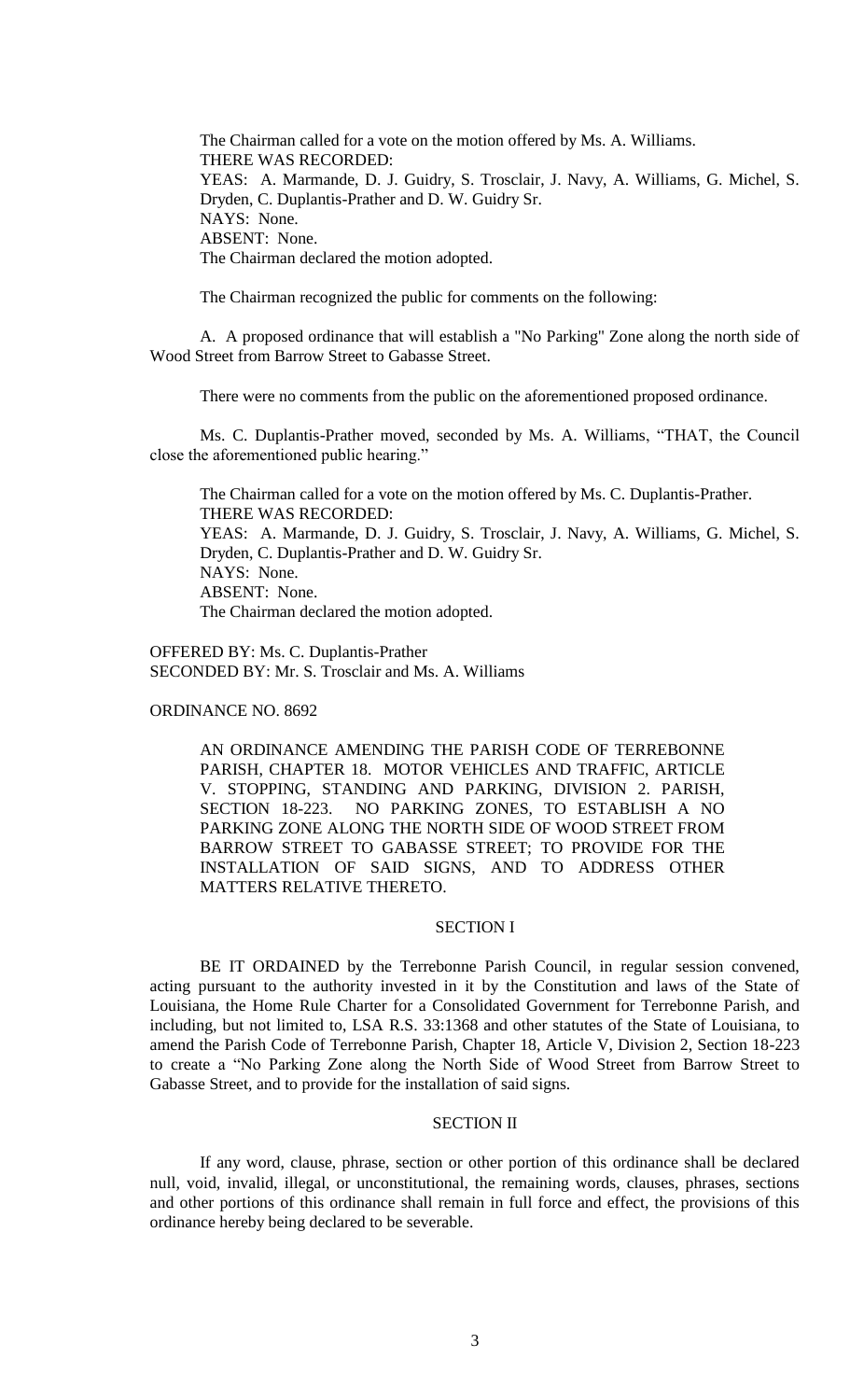The Chairman called for a vote on the motion offered by Ms. A. Williams.
THERE WAS RECORDED:
YEAS: A. Marmande, D. J. Guidry, S. Trosclair, J. Navy, A. Williams, G. Michel, S. Dryden, C. Duplantis-Prather and D. W. Guidry Sr.
NAYS: None.
ABSENT: None.
The Chairman declared the motion adopted.

The Chairman recognized the public for comments on the following:

A. A proposed ordinance that will establish a "No Parking" Zone along the north side of Wood Street from Barrow Street to Gabasse Street.

There were no comments from the public on the aforementioned proposed ordinance.

Ms. C. Duplantis-Prather moved, seconded by Ms. A. Williams, "THAT, the Council close the aforementioned public hearing."

The Chairman called for a vote on the motion offered by Ms. C. Duplantis-Prather.
THERE WAS RECORDED:
YEAS: A. Marmande, D. J. Guidry, S. Trosclair, J. Navy, A. Williams, G. Michel, S. Dryden, C. Duplantis-Prather and D. W. Guidry Sr.
NAYS: None.
ABSENT: None.
The Chairman declared the motion adopted.

OFFERED BY: Ms. C. Duplantis-Prather
SECONDED BY: Mr. S. Trosclair and Ms. A. Williams

ORDINANCE NO. 8692

AN ORDINANCE AMENDING THE PARISH CODE OF TERREBONNE PARISH, CHAPTER 18. MOTOR VEHICLES AND TRAFFIC, ARTICLE V. STOPPING, STANDING AND PARKING, DIVISION 2. PARISH, SECTION 18-223. NO PARKING ZONES, TO ESTABLISH A NO PARKING ZONE ALONG THE NORTH SIDE OF WOOD STREET FROM BARROW STREET TO GABASSE STREET; TO PROVIDE FOR THE INSTALLATION OF SAID SIGNS, AND TO ADDRESS OTHER MATTERS RELATIVE THERETO.

SECTION I

BE IT ORDAINED by the Terrebonne Parish Council, in regular session convened, acting pursuant to the authority invested in it by the Constitution and laws of the State of Louisiana, the Home Rule Charter for a Consolidated Government for Terrebonne Parish, and including, but not limited to, LSA R.S. 33:1368 and other statutes of the State of Louisiana, to amend the Parish Code of Terrebonne Parish, Chapter 18, Article V, Division 2, Section 18-223 to create a "No Parking Zone along the North Side of Wood Street from Barrow Street to Gabasse Street, and to provide for the installation of said signs.

SECTION II

If any word, clause, phrase, section or other portion of this ordinance shall be declared null, void, invalid, illegal, or unconstitutional, the remaining words, clauses, phrases, sections and other portions of this ordinance shall remain in full force and effect, the provisions of this ordinance hereby being declared to be severable.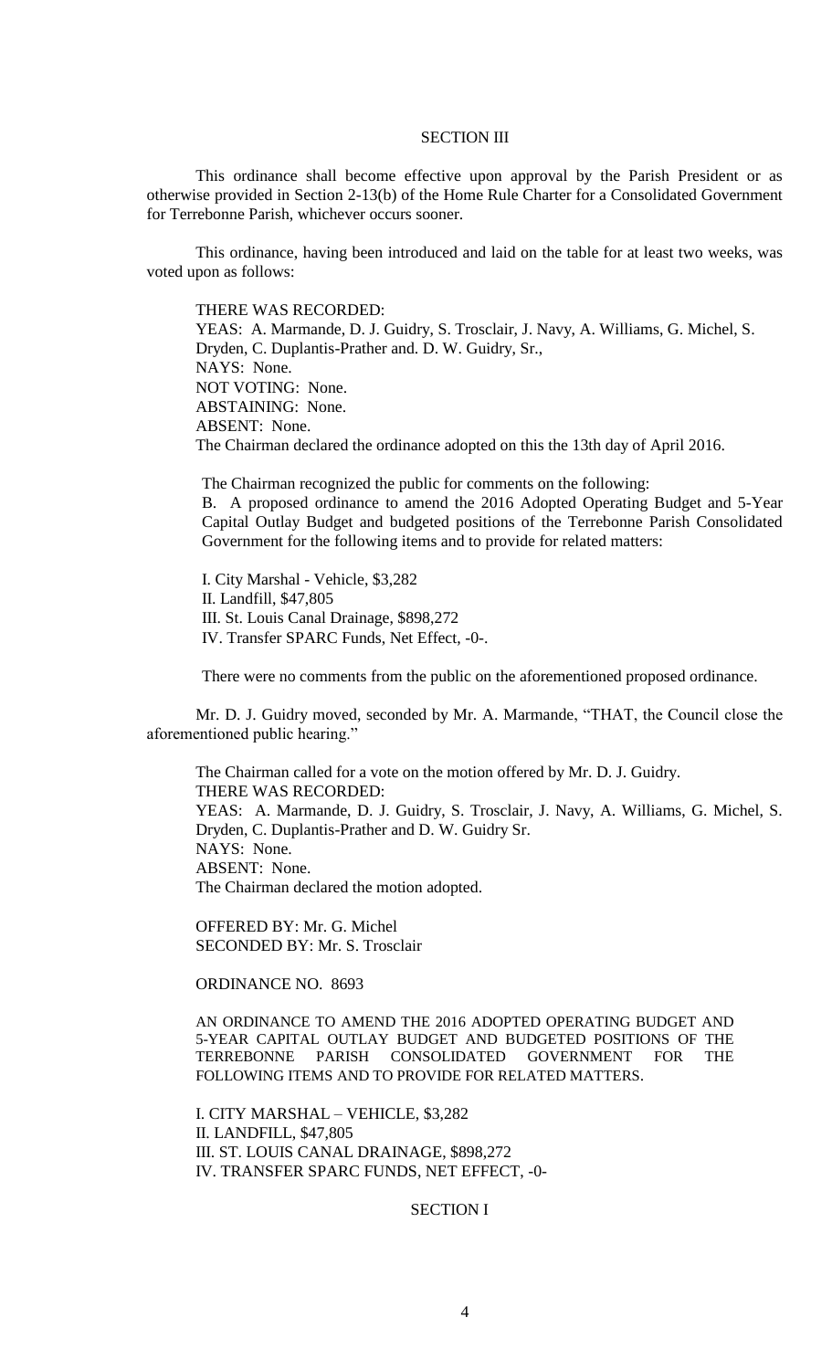SECTION III

This ordinance shall become effective upon approval by the Parish President or as otherwise provided in Section 2-13(b) of the Home Rule Charter for a Consolidated Government for Terrebonne Parish, whichever occurs sooner.

This ordinance, having been introduced and laid on the table for at least two weeks, was voted upon as follows:

THERE WAS RECORDED:
YEAS: A. Marmande, D. J. Guidry, S. Trosclair, J. Navy, A. Williams, G. Michel, S. Dryden, C. Duplantis-Prather and. D. W. Guidry, Sr.,
NAYS: None.
NOT VOTING: None.
ABSTAINING: None.
ABSENT: None.
The Chairman declared the ordinance adopted on this the 13th day of April 2016.

The Chairman recognized the public for comments on the following:
B. A proposed ordinance to amend the 2016 Adopted Operating Budget and 5-Year Capital Outlay Budget and budgeted positions of the Terrebonne Parish Consolidated Government for the following items and to provide for related matters:

I. City Marshal - Vehicle, $3,282
II. Landfill, $47,805
III. St. Louis Canal Drainage, $898,272
IV. Transfer SPARC Funds, Net Effect, -0-.

There were no comments from the public on the aforementioned proposed ordinance.

Mr. D. J. Guidry moved, seconded by Mr. A. Marmande, "THAT, the Council close the aforementioned public hearing."

The Chairman called for a vote on the motion offered by Mr. D. J. Guidry.
THERE WAS RECORDED:
YEAS: A. Marmande, D. J. Guidry, S. Trosclair, J. Navy, A. Williams, G. Michel, S. Dryden, C. Duplantis-Prather and D. W. Guidry Sr.
NAYS: None.
ABSENT: None.
The Chairman declared the motion adopted.

OFFERED BY: Mr. G. Michel
SECONDED BY: Mr. S. Trosclair

ORDINANCE NO. 8693

AN ORDINANCE TO AMEND THE 2016 ADOPTED OPERATING BUDGET AND 5-YEAR CAPITAL OUTLAY BUDGET AND BUDGETED POSITIONS OF THE TERREBONNE PARISH CONSOLIDATED GOVERNMENT FOR THE FOLLOWING ITEMS AND TO PROVIDE FOR RELATED MATTERS.

I. CITY MARSHAL – VEHICLE, $3,282
II. LANDFILL, $47,805
III. ST. LOUIS CANAL DRAINAGE, $898,272
IV. TRANSFER SPARC FUNDS, NET EFFECT, -0-

SECTION I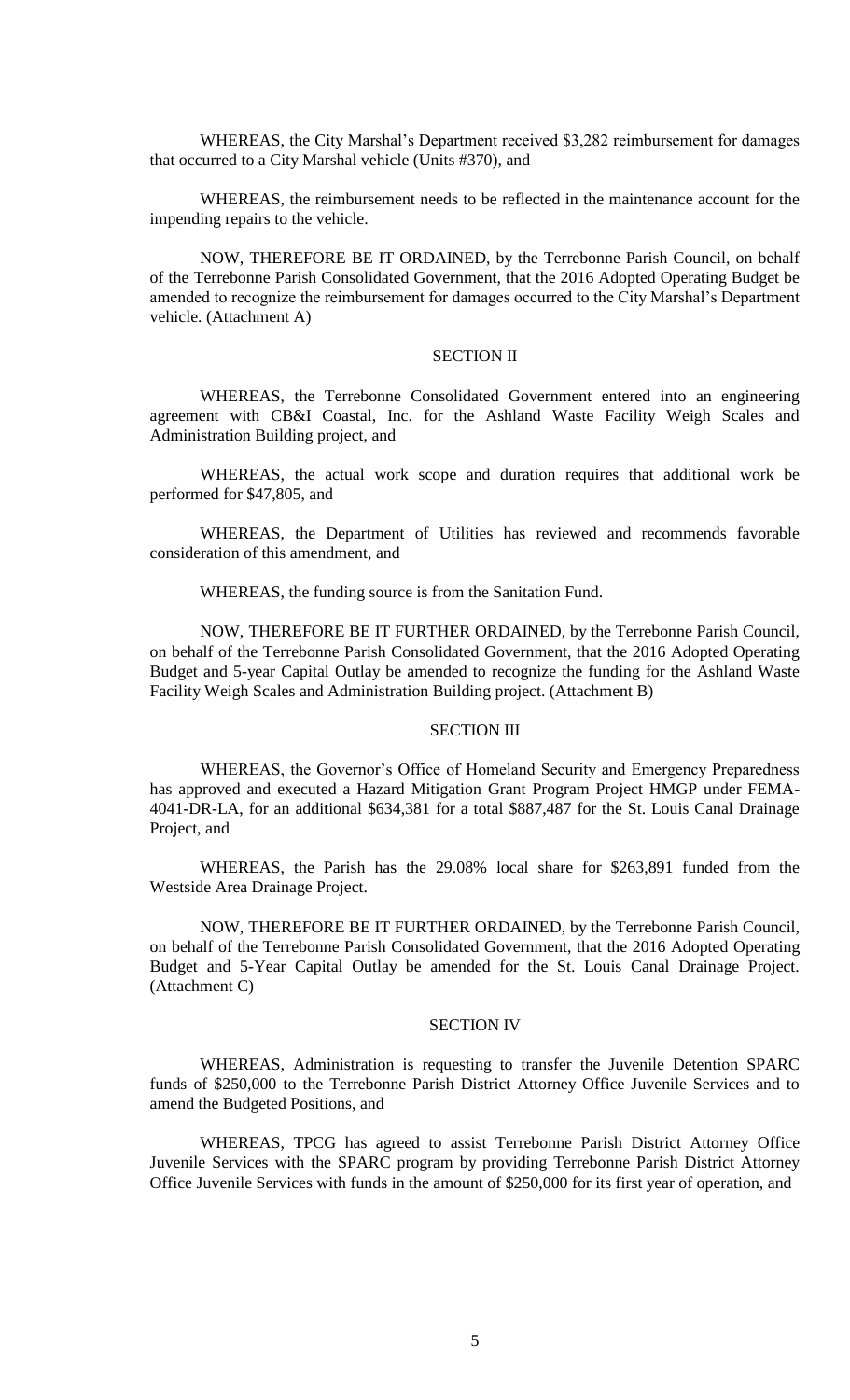WHEREAS, the City Marshal's Department received $3,282 reimbursement for damages that occurred to a City Marshal vehicle (Units #370), and

WHEREAS, the reimbursement needs to be reflected in the maintenance account for the impending repairs to the vehicle.

NOW, THEREFORE BE IT ORDAINED, by the Terrebonne Parish Council, on behalf of the Terrebonne Parish Consolidated Government, that the 2016 Adopted Operating Budget be amended to recognize the reimbursement for damages occurred to the City Marshal's Department vehicle. (Attachment A)

## SECTION II

WHEREAS, the Terrebonne Consolidated Government entered into an engineering agreement with CB&I Coastal, Inc. for the Ashland Waste Facility Weigh Scales and Administration Building project, and

WHEREAS, the actual work scope and duration requires that additional work be performed for $47,805, and

WHEREAS, the Department of Utilities has reviewed and recommends favorable consideration of this amendment, and

WHEREAS, the funding source is from the Sanitation Fund.

NOW, THEREFORE BE IT FURTHER ORDAINED, by the Terrebonne Parish Council, on behalf of the Terrebonne Parish Consolidated Government, that the 2016 Adopted Operating Budget and 5-year Capital Outlay be amended to recognize the funding for the Ashland Waste Facility Weigh Scales and Administration Building project. (Attachment B)

## SECTION III

WHEREAS, the Governor's Office of Homeland Security and Emergency Preparedness has approved and executed a Hazard Mitigation Grant Program Project HMGP under FEMA-4041-DR-LA, for an additional $634,381 for a total $887,487 for the St. Louis Canal Drainage Project, and

WHEREAS, the Parish has the 29.08% local share for $263,891 funded from the Westside Area Drainage Project.

NOW, THEREFORE BE IT FURTHER ORDAINED, by the Terrebonne Parish Council, on behalf of the Terrebonne Parish Consolidated Government, that the 2016 Adopted Operating Budget and 5-Year Capital Outlay be amended for the St. Louis Canal Drainage Project. (Attachment C)

## SECTION IV

WHEREAS, Administration is requesting to transfer the Juvenile Detention SPARC funds of $250,000 to the Terrebonne Parish District Attorney Office Juvenile Services and to amend the Budgeted Positions, and

WHEREAS, TPCG has agreed to assist Terrebonne Parish District Attorney Office Juvenile Services with the SPARC program by providing Terrebonne Parish District Attorney Office Juvenile Services with funds in the amount of $250,000 for its first year of operation, and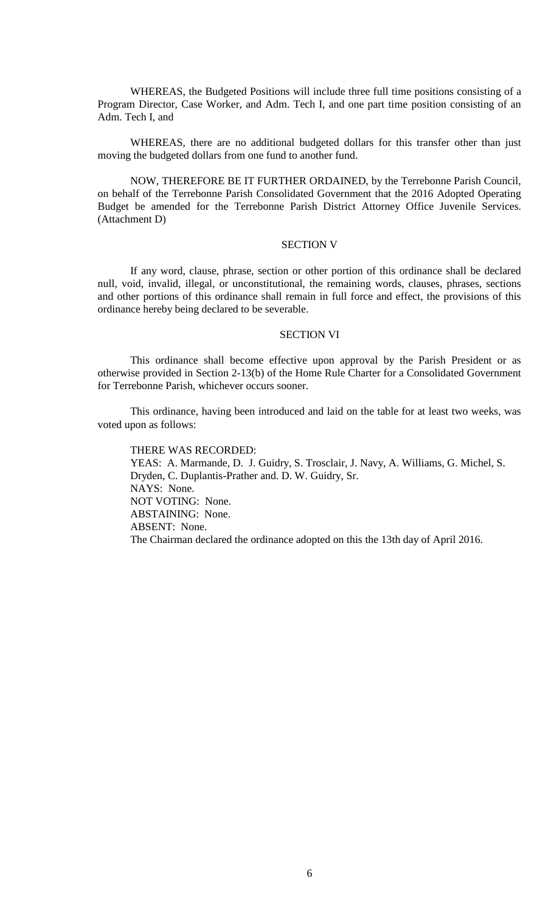WHEREAS, the Budgeted Positions will include three full time positions consisting of a Program Director, Case Worker, and Adm. Tech I, and one part time position consisting of an Adm. Tech I, and

WHEREAS, there are no additional budgeted dollars for this transfer other than just moving the budgeted dollars from one fund to another fund.

NOW, THEREFORE BE IT FURTHER ORDAINED, by the Terrebonne Parish Council, on behalf of the Terrebonne Parish Consolidated Government that the 2016 Adopted Operating Budget be amended for the Terrebonne Parish District Attorney Office Juvenile Services. (Attachment D)

SECTION V

If any word, clause, phrase, section or other portion of this ordinance shall be declared null, void, invalid, illegal, or unconstitutional, the remaining words, clauses, phrases, sections and other portions of this ordinance shall remain in full force and effect, the provisions of this ordinance hereby being declared to be severable.

SECTION VI

This ordinance shall become effective upon approval by the Parish President or as otherwise provided in Section 2-13(b) of the Home Rule Charter for a Consolidated Government for Terrebonne Parish, whichever occurs sooner.

This ordinance, having been introduced and laid on the table for at least two weeks, was voted upon as follows:

THERE WAS RECORDED:
YEAS: A. Marmande, D. J. Guidry, S. Trosclair, J. Navy, A. Williams, G. Michel, S. Dryden, C. Duplantis-Prather and. D. W. Guidry, Sr.
NAYS: None.
NOT VOTING: None.
ABSTAINING: None.
ABSENT: None.
The Chairman declared the ordinance adopted on this the 13th day of April 2016.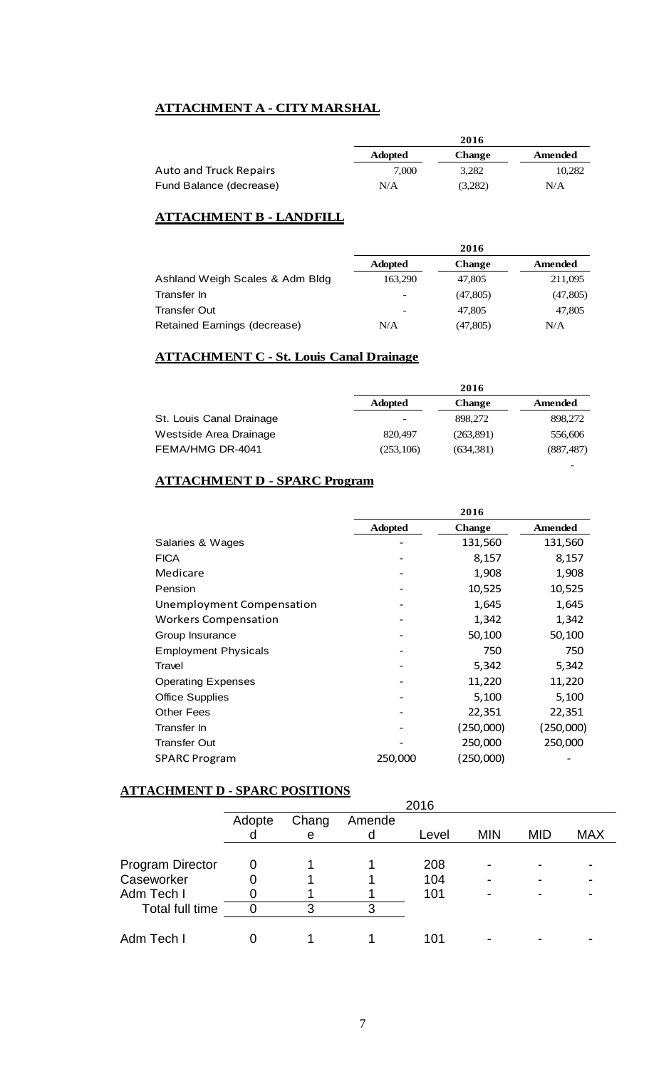## ATTACHMENT A - CITY MARSHAL

| | 2016 | | |
|---|---|---|---|
| | Adopted | Change | Amended |
| Auto and Truck Repairs | 7,000 | 3,282 | 10,282 |
| Fund Balance (decrease) | N/A | (3,282) | N/A |

## ATTACHMENT B - LANDFILL

| | 2016 | | |
|---|---|---|---|
| | Adopted | Change | Amended |
| Ashland Weigh Scales & Adm Bldg | 163,290 | 47,805 | 211,095 |
| Transfer In | - | (47,805) | (47,805) |
| Transfer Out | - | 47,805 | 47,805 |
| Retained Earnings (decrease) | N/A | (47,805) | N/A |

## ATTACHMENT C - St. Louis Canal Drainage

| | 2016 | | |
|---|---|---|---|
| | Adopted | Change | Amended |
| St. Louis Canal Drainage | - | 898,272 | 898,272 |
| Westside Area Drainage | 820,497 | (263,891) | 556,606 |
| FEMA/HMG DR-4041 | (253,106) | (634,381) | (887,487) |
| | | | - |

## ATTACHMENT D - SPARC Program

| | 2016 | | |
|---|---|---|---|
| | Adopted | Change | Amended |
| Salaries & Wages | - | 131,560 | 131,560 |
| FICA | - | 8,157 | 8,157 |
| Medicare | - | 1,908 | 1,908 |
| Pension | - | 10,525 | 10,525 |
| Unemployment Compensation | - | 1,645 | 1,645 |
| Workers Compensation | - | 1,342 | 1,342 |
| Group Insurance | - | 50,100 | 50,100 |
| Employment Physicals | - | 750 | 750 |
| Travel | - | 5,342 | 5,342 |
| Operating Expenses | - | 11,220 | 11,220 |
| Office Supplies | - | 5,100 | 5,100 |
| Other Fees | - | 22,351 | 22,351 |
| Transfer In | - | (250,000) | (250,000) |
| Transfer Out | - | 250,000 | 250,000 |
| SPARC Program | 250,000 | (250,000) | - |

## ATTACHMENT D - SPARC POSITIONS

| | 2016 | | | | | | |
|---|---|---|---|---|---|---|---|
| | Adopted | Change | Amended | Level | MIN | MID | MAX |
| Program Director | 0 | 1 | 1 | 208 | - | - | - |
| Caseworker | 0 | 1 | 1 | 104 | - | - | - |
| Adm Tech I | 0 | 1 | 1 | 101 | - | - | - |
| Total full time | 0 | 3 | 3 | | | | |
| Adm Tech I | 0 | 1 | 1 | 101 | - | - | - |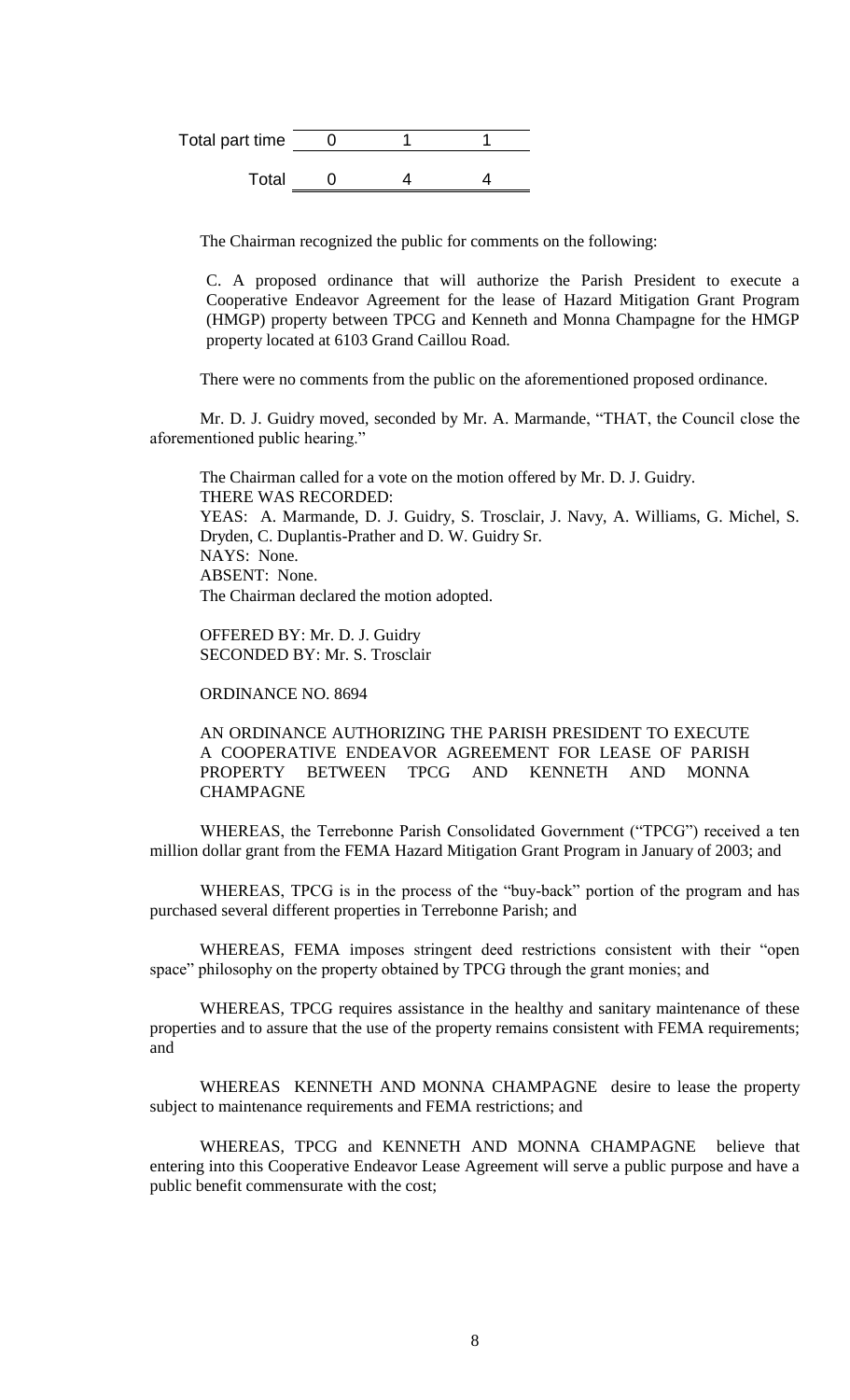| | | | |
|---|---|---|---|
| Total part time | 0 | 1 | 1 |
| Total | 0 | 4 | 4 |

The Chairman recognized the public for comments on the following:

C. A proposed ordinance that will authorize the Parish President to execute a Cooperative Endeavor Agreement for the lease of Hazard Mitigation Grant Program (HMGP) property between TPCG and Kenneth and Monna Champagne for the HMGP property located at 6103 Grand Caillou Road.

There were no comments from the public on the aforementioned proposed ordinance.

Mr. D. J. Guidry moved, seconded by Mr. A. Marmande, "THAT, the Council close the aforementioned public hearing."

The Chairman called for a vote on the motion offered by Mr. D. J. Guidry.
THERE WAS RECORDED:
YEAS: A. Marmande, D. J. Guidry, S. Trosclair, J. Navy, A. Williams, G. Michel, S. Dryden, C. Duplantis-Prather and D. W. Guidry Sr.
NAYS: None.
ABSENT: None.
The Chairman declared the motion adopted.

OFFERED BY: Mr. D. J. Guidry
SECONDED BY: Mr. S. Trosclair

ORDINANCE NO. 8694

AN ORDINANCE AUTHORIZING THE PARISH PRESIDENT TO EXECUTE A COOPERATIVE ENDEAVOR AGREEMENT FOR LEASE OF PARISH PROPERTY BETWEEN TPCG AND KENNETH AND MONNA CHAMPAGNE

WHEREAS, the Terrebonne Parish Consolidated Government ("TPCG") received a ten million dollar grant from the FEMA Hazard Mitigation Grant Program in January of 2003; and

WHEREAS, TPCG is in the process of the "buy-back" portion of the program and has purchased several different properties in Terrebonne Parish; and

WHEREAS, FEMA imposes stringent deed restrictions consistent with their "open space" philosophy on the property obtained by TPCG through the grant monies; and

WHEREAS, TPCG requires assistance in the healthy and sanitary maintenance of these properties and to assure that the use of the property remains consistent with FEMA requirements; and

WHEREAS KENNETH AND MONNA CHAMPAGNE desire to lease the property subject to maintenance requirements and FEMA restrictions; and

WHEREAS, TPCG and KENNETH AND MONNA CHAMPAGNE believe that entering into this Cooperative Endeavor Lease Agreement will serve a public purpose and have a public benefit commensurate with the cost;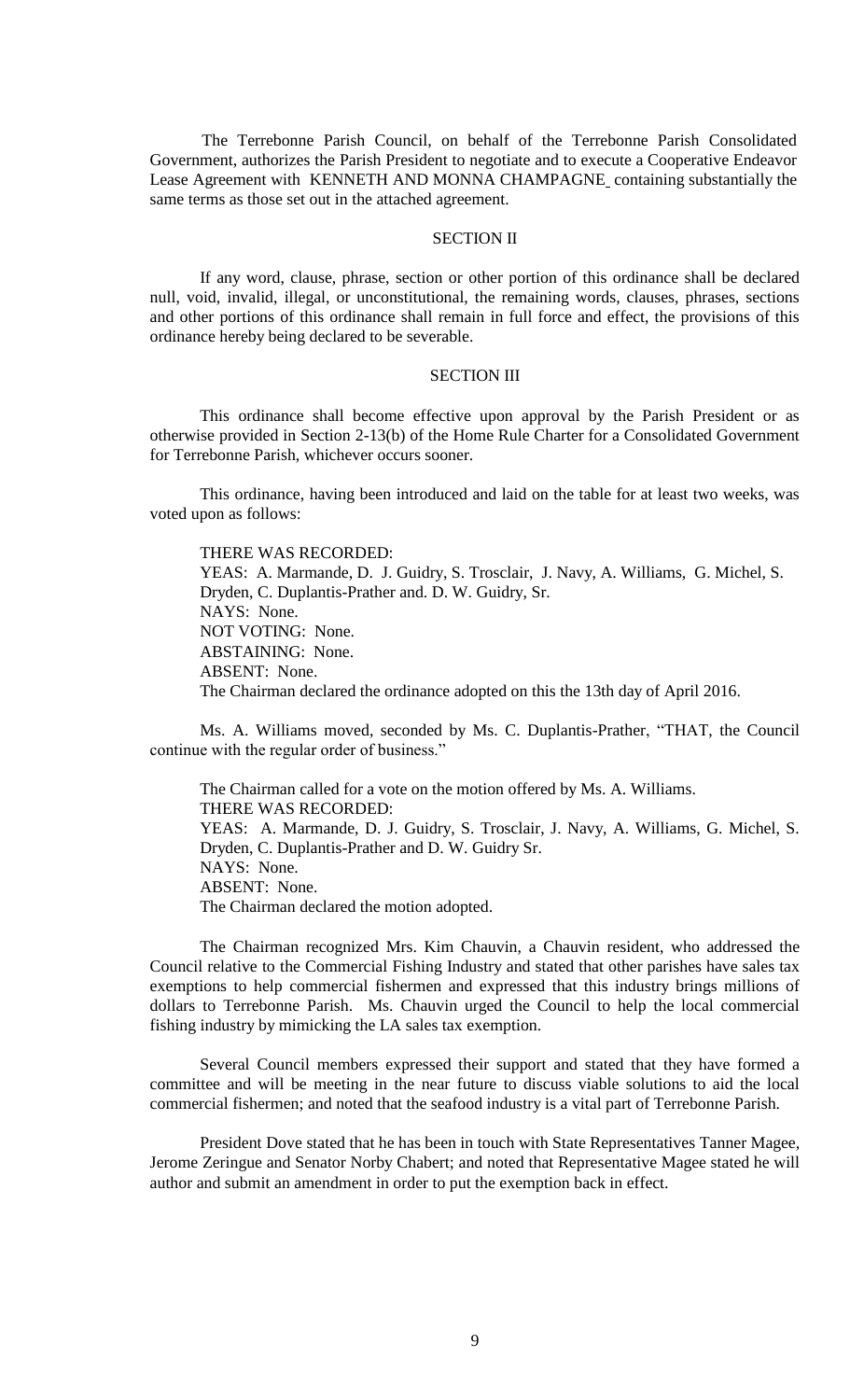The Terrebonne Parish Council, on behalf of the Terrebonne Parish Consolidated Government, authorizes the Parish President to negotiate and to execute a Cooperative Endeavor Lease Agreement with KENNETH AND MONNA CHAMPAGNE containing substantially the same terms as those set out in the attached agreement.

SECTION II

If any word, clause, phrase, section or other portion of this ordinance shall be declared null, void, invalid, illegal, or unconstitutional, the remaining words, clauses, phrases, sections and other portions of this ordinance shall remain in full force and effect, the provisions of this ordinance hereby being declared to be severable.

SECTION III

This ordinance shall become effective upon approval by the Parish President or as otherwise provided in Section 2-13(b) of the Home Rule Charter for a Consolidated Government for Terrebonne Parish, whichever occurs sooner.

This ordinance, having been introduced and laid on the table for at least two weeks, was voted upon as follows:

THERE WAS RECORDED:
YEAS: A. Marmande, D. J. Guidry, S. Trosclair, J. Navy, A. Williams, G. Michel, S. Dryden, C. Duplantis-Prather and. D. W. Guidry, Sr.
NAYS: None.
NOT VOTING: None.
ABSTAINING: None.
ABSENT: None.
The Chairman declared the ordinance adopted on this the 13th day of April 2016.

Ms. A. Williams moved, seconded by Ms. C. Duplantis-Prather, "THAT, the Council continue with the regular order of business."

The Chairman called for a vote on the motion offered by Ms. A. Williams.
THERE WAS RECORDED:
YEAS: A. Marmande, D. J. Guidry, S. Trosclair, J. Navy, A. Williams, G. Michel, S. Dryden, C. Duplantis-Prather and D. W. Guidry Sr.
NAYS: None.
ABSENT: None.
The Chairman declared the motion adopted.

The Chairman recognized Mrs. Kim Chauvin, a Chauvin resident, who addressed the Council relative to the Commercial Fishing Industry and stated that other parishes have sales tax exemptions to help commercial fishermen and expressed that this industry brings millions of dollars to Terrebonne Parish. Ms. Chauvin urged the Council to help the local commercial fishing industry by mimicking the LA sales tax exemption.

Several Council members expressed their support and stated that they have formed a committee and will be meeting in the near future to discuss viable solutions to aid the local commercial fishermen; and noted that the seafood industry is a vital part of Terrebonne Parish.

President Dove stated that he has been in touch with State Representatives Tanner Magee, Jerome Zeringue and Senator Norby Chabert; and noted that Representative Magee stated he will author and submit an amendment in order to put the exemption back in effect.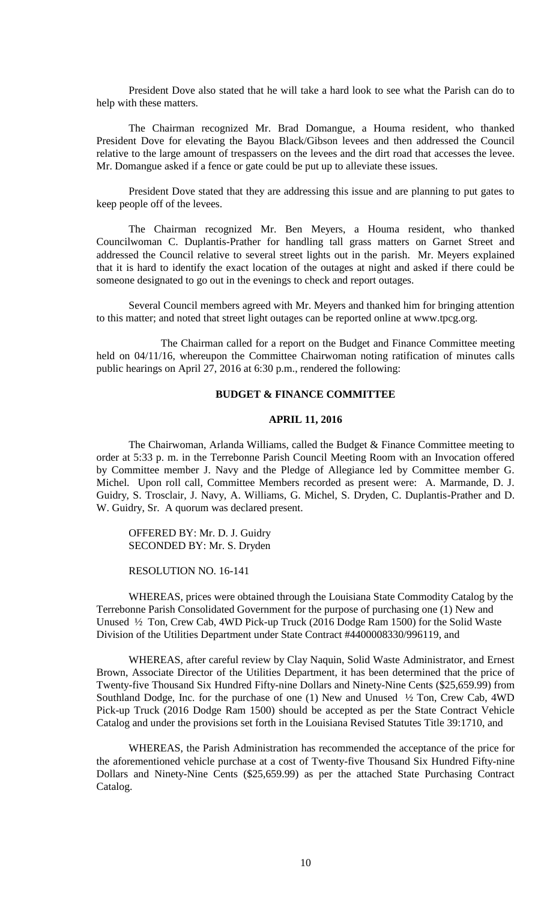President Dove also stated that he will take a hard look to see what the Parish can do to help with these matters.

The Chairman recognized Mr. Brad Domangue, a Houma resident, who thanked President Dove for elevating the Bayou Black/Gibson levees and then addressed the Council relative to the large amount of trespassers on the levees and the dirt road that accesses the levee. Mr. Domangue asked if a fence or gate could be put up to alleviate these issues.

President Dove stated that they are addressing this issue and are planning to put gates to keep people off of the levees.

The Chairman recognized Mr. Ben Meyers, a Houma resident, who thanked Councilwoman C. Duplantis-Prather for handling tall grass matters on Garnet Street and addressed the Council relative to several street lights out in the parish. Mr. Meyers explained that it is hard to identify the exact location of the outages at night and asked if there could be someone designated to go out in the evenings to check and report outages.

Several Council members agreed with Mr. Meyers and thanked him for bringing attention to this matter; and noted that street light outages can be reported online at www.tpcg.org.

The Chairman called for a report on the Budget and Finance Committee meeting held on 04/11/16, whereupon the Committee Chairwoman noting ratification of minutes calls public hearings on April 27, 2016 at 6:30 p.m., rendered the following:

**BUDGET & FINANCE COMMITTEE**

**APRIL 11, 2016**

The Chairwoman, Arlanda Williams, called the Budget & Finance Committee meeting to order at 5:33 p. m. in the Terrebonne Parish Council Meeting Room with an Invocation offered by Committee member J. Navy and the Pledge of Allegiance led by Committee member G. Michel. Upon roll call, Committee Members recorded as present were: A. Marmande, D. J. Guidry, S. Trosclair, J. Navy, A. Williams, G. Michel, S. Dryden, C. Duplantis-Prather and D. W. Guidry, Sr. A quorum was declared present.

OFFERED BY: Mr. D. J. Guidry
SECONDED BY: Mr. S. Dryden

RESOLUTION NO. 16-141

WHEREAS, prices were obtained through the Louisiana State Commodity Catalog by the Terrebonne Parish Consolidated Government for the purpose of purchasing one (1) New and Unused ½ Ton, Crew Cab, 4WD Pick-up Truck (2016 Dodge Ram 1500) for the Solid Waste Division of the Utilities Department under State Contract #4400008330/996119, and

WHEREAS, after careful review by Clay Naquin, Solid Waste Administrator, and Ernest Brown, Associate Director of the Utilities Department, it has been determined that the price of Twenty-five Thousand Six Hundred Fifty-nine Dollars and Ninety-Nine Cents ($25,659.99) from Southland Dodge, Inc. for the purchase of one (1) New and Unused ½ Ton, Crew Cab, 4WD Pick-up Truck (2016 Dodge Ram 1500) should be accepted as per the State Contract Vehicle Catalog and under the provisions set forth in the Louisiana Revised Statutes Title 39:1710, and

WHEREAS, the Parish Administration has recommended the acceptance of the price for the aforementioned vehicle purchase at a cost of Twenty-five Thousand Six Hundred Fifty-nine Dollars and Ninety-Nine Cents ($25,659.99) as per the attached State Purchasing Contract Catalog.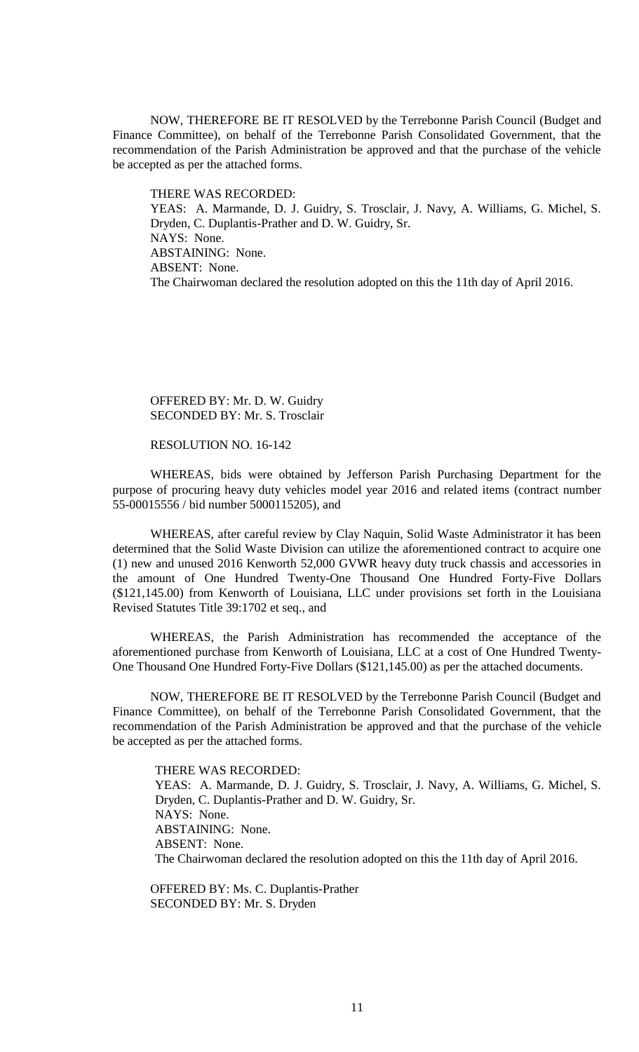NOW, THEREFORE BE IT RESOLVED by the Terrebonne Parish Council (Budget and Finance Committee), on behalf of the Terrebonne Parish Consolidated Government, that the recommendation of the Parish Administration be approved and that the purchase of the vehicle be accepted as per the attached forms.

THERE WAS RECORDED:
YEAS: A. Marmande, D. J. Guidry, S. Trosclair, J. Navy, A. Williams, G. Michel, S. Dryden, C. Duplantis-Prather and D. W. Guidry, Sr.
NAYS: None.
ABSTAINING: None.
ABSENT: None.
The Chairwoman declared the resolution adopted on this the 11th day of April 2016.

OFFERED BY: Mr. D. W. Guidry
SECONDED BY: Mr. S. Trosclair

RESOLUTION NO. 16-142

WHEREAS, bids were obtained by Jefferson Parish Purchasing Department for the purpose of procuring heavy duty vehicles model year 2016 and related items (contract number 55-00015556 / bid number 5000115205), and

WHEREAS, after careful review by Clay Naquin, Solid Waste Administrator it has been determined that the Solid Waste Division can utilize the aforementioned contract to acquire one (1) new and unused 2016 Kenworth 52,000 GVWR heavy duty truck chassis and accessories in the amount of One Hundred Twenty-One Thousand One Hundred Forty-Five Dollars ($121,145.00) from Kenworth of Louisiana, LLC under provisions set forth in the Louisiana Revised Statutes Title 39:1702 et seq., and

WHEREAS, the Parish Administration has recommended the acceptance of the aforementioned purchase from Kenworth of Louisiana, LLC at a cost of One Hundred Twenty-One Thousand One Hundred Forty-Five Dollars ($121,145.00) as per the attached documents.

NOW, THEREFORE BE IT RESOLVED by the Terrebonne Parish Council (Budget and Finance Committee), on behalf of the Terrebonne Parish Consolidated Government, that the recommendation of the Parish Administration be approved and that the purchase of the vehicle be accepted as per the attached forms.

THERE WAS RECORDED:
YEAS: A. Marmande, D. J. Guidry, S. Trosclair, J. Navy, A. Williams, G. Michel, S. Dryden, C. Duplantis-Prather and D. W. Guidry, Sr.
NAYS: None.
ABSTAINING: None.
ABSENT: None.
The Chairwoman declared the resolution adopted on this the 11th day of April 2016.

OFFERED BY: Ms. C. Duplantis-Prather
SECONDED BY: Mr. S. Dryden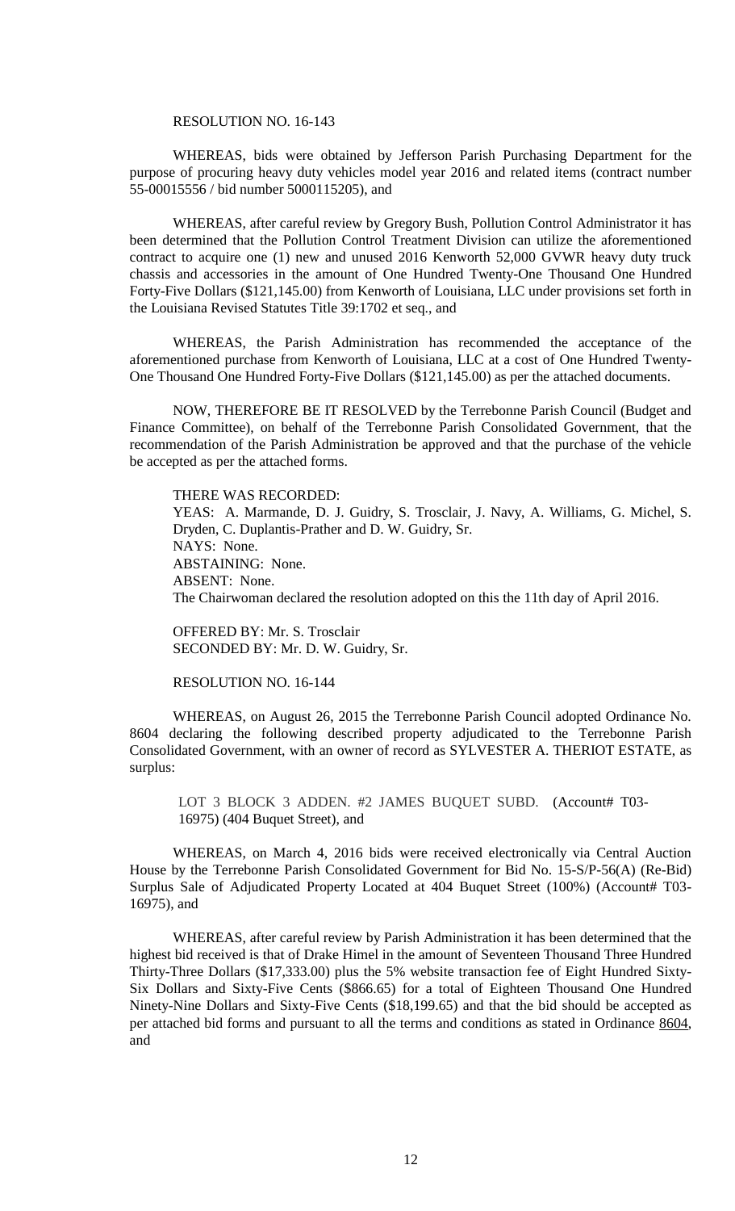RESOLUTION NO. 16-143

WHEREAS, bids were obtained by Jefferson Parish Purchasing Department for the purpose of procuring heavy duty vehicles model year 2016 and related items (contract number 55-00015556 / bid number 5000115205), and

WHEREAS, after careful review by Gregory Bush, Pollution Control Administrator it has been determined that the Pollution Control Treatment Division can utilize the aforementioned contract to acquire one (1) new and unused 2016 Kenworth 52,000 GVWR heavy duty truck chassis and accessories in the amount of One Hundred Twenty-One Thousand One Hundred Forty-Five Dollars ($121,145.00) from Kenworth of Louisiana, LLC under provisions set forth in the Louisiana Revised Statutes Title 39:1702 et seq., and

WHEREAS, the Parish Administration has recommended the acceptance of the aforementioned purchase from Kenworth of Louisiana, LLC at a cost of One Hundred Twenty-One Thousand One Hundred Forty-Five Dollars ($121,145.00) as per the attached documents.

NOW, THEREFORE BE IT RESOLVED by the Terrebonne Parish Council (Budget and Finance Committee), on behalf of the Terrebonne Parish Consolidated Government, that the recommendation of the Parish Administration be approved and that the purchase of the vehicle be accepted as per the attached forms.

THERE WAS RECORDED:
YEAS: A. Marmande, D. J. Guidry, S. Trosclair, J. Navy, A. Williams, G. Michel, S. Dryden, C. Duplantis-Prather and D. W. Guidry, Sr.
NAYS: None.
ABSTAINING: None.
ABSENT: None.
The Chairwoman declared the resolution adopted on this the 11th day of April 2016.

OFFERED BY: Mr. S. Trosclair
SECONDED BY: Mr. D. W. Guidry, Sr.

RESOLUTION NO. 16-144

WHEREAS, on August 26, 2015 the Terrebonne Parish Council adopted Ordinance No. 8604 declaring the following described property adjudicated to the Terrebonne Parish Consolidated Government, with an owner of record as SYLVESTER A. THERIOT ESTATE, as surplus:

LOT 3 BLOCK 3 ADDEN. #2 JAMES BUQUET SUBD. (Account# T03-16975) (404 Buquet Street), and

WHEREAS, on March 4, 2016 bids were received electronically via Central Auction House by the Terrebonne Parish Consolidated Government for Bid No. 15-S/P-56(A) (Re-Bid) Surplus Sale of Adjudicated Property Located at 404 Buquet Street (100%) (Account# T03-16975), and

WHEREAS, after careful review by Parish Administration it has been determined that the highest bid received is that of Drake Himel in the amount of Seventeen Thousand Three Hundred Thirty-Three Dollars ($17,333.00) plus the 5% website transaction fee of Eight Hundred Sixty-Six Dollars and Sixty-Five Cents ($866.65) for a total of Eighteen Thousand One Hundred Ninety-Nine Dollars and Sixty-Five Cents ($18,199.65) and that the bid should be accepted as per attached bid forms and pursuant to all the terms and conditions as stated in Ordinance 8604, and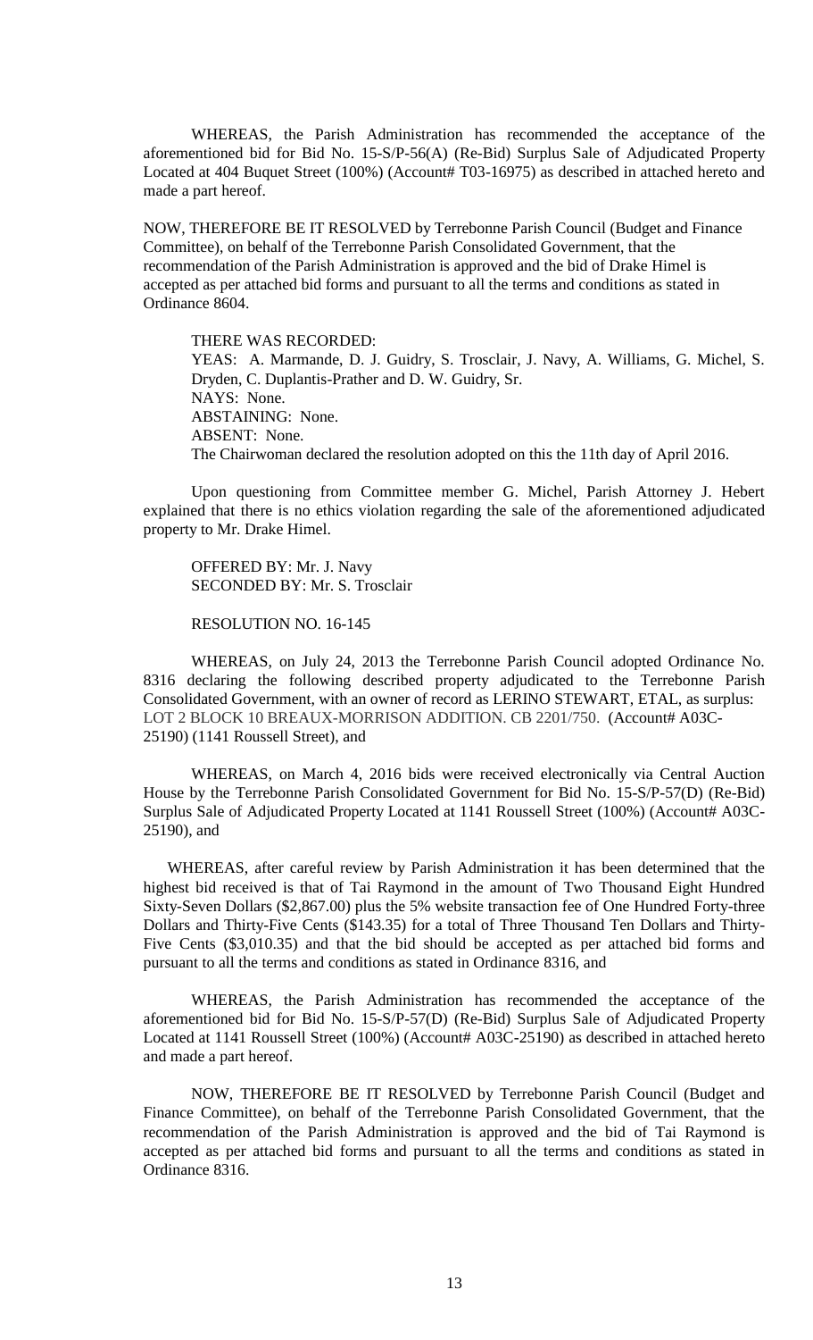WHEREAS, the Parish Administration has recommended the acceptance of the aforementioned bid for Bid No. 15-S/P-56(A) (Re-Bid) Surplus Sale of Adjudicated Property Located at 404 Buquet Street (100%) (Account# T03-16975) as described in attached hereto and made a part hereof.

NOW, THEREFORE BE IT RESOLVED by Terrebonne Parish Council (Budget and Finance Committee), on behalf of the Terrebonne Parish Consolidated Government, that the recommendation of the Parish Administration is approved and the bid of Drake Himel is accepted as per attached bid forms and pursuant to all the terms and conditions as stated in Ordinance 8604.

THERE WAS RECORDED:
YEAS: A. Marmande, D. J. Guidry, S. Trosclair, J. Navy, A. Williams, G. Michel, S. Dryden, C. Duplantis-Prather and D. W. Guidry, Sr.
NAYS: None.
ABSTAINING: None.
ABSENT: None.
The Chairwoman declared the resolution adopted on this the 11th day of April 2016.

Upon questioning from Committee member G. Michel, Parish Attorney J. Hebert explained that there is no ethics violation regarding the sale of the aforementioned adjudicated property to Mr. Drake Himel.

OFFERED BY: Mr. J. Navy
SECONDED BY: Mr. S. Trosclair

RESOLUTION NO. 16-145

WHEREAS, on July 24, 2013 the Terrebonne Parish Council adopted Ordinance No. 8316 declaring the following described property adjudicated to the Terrebonne Parish Consolidated Government, with an owner of record as LERINO STEWART, ETAL, as surplus: LOT 2 BLOCK 10 BREAUX-MORRISON ADDITION. CB 2201/750. (Account# A03C-25190) (1141 Roussell Street), and

WHEREAS, on March 4, 2016 bids were received electronically via Central Auction House by the Terrebonne Parish Consolidated Government for Bid No. 15-S/P-57(D) (Re-Bid) Surplus Sale of Adjudicated Property Located at 1141 Roussell Street (100%) (Account# A03C-25190), and

WHEREAS, after careful review by Parish Administration it has been determined that the highest bid received is that of Tai Raymond in the amount of Two Thousand Eight Hundred Sixty-Seven Dollars ($2,867.00) plus the 5% website transaction fee of One Hundred Forty-three Dollars and Thirty-Five Cents ($143.35) for a total of Three Thousand Ten Dollars and Thirty-Five Cents ($3,010.35) and that the bid should be accepted as per attached bid forms and pursuant to all the terms and conditions as stated in Ordinance 8316, and

WHEREAS, the Parish Administration has recommended the acceptance of the aforementioned bid for Bid No. 15-S/P-57(D) (Re-Bid) Surplus Sale of Adjudicated Property Located at 1141 Roussell Street (100%) (Account# A03C-25190) as described in attached hereto and made a part hereof.

NOW, THEREFORE BE IT RESOLVED by Terrebonne Parish Council (Budget and Finance Committee), on behalf of the Terrebonne Parish Consolidated Government, that the recommendation of the Parish Administration is approved and the bid of Tai Raymond is accepted as per attached bid forms and pursuant to all the terms and conditions as stated in Ordinance 8316.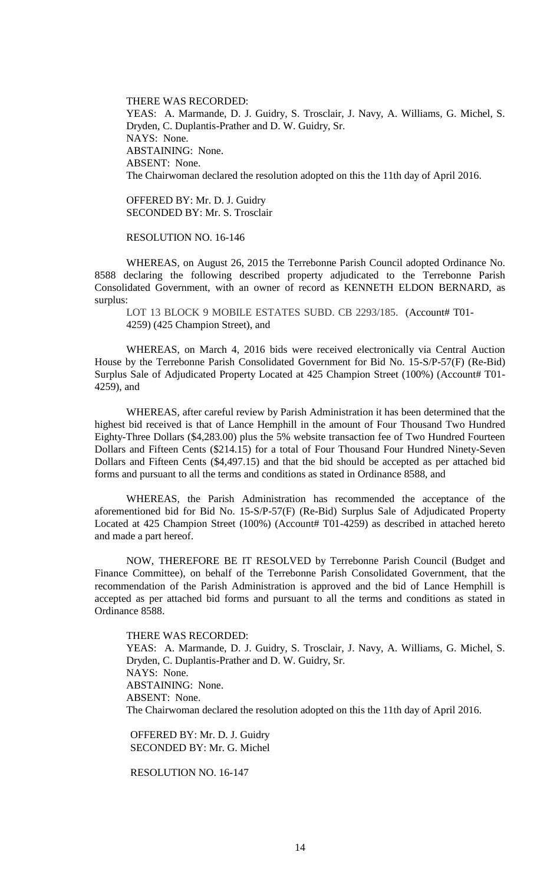THERE WAS RECORDED:
YEAS: A. Marmande, D. J. Guidry, S. Trosclair, J. Navy, A. Williams, G. Michel, S. Dryden, C. Duplantis-Prather and D. W. Guidry, Sr.
NAYS: None.
ABSTAINING: None.
ABSENT: None.
The Chairwoman declared the resolution adopted on this the 11th day of April 2016.

OFFERED BY: Mr. D. J. Guidry
SECONDED BY: Mr. S. Trosclair

RESOLUTION NO. 16-146

WHEREAS, on August 26, 2015 the Terrebonne Parish Council adopted Ordinance No. 8588 declaring the following described property adjudicated to the Terrebonne Parish Consolidated Government, with an owner of record as KENNETH ELDON BERNARD, as surplus:

LOT 13 BLOCK 9 MOBILE ESTATES SUBD. CB 2293/185. (Account# T01-4259) (425 Champion Street), and

WHEREAS, on March 4, 2016 bids were received electronically via Central Auction House by the Terrebonne Parish Consolidated Government for Bid No. 15-S/P-57(F) (Re-Bid) Surplus Sale of Adjudicated Property Located at 425 Champion Street (100%) (Account# T01-4259), and

WHEREAS, after careful review by Parish Administration it has been determined that the highest bid received is that of Lance Hemphill in the amount of Four Thousand Two Hundred Eighty-Three Dollars ($4,283.00) plus the 5% website transaction fee of Two Hundred Fourteen Dollars and Fifteen Cents ($214.15) for a total of Four Thousand Four Hundred Ninety-Seven Dollars and Fifteen Cents ($4,497.15) and that the bid should be accepted as per attached bid forms and pursuant to all the terms and conditions as stated in Ordinance 8588, and

WHEREAS, the Parish Administration has recommended the acceptance of the aforementioned bid for Bid No. 15-S/P-57(F) (Re-Bid) Surplus Sale of Adjudicated Property Located at 425 Champion Street (100%) (Account# T01-4259) as described in attached hereto and made a part hereof.

NOW, THEREFORE BE IT RESOLVED by Terrebonne Parish Council (Budget and Finance Committee), on behalf of the Terrebonne Parish Consolidated Government, that the recommendation of the Parish Administration is approved and the bid of Lance Hemphill is accepted as per attached bid forms and pursuant to all the terms and conditions as stated in Ordinance 8588.

THERE WAS RECORDED:
YEAS: A. Marmande, D. J. Guidry, S. Trosclair, J. Navy, A. Williams, G. Michel, S. Dryden, C. Duplantis-Prather and D. W. Guidry, Sr.
NAYS: None.
ABSTAINING: None.
ABSENT: None.
The Chairwoman declared the resolution adopted on this the 11th day of April 2016.

OFFERED BY: Mr. D. J. Guidry
SECONDED BY: Mr. G. Michel

RESOLUTION NO. 16-147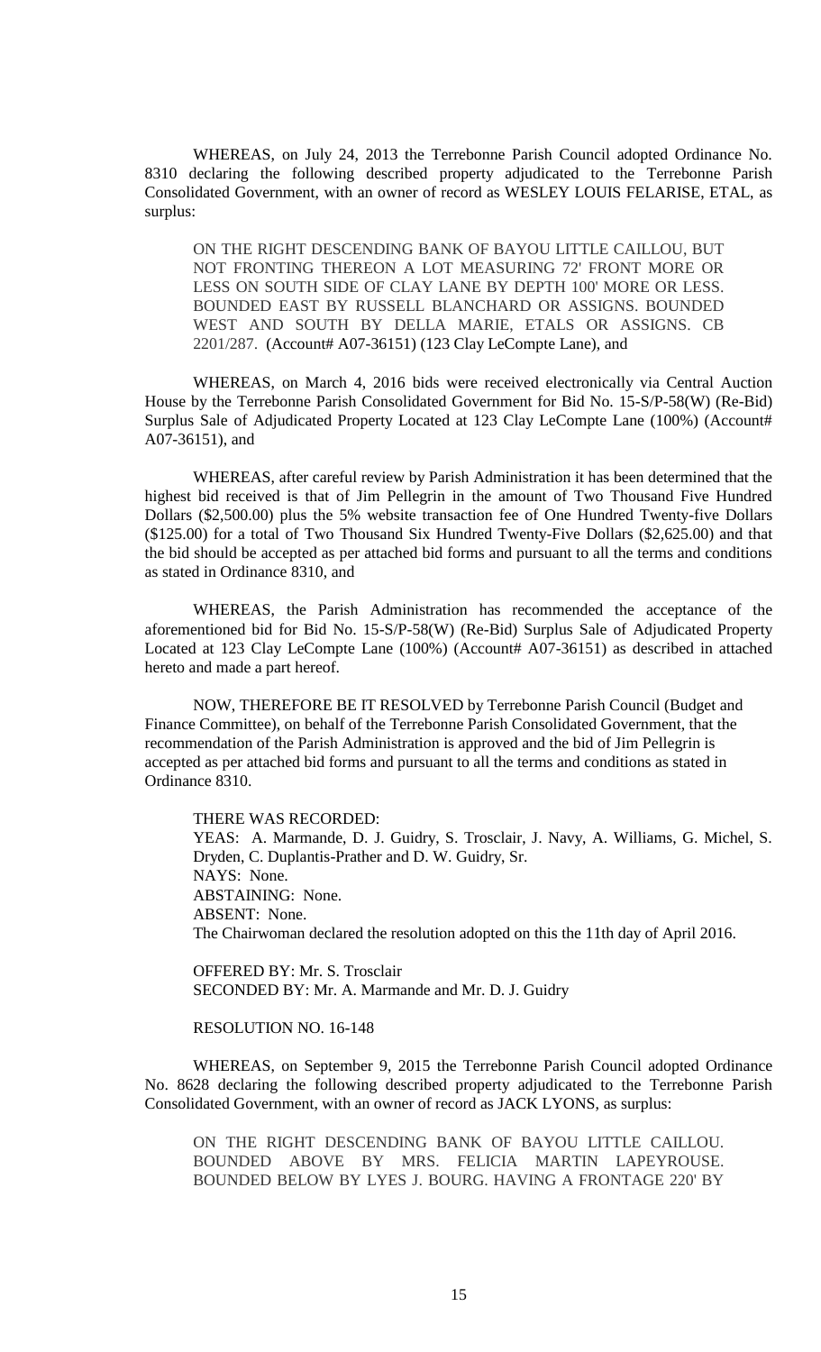WHEREAS, on July 24, 2013 the Terrebonne Parish Council adopted Ordinance No. 8310 declaring the following described property adjudicated to the Terrebonne Parish Consolidated Government, with an owner of record as WESLEY LOUIS FELARISE, ETAL, as surplus:

> ON THE RIGHT DESCENDING BANK OF BAYOU LITTLE CAILLOU, BUT NOT FRONTING THEREON A LOT MEASURING 72' FRONT MORE OR LESS ON SOUTH SIDE OF CLAY LANE BY DEPTH 100' MORE OR LESS. BOUNDED EAST BY RUSSELL BLANCHARD OR ASSIGNS. BOUNDED WEST AND SOUTH BY DELLA MARIE, ETALS OR ASSIGNS. CB 2201/287. (Account# A07-36151) (123 Clay LeCompte Lane), and

WHEREAS, on March 4, 2016 bids were received electronically via Central Auction House by the Terrebonne Parish Consolidated Government for Bid No. 15-S/P-58(W) (Re-Bid) Surplus Sale of Adjudicated Property Located at 123 Clay LeCompte Lane (100%) (Account# A07-36151), and

WHEREAS, after careful review by Parish Administration it has been determined that the highest bid received is that of Jim Pellegrin in the amount of Two Thousand Five Hundred Dollars ($2,500.00) plus the 5% website transaction fee of One Hundred Twenty-five Dollars ($125.00) for a total of Two Thousand Six Hundred Twenty-Five Dollars ($2,625.00) and that the bid should be accepted as per attached bid forms and pursuant to all the terms and conditions as stated in Ordinance 8310, and

WHEREAS, the Parish Administration has recommended the acceptance of the aforementioned bid for Bid No. 15-S/P-58(W) (Re-Bid) Surplus Sale of Adjudicated Property Located at 123 Clay LeCompte Lane (100%) (Account# A07-36151) as described in attached hereto and made a part hereof.

NOW, THEREFORE BE IT RESOLVED by Terrebonne Parish Council (Budget and Finance Committee), on behalf of the Terrebonne Parish Consolidated Government, that the recommendation of the Parish Administration is approved and the bid of Jim Pellegrin is accepted as per attached bid forms and pursuant to all the terms and conditions as stated in Ordinance 8310.

THERE WAS RECORDED:
YEAS: A. Marmande, D. J. Guidry, S. Trosclair, J. Navy, A. Williams, G. Michel, S. Dryden, C. Duplantis-Prather and D. W. Guidry, Sr.
NAYS: None.
ABSTAINING: None.
ABSENT: None.
The Chairwoman declared the resolution adopted on this the 11th day of April 2016.

OFFERED BY: Mr. S. Trosclair
SECONDED BY: Mr. A. Marmande and Mr. D. J. Guidry

RESOLUTION NO. 16-148

WHEREAS, on September 9, 2015 the Terrebonne Parish Council adopted Ordinance No. 8628 declaring the following described property adjudicated to the Terrebonne Parish Consolidated Government, with an owner of record as JACK LYONS, as surplus:

> ON THE RIGHT DESCENDING BANK OF BAYOU LITTLE CAILLOU. BOUNDED ABOVE BY MRS. FELICIA MARTIN LAPEYROUSE. BOUNDED BELOW BY LYES J. BOURG. HAVING A FRONTAGE 220' BY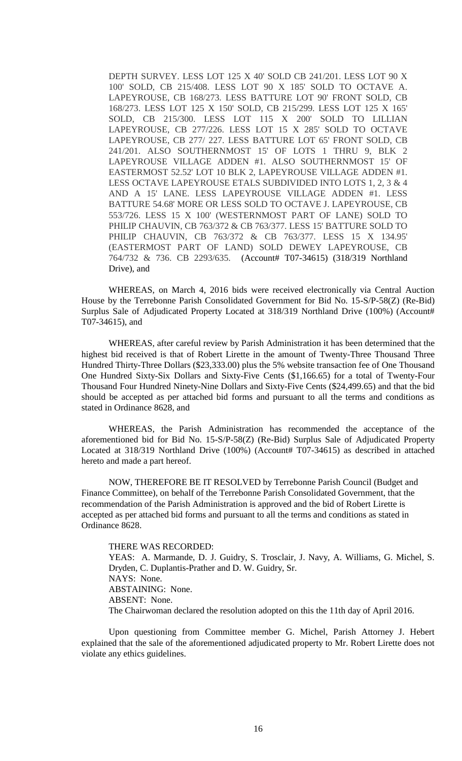DEPTH SURVEY. LESS LOT 125 X 40' SOLD CB 241/201. LESS LOT 90 X 100' SOLD, CB 215/408. LESS LOT 90 X 185' SOLD TO OCTAVE A. LAPEYROUSE, CB 168/273. LESS BATTURE LOT 90' FRONT SOLD, CB 168/273. LESS LOT 125 X 150' SOLD, CB 215/299. LESS LOT 125 X 165' SOLD, CB 215/300. LESS LOT 115 X 200' SOLD TO LILLIAN LAPEYROUSE, CB 277/226. LESS LOT 15 X 285' SOLD TO OCTAVE LAPEYROUSE, CB 277/ 227. LESS BATTURE LOT 65' FRONT SOLD, CB 241/201. ALSO SOUTHERNMOST 15' OF LOTS 1 THRU 9, BLK 2 LAPEYROUSE VILLAGE ADDEN #1. ALSO SOUTHERNMOST 15' OF EASTERMOST 52.52' LOT 10 BLK 2, LAPEYROUSE VILLAGE ADDEN #1. LESS OCTAVE LAPEYROUSE ETALS SUBDIVIDED INTO LOTS 1, 2, 3 & 4 AND A 15' LANE. LESS LAPEYROUSE VILLAGE ADDEN #1. LESS BATTURE 54.68' MORE OR LESS SOLD TO OCTAVE J. LAPEYROUSE, CB 553/726. LESS 15 X 100' (WESTERNMOST PART OF LANE) SOLD TO PHILIP CHAUVIN, CB 763/372 & CB 763/377. LESS 15' BATTURE SOLD TO PHILIP CHAUVIN, CB 763/372 & CB 763/377. LESS 15 X 134.95' (EASTERMOST PART OF LAND) SOLD DEWEY LAPEYROUSE, CB 764/732 & 736. CB 2293/635. (Account# T07-34615) (318/319 Northland Drive), and

WHEREAS, on March 4, 2016 bids were received electronically via Central Auction House by the Terrebonne Parish Consolidated Government for Bid No. 15-S/P-58(Z) (Re-Bid) Surplus Sale of Adjudicated Property Located at 318/319 Northland Drive (100%) (Account# T07-34615), and

WHEREAS, after careful review by Parish Administration it has been determined that the highest bid received is that of Robert Lirette in the amount of Twenty-Three Thousand Three Hundred Thirty-Three Dollars ($23,333.00) plus the 5% website transaction fee of One Thousand One Hundred Sixty-Six Dollars and Sixty-Five Cents ($1,166.65) for a total of Twenty-Four Thousand Four Hundred Ninety-Nine Dollars and Sixty-Five Cents ($24,499.65) and that the bid should be accepted as per attached bid forms and pursuant to all the terms and conditions as stated in Ordinance 8628, and

WHEREAS, the Parish Administration has recommended the acceptance of the aforementioned bid for Bid No. 15-S/P-58(Z) (Re-Bid) Surplus Sale of Adjudicated Property Located at 318/319 Northland Drive (100%) (Account# T07-34615) as described in attached hereto and made a part hereof.

NOW, THEREFORE BE IT RESOLVED by Terrebonne Parish Council (Budget and Finance Committee), on behalf of the Terrebonne Parish Consolidated Government, that the recommendation of the Parish Administration is approved and the bid of Robert Lirette is accepted as per attached bid forms and pursuant to all the terms and conditions as stated in Ordinance 8628.

THERE WAS RECORDED:
YEAS: A. Marmande, D. J. Guidry, S. Trosclair, J. Navy, A. Williams, G. Michel, S. Dryden, C. Duplantis-Prather and D. W. Guidry, Sr.
NAYS: None.
ABSTAINING: None.
ABSENT: None.
The Chairwoman declared the resolution adopted on this the 11th day of April 2016.

Upon questioning from Committee member G. Michel, Parish Attorney J. Hebert explained that the sale of the aforementioned adjudicated property to Mr. Robert Lirette does not violate any ethics guidelines.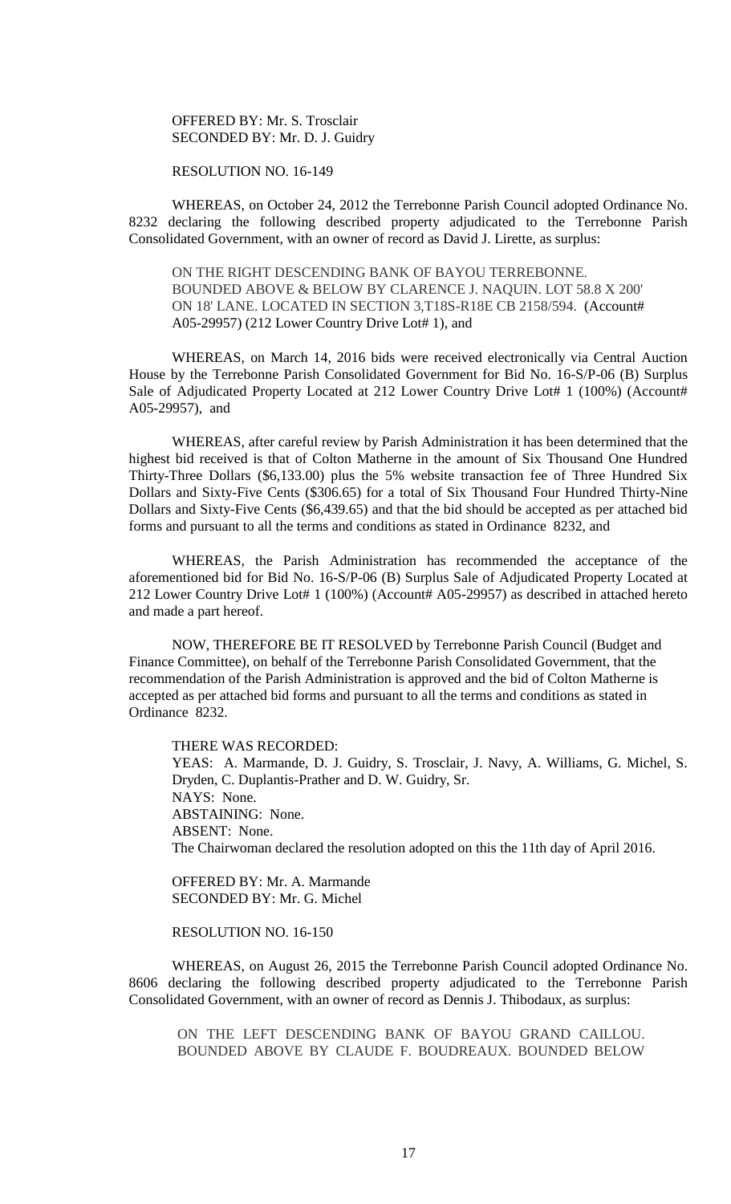OFFERED BY: Mr. S. Trosclair
SECONDED BY: Mr. D. J. Guidry

RESOLUTION NO. 16-149

WHEREAS, on October 24, 2012 the Terrebonne Parish Council adopted Ordinance No. 8232 declaring the following described property adjudicated to the Terrebonne Parish Consolidated Government, with an owner of record as David J. Lirette, as surplus:

ON THE RIGHT DESCENDING BANK OF BAYOU TERREBONNE. BOUNDED ABOVE & BELOW BY CLARENCE J. NAQUIN. LOT 58.8 X 200' ON 18' LANE. LOCATED IN SECTION 3,T18S-R18E CB 2158/594. (Account# A05-29957) (212 Lower Country Drive Lot# 1), and

WHEREAS, on March 14, 2016 bids were received electronically via Central Auction House by the Terrebonne Parish Consolidated Government for Bid No. 16-S/P-06 (B) Surplus Sale of Adjudicated Property Located at 212 Lower Country Drive Lot# 1 (100%) (Account# A05-29957), and

WHEREAS, after careful review by Parish Administration it has been determined that the highest bid received is that of Colton Matherne in the amount of Six Thousand One Hundred Thirty-Three Dollars ($6,133.00) plus the 5% website transaction fee of Three Hundred Six Dollars and Sixty-Five Cents ($306.65) for a total of Six Thousand Four Hundred Thirty-Nine Dollars and Sixty-Five Cents ($6,439.65) and that the bid should be accepted as per attached bid forms and pursuant to all the terms and conditions as stated in Ordinance 8232, and

WHEREAS, the Parish Administration has recommended the acceptance of the aforementioned bid for Bid No. 16-S/P-06 (B) Surplus Sale of Adjudicated Property Located at 212 Lower Country Drive Lot# 1 (100%) (Account# A05-29957) as described in attached hereto and made a part hereof.

NOW, THEREFORE BE IT RESOLVED by Terrebonne Parish Council (Budget and Finance Committee), on behalf of the Terrebonne Parish Consolidated Government, that the recommendation of the Parish Administration is approved and the bid of Colton Matherne is accepted as per attached bid forms and pursuant to all the terms and conditions as stated in Ordinance 8232.

THERE WAS RECORDED:
YEAS: A. Marmande, D. J. Guidry, S. Trosclair, J. Navy, A. Williams, G. Michel, S. Dryden, C. Duplantis-Prather and D. W. Guidry, Sr.
NAYS: None.
ABSTAINING: None.
ABSENT: None.
The Chairwoman declared the resolution adopted on this the 11th day of April 2016.

OFFERED BY: Mr. A. Marmande
SECONDED BY: Mr. G. Michel

RESOLUTION NO. 16-150

WHEREAS, on August 26, 2015 the Terrebonne Parish Council adopted Ordinance No. 8606 declaring the following described property adjudicated to the Terrebonne Parish Consolidated Government, with an owner of record as Dennis J. Thibodaux, as surplus:

ON THE LEFT DESCENDING BANK OF BAYOU GRAND CAILLOU. BOUNDED ABOVE BY CLAUDE F. BOUDREAUX. BOUNDED BELOW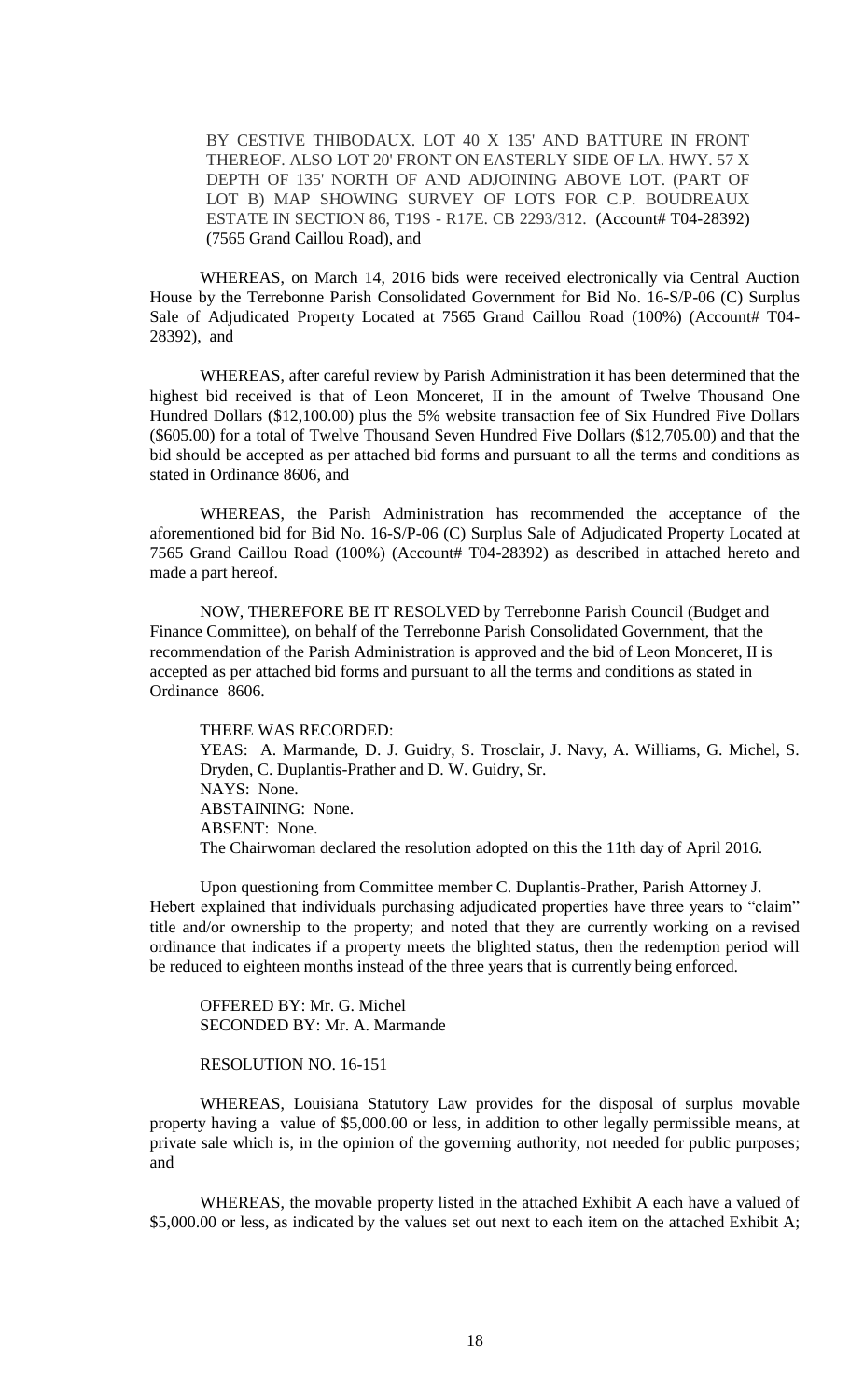BY CESTIVE THIBODAUX. LOT 40 X 135' AND BATTURE IN FRONT THEREOF. ALSO LOT 20' FRONT ON EASTERLY SIDE OF LA. HWY. 57 X DEPTH OF 135' NORTH OF AND ADJOINING ABOVE LOT. (PART OF LOT B) MAP SHOWING SURVEY OF LOTS FOR C.P. BOUDREAUX ESTATE IN SECTION 86, T19S - R17E. CB 2293/312. (Account# T04-28392) (7565 Grand Caillou Road), and

WHEREAS, on March 14, 2016 bids were received electronically via Central Auction House by the Terrebonne Parish Consolidated Government for Bid No. 16-S/P-06 (C) Surplus Sale of Adjudicated Property Located at 7565 Grand Caillou Road (100%) (Account# T04-28392), and

WHEREAS, after careful review by Parish Administration it has been determined that the highest bid received is that of Leon Monceret, II in the amount of Twelve Thousand One Hundred Dollars ($12,100.00) plus the 5% website transaction fee of Six Hundred Five Dollars ($605.00) for a total of Twelve Thousand Seven Hundred Five Dollars ($12,705.00) and that the bid should be accepted as per attached bid forms and pursuant to all the terms and conditions as stated in Ordinance 8606, and

WHEREAS, the Parish Administration has recommended the acceptance of the aforementioned bid for Bid No. 16-S/P-06 (C) Surplus Sale of Adjudicated Property Located at 7565 Grand Caillou Road (100%) (Account# T04-28392) as described in attached hereto and made a part hereof.

NOW, THEREFORE BE IT RESOLVED by Terrebonne Parish Council (Budget and Finance Committee), on behalf of the Terrebonne Parish Consolidated Government, that the recommendation of the Parish Administration is approved and the bid of Leon Monceret, II is accepted as per attached bid forms and pursuant to all the terms and conditions as stated in Ordinance 8606.

THERE WAS RECORDED:
YEAS: A. Marmande, D. J. Guidry, S. Trosclair, J. Navy, A. Williams, G. Michel, S. Dryden, C. Duplantis-Prather and D. W. Guidry, Sr.
NAYS: None.
ABSTAINING: None.
ABSENT: None.
The Chairwoman declared the resolution adopted on this the 11th day of April 2016.

Upon questioning from Committee member C. Duplantis-Prather, Parish Attorney J. Hebert explained that individuals purchasing adjudicated properties have three years to "claim" title and/or ownership to the property; and noted that they are currently working on a revised ordinance that indicates if a property meets the blighted status, then the redemption period will be reduced to eighteen months instead of the three years that is currently being enforced.

OFFERED BY: Mr. G. Michel
SECONDED BY: Mr. A. Marmande

RESOLUTION NO. 16-151

WHEREAS, Louisiana Statutory Law provides for the disposal of surplus movable property having a value of $5,000.00 or less, in addition to other legally permissible means, at private sale which is, in the opinion of the governing authority, not needed for public purposes; and

WHEREAS, the movable property listed in the attached Exhibit A each have a valued of $5,000.00 or less, as indicated by the values set out next to each item on the attached Exhibit A;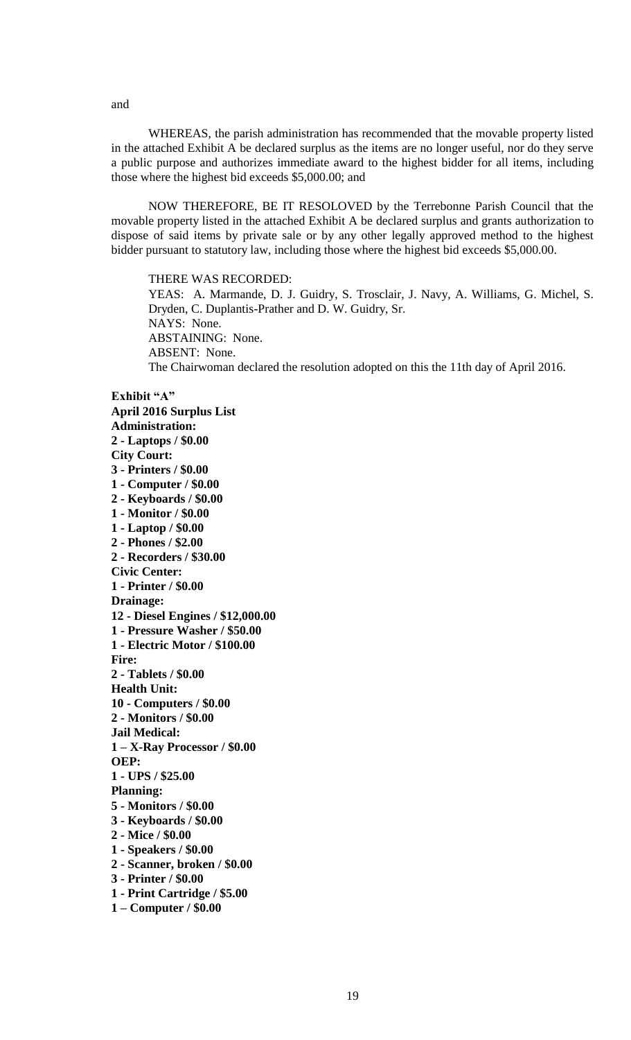and

WHEREAS, the parish administration has recommended that the movable property listed in the attached Exhibit A be declared surplus as the items are no longer useful, nor do they serve a public purpose and authorizes immediate award to the highest bidder for all items, including those where the highest bid exceeds $5,000.00; and

NOW THEREFORE, BE IT RESOLOVED by the Terrebonne Parish Council that the movable property listed in the attached Exhibit A be declared surplus and grants authorization to dispose of said items by private sale or by any other legally approved method to the highest bidder pursuant to statutory law, including those where the highest bid exceeds $5,000.00.

THERE WAS RECORDED:
YEAS: A. Marmande, D. J. Guidry, S. Trosclair, J. Navy, A. Williams, G. Michel, S. Dryden, C. Duplantis-Prather and D. W. Guidry, Sr.
NAYS: None.
ABSTAINING: None.
ABSENT: None.
The Chairwoman declared the resolution adopted on this the 11th day of April 2016.

**Exhibit "A"**
**April 2016 Surplus List**
**Administration:**
**2 - Laptops / $0.00**
**City Court:**
**3 - Printers / $0.00**
**1 - Computer / $0.00**
**2 - Keyboards / $0.00**
**1 - Monitor / $0.00**
**1 - Laptop / $0.00**
**2 - Phones / $2.00**
**2 - Recorders / $30.00**
**Civic Center:**
**1 - Printer / $0.00**
**Drainage:**
**12 - Diesel Engines / $12,000.00**
**1 - Pressure Washer / $50.00**
**1 - Electric Motor / $100.00**
**Fire:**
**2 - Tablets / $0.00**
**Health Unit:**
**10 - Computers / $0.00**
**2 - Monitors / $0.00**
**Jail Medical:**
**1 – X-Ray Processor / $0.00**
**OEP:**
**1 - UPS / $25.00**
**Planning:**
**5 - Monitors / $0.00**
**3 - Keyboards / $0.00**
**2 - Mice / $0.00**
**1 - Speakers / $0.00**
**2 - Scanner, broken / $0.00**
**3 - Printer / $0.00**
**1 - Print Cartridge / $5.00**
**1 – Computer / $0.00**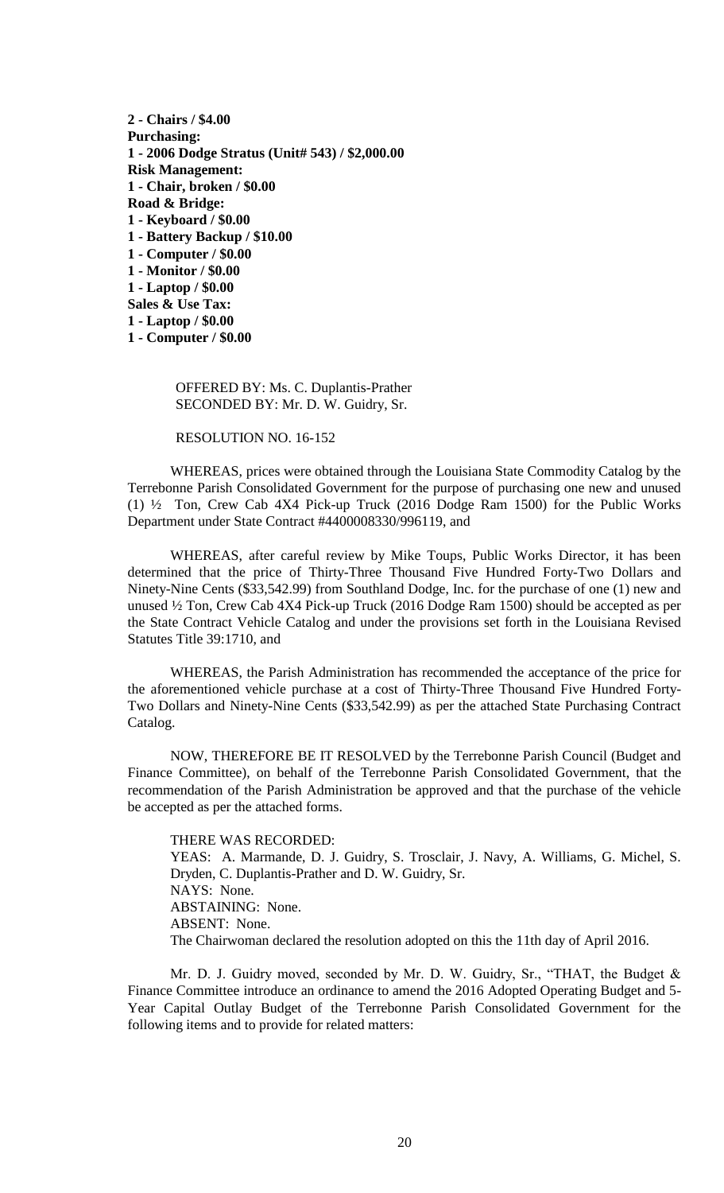**2 - Chairs / $4.00**
**Purchasing:**
**1 - 2006 Dodge Stratus (Unit# 543) / $2,000.00**
**Risk Management:**
**1 - Chair, broken / $0.00**
**Road & Bridge:**
**1 - Keyboard / $0.00**
**1 - Battery Backup / $10.00**
**1 - Computer / $0.00**
**1 - Monitor / $0.00**
**1 - Laptop / $0.00**
**Sales & Use Tax:**
**1 - Laptop / $0.00**
**1 - Computer / $0.00**

OFFERED BY: Ms. C. Duplantis-Prather
SECONDED BY: Mr. D. W. Guidry, Sr.

RESOLUTION NO. 16-152

WHEREAS, prices were obtained through the Louisiana State Commodity Catalog by the Terrebonne Parish Consolidated Government for the purpose of purchasing one new and unused (1) ½ Ton, Crew Cab 4X4 Pick-up Truck (2016 Dodge Ram 1500) for the Public Works Department under State Contract #4400008330/996119, and

WHEREAS, after careful review by Mike Toups, Public Works Director, it has been determined that the price of Thirty-Three Thousand Five Hundred Forty-Two Dollars and Ninety-Nine Cents ($33,542.99) from Southland Dodge, Inc. for the purchase of one (1) new and unused ½ Ton, Crew Cab 4X4 Pick-up Truck (2016 Dodge Ram 1500) should be accepted as per the State Contract Vehicle Catalog and under the provisions set forth in the Louisiana Revised Statutes Title 39:1710, and

WHEREAS, the Parish Administration has recommended the acceptance of the price for the aforementioned vehicle purchase at a cost of Thirty-Three Thousand Five Hundred Forty-Two Dollars and Ninety-Nine Cents ($33,542.99) as per the attached State Purchasing Contract Catalog.

NOW, THEREFORE BE IT RESOLVED by the Terrebonne Parish Council (Budget and Finance Committee), on behalf of the Terrebonne Parish Consolidated Government, that the recommendation of the Parish Administration be approved and that the purchase of the vehicle be accepted as per the attached forms.

THERE WAS RECORDED:
YEAS: A. Marmande, D. J. Guidry, S. Trosclair, J. Navy, A. Williams, G. Michel, S. Dryden, C. Duplantis-Prather and D. W. Guidry, Sr.
NAYS: None.
ABSTAINING: None.
ABSENT: None.
The Chairwoman declared the resolution adopted on this the 11th day of April 2016.

Mr. D. J. Guidry moved, seconded by Mr. D. W. Guidry, Sr., "THAT, the Budget & Finance Committee introduce an ordinance to amend the 2016 Adopted Operating Budget and 5-Year Capital Outlay Budget of the Terrebonne Parish Consolidated Government for the following items and to provide for related matters: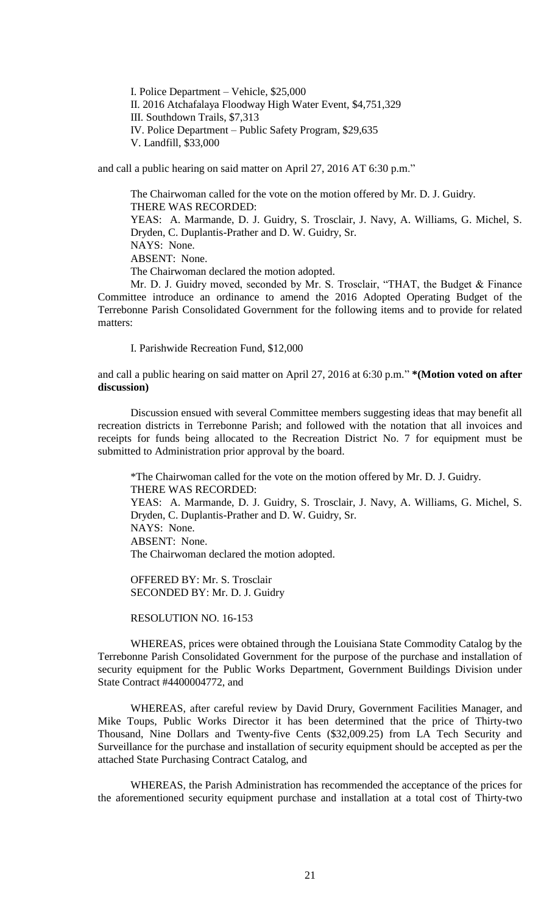I. Police Department – Vehicle, $25,000
II. 2016 Atchafalaya Floodway High Water Event, $4,751,329
III. Southdown Trails, $7,313
IV. Police Department – Public Safety Program, $29,635
V. Landfill, $33,000

and call a public hearing on said matter on April 27, 2016 AT 6:30 p.m."

The Chairwoman called for the vote on the motion offered by Mr. D. J. Guidry.
THERE WAS RECORDED:
YEAS: A. Marmande, D. J. Guidry, S. Trosclair, J. Navy, A. Williams, G. Michel, S. Dryden, C. Duplantis-Prather and D. W. Guidry, Sr.
NAYS: None.
ABSENT: None.
The Chairwoman declared the motion adopted.

Mr. D. J. Guidry moved, seconded by Mr. S. Trosclair, "THAT, the Budget & Finance Committee introduce an ordinance to amend the 2016 Adopted Operating Budget of the Terrebonne Parish Consolidated Government for the following items and to provide for related matters:

I. Parishwide Recreation Fund, $12,000

and call a public hearing on said matter on April 27, 2016 at 6:30 p.m." **\*(Motion voted on after discussion)**

Discussion ensued with several Committee members suggesting ideas that may benefit all recreation districts in Terrebonne Parish; and followed with the notation that all invoices and receipts for funds being allocated to the Recreation District No. 7 for equipment must be submitted to Administration prior approval by the board.

\*The Chairwoman called for the vote on the motion offered by Mr. D. J. Guidry.
THERE WAS RECORDED:
YEAS: A. Marmande, D. J. Guidry, S. Trosclair, J. Navy, A. Williams, G. Michel, S. Dryden, C. Duplantis-Prather and D. W. Guidry, Sr.
NAYS: None.
ABSENT: None.
The Chairwoman declared the motion adopted.

OFFERED BY: Mr. S. Trosclair
SECONDED BY: Mr. D. J. Guidry

RESOLUTION NO. 16-153

WHEREAS, prices were obtained through the Louisiana State Commodity Catalog by the Terrebonne Parish Consolidated Government for the purpose of the purchase and installation of security equipment for the Public Works Department, Government Buildings Division under State Contract #4400004772, and

WHEREAS, after careful review by David Drury, Government Facilities Manager, and Mike Toups, Public Works Director it has been determined that the price of Thirty-two Thousand, Nine Dollars and Twenty-five Cents ($32,009.25) from LA Tech Security and Surveillance for the purchase and installation of security equipment should be accepted as per the attached State Purchasing Contract Catalog, and

WHEREAS, the Parish Administration has recommended the acceptance of the prices for the aforementioned security equipment purchase and installation at a total cost of Thirty-two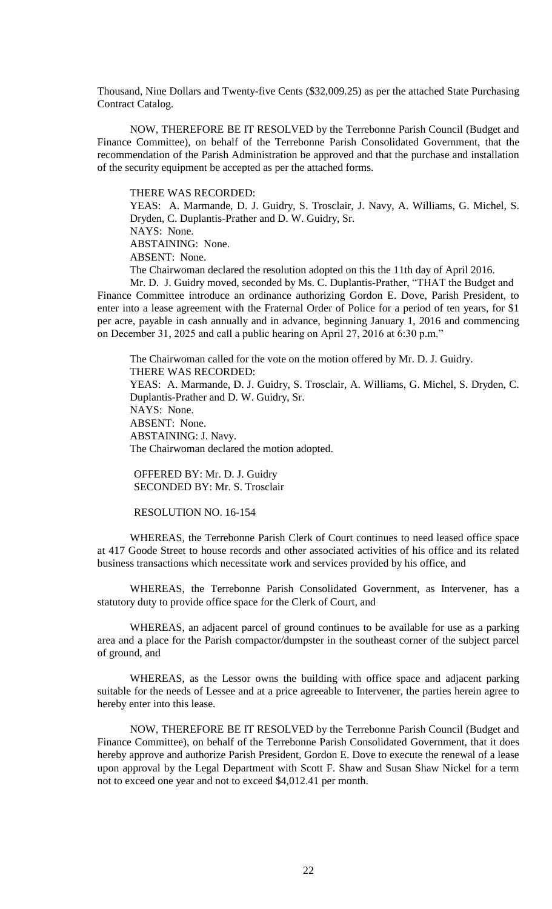Thousand, Nine Dollars and Twenty-five Cents ($32,009.25) as per the attached State Purchasing Contract Catalog.

NOW, THEREFORE BE IT RESOLVED by the Terrebonne Parish Council (Budget and Finance Committee), on behalf of the Terrebonne Parish Consolidated Government, that the recommendation of the Parish Administration be approved and that the purchase and installation of the security equipment be accepted as per the attached forms.

THERE WAS RECORDED:
YEAS: A. Marmande, D. J. Guidry, S. Trosclair, J. Navy, A. Williams, G. Michel, S. Dryden, C. Duplantis-Prather and D. W. Guidry, Sr.
NAYS: None.
ABSTAINING: None.
ABSENT: None.
The Chairwoman declared the resolution adopted on this the 11th day of April 2016.

Mr. D. J. Guidry moved, seconded by Ms. C. Duplantis-Prather, "THAT the Budget and Finance Committee introduce an ordinance authorizing Gordon E. Dove, Parish President, to enter into a lease agreement with the Fraternal Order of Police for a period of ten years, for $1 per acre, payable in cash annually and in advance, beginning January 1, 2016 and commencing on December 31, 2025 and call a public hearing on April 27, 2016 at 6:30 p.m."

The Chairwoman called for the vote on the motion offered by Mr. D. J. Guidry.
THERE WAS RECORDED:
YEAS: A. Marmande, D. J. Guidry, S. Trosclair, A. Williams, G. Michel, S. Dryden, C. Duplantis-Prather and D. W. Guidry, Sr.
NAYS: None.
ABSENT: None.
ABSTAINING: J. Navy.
The Chairwoman declared the motion adopted.

OFFERED BY: Mr. D. J. Guidry
SECONDED BY: Mr. S. Trosclair

RESOLUTION NO. 16-154

WHEREAS, the Terrebonne Parish Clerk of Court continues to need leased office space at 417 Goode Street to house records and other associated activities of his office and its related business transactions which necessitate work and services provided by his office, and

WHEREAS, the Terrebonne Parish Consolidated Government, as Intervener, has a statutory duty to provide office space for the Clerk of Court, and

WHEREAS, an adjacent parcel of ground continues to be available for use as a parking area and a place for the Parish compactor/dumpster in the southeast corner of the subject parcel of ground, and

WHEREAS, as the Lessor owns the building with office space and adjacent parking suitable for the needs of Lessee and at a price agreeable to Intervener, the parties herein agree to hereby enter into this lease.

NOW, THEREFORE BE IT RESOLVED by the Terrebonne Parish Council (Budget and Finance Committee), on behalf of the Terrebonne Parish Consolidated Government, that it does hereby approve and authorize Parish President, Gordon E. Dove to execute the renewal of a lease upon approval by the Legal Department with Scott F. Shaw and Susan Shaw Nickel for a term not to exceed one year and not to exceed $4,012.41 per month.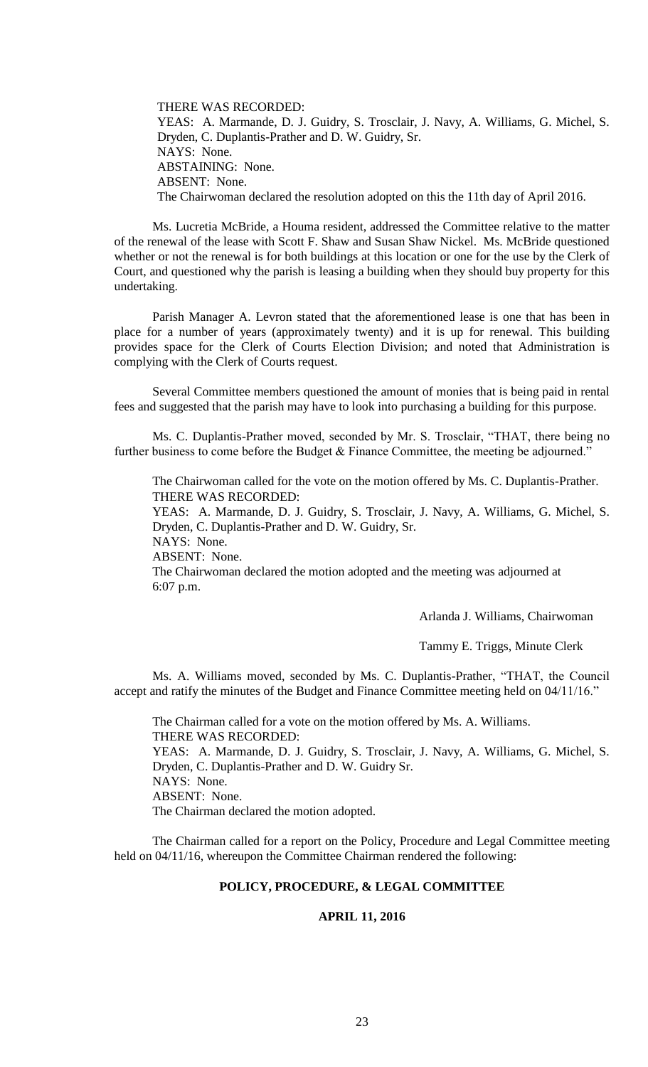THERE WAS RECORDED:
YEAS: A. Marmande, D. J. Guidry, S. Trosclair, J. Navy, A. Williams, G. Michel, S. Dryden, C. Duplantis-Prather and D. W. Guidry, Sr.
NAYS: None.
ABSTAINING: None.
ABSENT: None.
The Chairwoman declared the resolution adopted on this the 11th day of April 2016.

Ms. Lucretia McBride, a Houma resident, addressed the Committee relative to the matter of the renewal of the lease with Scott F. Shaw and Susan Shaw Nickel. Ms. McBride questioned whether or not the renewal is for both buildings at this location or one for the use by the Clerk of Court, and questioned why the parish is leasing a building when they should buy property for this undertaking.

Parish Manager A. Levron stated that the aforementioned lease is one that has been in place for a number of years (approximately twenty) and it is up for renewal. This building provides space for the Clerk of Courts Election Division; and noted that Administration is complying with the Clerk of Courts request.

Several Committee members questioned the amount of monies that is being paid in rental fees and suggested that the parish may have to look into purchasing a building for this purpose.

Ms. C. Duplantis-Prather moved, seconded by Mr. S. Trosclair, "THAT, there being no further business to come before the Budget & Finance Committee, the meeting be adjourned."

The Chairwoman called for the vote on the motion offered by Ms. C. Duplantis-Prather.
THERE WAS RECORDED:
YEAS: A. Marmande, D. J. Guidry, S. Trosclair, J. Navy, A. Williams, G. Michel, S. Dryden, C. Duplantis-Prather and D. W. Guidry, Sr.
NAYS: None.
ABSENT: None.
The Chairwoman declared the motion adopted and the meeting was adjourned at 6:07 p.m.

Arlanda J. Williams, Chairwoman

Tammy E. Triggs, Minute Clerk

Ms. A. Williams moved, seconded by Ms. C. Duplantis-Prather, "THAT, the Council accept and ratify the minutes of the Budget and Finance Committee meeting held on 04/11/16."

The Chairman called for a vote on the motion offered by Ms. A. Williams.
THERE WAS RECORDED:
YEAS: A. Marmande, D. J. Guidry, S. Trosclair, J. Navy, A. Williams, G. Michel, S. Dryden, C. Duplantis-Prather and D. W. Guidry Sr.
NAYS: None.
ABSENT: None.
The Chairman declared the motion adopted.

The Chairman called for a report on the Policy, Procedure and Legal Committee meeting held on 04/11/16, whereupon the Committee Chairman rendered the following:

## POLICY, PROCEDURE, & LEGAL COMMITTEE

### APRIL 11, 2016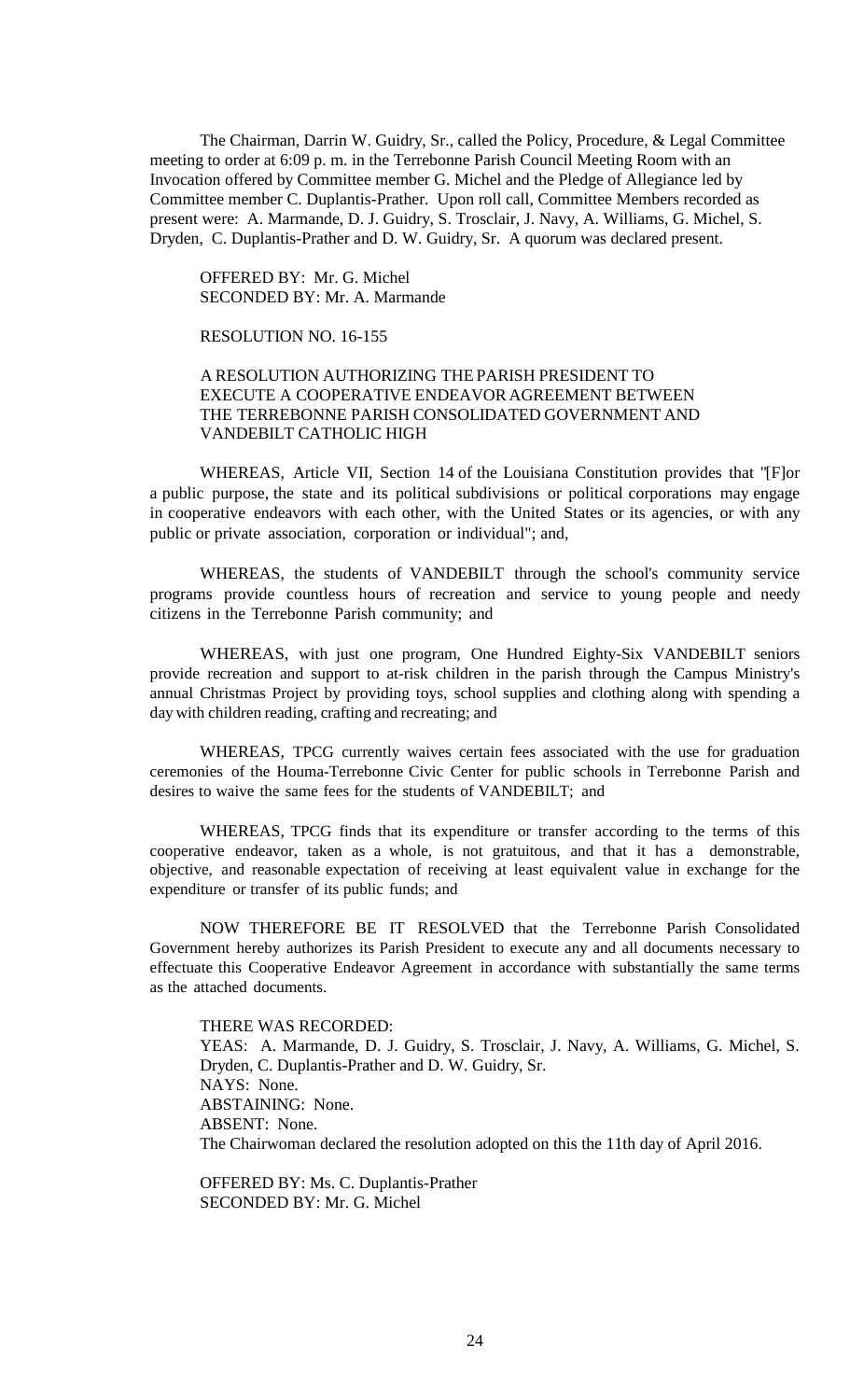The Chairman, Darrin W. Guidry, Sr., called the Policy, Procedure, & Legal Committee meeting to order at 6:09 p. m. in the Terrebonne Parish Council Meeting Room with an Invocation offered by Committee member G. Michel and the Pledge of Allegiance led by Committee member C. Duplantis-Prather. Upon roll call, Committee Members recorded as present were: A. Marmande, D. J. Guidry, S. Trosclair, J. Navy, A. Williams, G. Michel, S. Dryden, C. Duplantis-Prather and D. W. Guidry, Sr. A quorum was declared present.

OFFERED BY: Mr. G. Michel
SECONDED BY: Mr. A. Marmande

RESOLUTION NO. 16-155

A RESOLUTION AUTHORIZING THE PARISH PRESIDENT TO EXECUTE A COOPERATIVE ENDEAVOR AGREEMENT BETWEEN THE TERREBONNE PARISH CONSOLIDATED GOVERNMENT AND VANDEBILT CATHOLIC HIGH

WHEREAS, Article VII, Section 14 of the Louisiana Constitution provides that "[F]or a public purpose, the state and its political subdivisions or political corporations may engage in cooperative endeavors with each other, with the United States or its agencies, or with any public or private association, corporation or individual"; and,

WHEREAS, the students of VANDEBILT through the school's community service programs provide countless hours of recreation and service to young people and needy citizens in the Terrebonne Parish community; and

WHEREAS, with just one program, One Hundred Eighty-Six VANDEBILT seniors provide recreation and support to at-risk children in the parish through the Campus Ministry's annual Christmas Project by providing toys, school supplies and clothing along with spending a day with children reading, crafting and recreating; and

WHEREAS, TPCG currently waives certain fees associated with the use for graduation ceremonies of the Houma-Terrebonne Civic Center for public schools in Terrebonne Parish and desires to waive the same fees for the students of VANDEBILT; and

WHEREAS, TPCG finds that its expenditure or transfer according to the terms of this cooperative endeavor, taken as a whole, is not gratuitous, and that it has a demonstrable, objective, and reasonable expectation of receiving at least equivalent value in exchange for the expenditure or transfer of its public funds; and

NOW THEREFORE BE IT RESOLVED that the Terrebonne Parish Consolidated Government hereby authorizes its Parish President to execute any and all documents necessary to effectuate this Cooperative Endeavor Agreement in accordance with substantially the same terms as the attached documents.

THERE WAS RECORDED:
YEAS: A. Marmande, D. J. Guidry, S. Trosclair, J. Navy, A. Williams, G. Michel, S. Dryden, C. Duplantis-Prather and D. W. Guidry, Sr.
NAYS: None.
ABSTAINING: None.
ABSENT: None.
The Chairwoman declared the resolution adopted on this the 11th day of April 2016.

OFFERED BY: Ms. C. Duplantis-Prather
SECONDED BY: Mr. G. Michel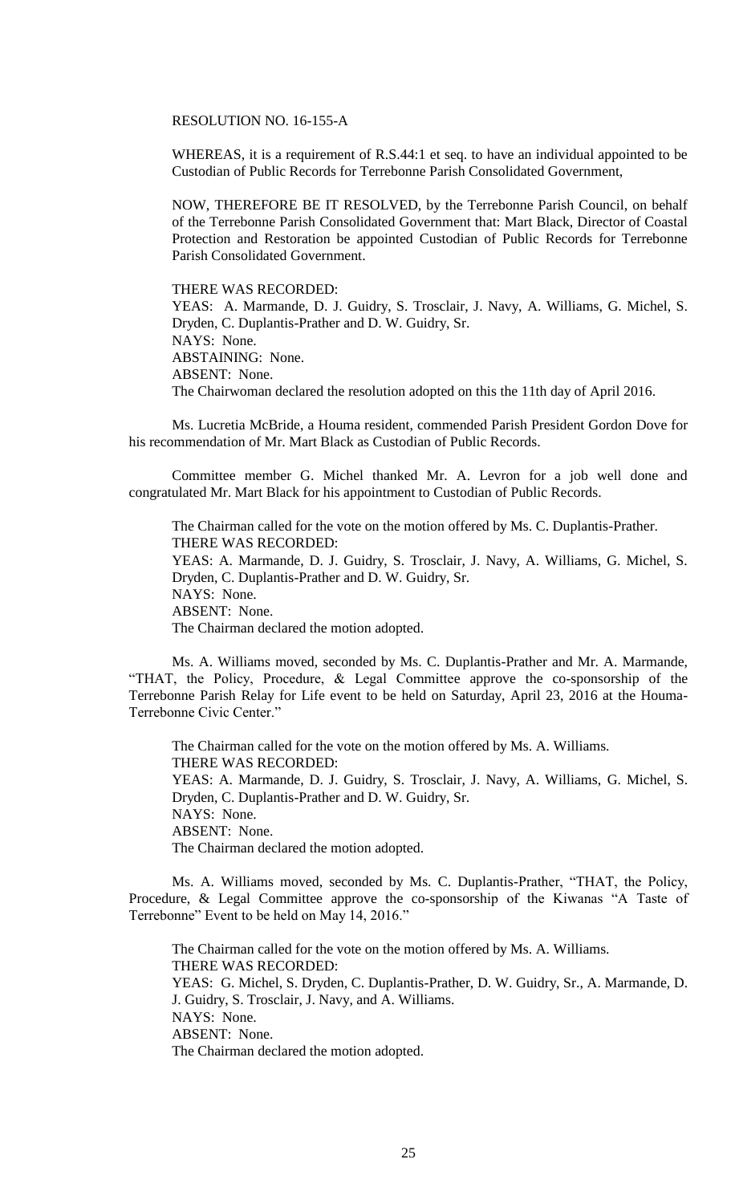RESOLUTION NO. 16-155-A

WHEREAS, it is a requirement of R.S.44:1 et seq. to have an individual appointed to be Custodian of Public Records for Terrebonne Parish Consolidated Government,

NOW, THEREFORE BE IT RESOLVED, by the Terrebonne Parish Council, on behalf of the Terrebonne Parish Consolidated Government that: Mart Black, Director of Coastal Protection and Restoration be appointed Custodian of Public Records for Terrebonne Parish Consolidated Government.

THERE WAS RECORDED:
YEAS: A. Marmande, D. J. Guidry, S. Trosclair, J. Navy, A. Williams, G. Michel, S. Dryden, C. Duplantis-Prather and D. W. Guidry, Sr.
NAYS: None.
ABSTAINING: None.
ABSENT: None.
The Chairwoman declared the resolution adopted on this the 11th day of April 2016.

Ms. Lucretia McBride, a Houma resident, commended Parish President Gordon Dove for his recommendation of Mr. Mart Black as Custodian of Public Records.

Committee member G. Michel thanked Mr. A. Levron for a job well done and congratulated Mr. Mart Black for his appointment to Custodian of Public Records.

The Chairman called for the vote on the motion offered by Ms. C. Duplantis-Prather.
THERE WAS RECORDED:
YEAS: A. Marmande, D. J. Guidry, S. Trosclair, J. Navy, A. Williams, G. Michel, S. Dryden, C. Duplantis-Prather and D. W. Guidry, Sr.
NAYS: None.
ABSENT: None.
The Chairman declared the motion adopted.

Ms. A. Williams moved, seconded by Ms. C. Duplantis-Prather and Mr. A. Marmande, "THAT, the Policy, Procedure, & Legal Committee approve the co-sponsorship of the Terrebonne Parish Relay for Life event to be held on Saturday, April 23, 2016 at the Houma-Terrebonne Civic Center."

The Chairman called for the vote on the motion offered by Ms. A. Williams.
THERE WAS RECORDED:
YEAS: A. Marmande, D. J. Guidry, S. Trosclair, J. Navy, A. Williams, G. Michel, S. Dryden, C. Duplantis-Prather and D. W. Guidry, Sr.
NAYS: None.
ABSENT: None.
The Chairman declared the motion adopted.

Ms. A. Williams moved, seconded by Ms. C. Duplantis-Prather, "THAT, the Policy, Procedure, & Legal Committee approve the co-sponsorship of the Kiwanas "A Taste of Terrebonne" Event to be held on May 14, 2016."

The Chairman called for the vote on the motion offered by Ms. A. Williams.
THERE WAS RECORDED:
YEAS: G. Michel, S. Dryden, C. Duplantis-Prather, D. W. Guidry, Sr., A. Marmande, D. J. Guidry, S. Trosclair, J. Navy, and A. Williams.
NAYS: None.
ABSENT: None.
The Chairman declared the motion adopted.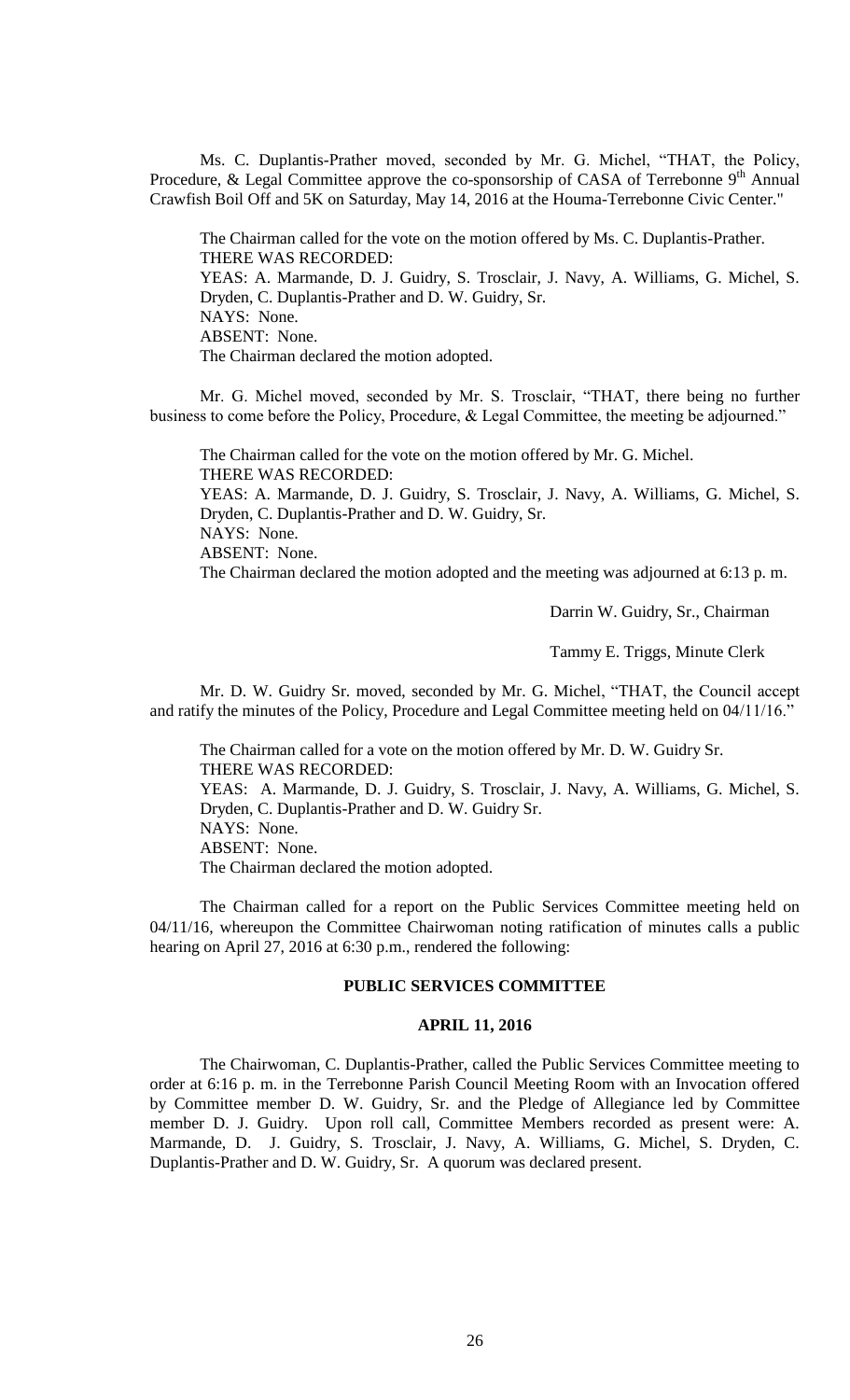Ms. C. Duplantis-Prather moved, seconded by Mr. G. Michel, "THAT, the Policy, Procedure, & Legal Committee approve the co-sponsorship of CASA of Terrebonne 9th Annual Crawfish Boil Off and 5K on Saturday, May 14, 2016 at the Houma-Terrebonne Civic Center."

The Chairman called for the vote on the motion offered by Ms. C. Duplantis-Prather.
THERE WAS RECORDED:
YEAS: A. Marmande, D. J. Guidry, S. Trosclair, J. Navy, A. Williams, G. Michel, S. Dryden, C. Duplantis-Prather and D. W. Guidry, Sr.
NAYS: None.
ABSENT: None.
The Chairman declared the motion adopted.

Mr. G. Michel moved, seconded by Mr. S. Trosclair, "THAT, there being no further business to come before the Policy, Procedure, & Legal Committee, the meeting be adjourned."

The Chairman called for the vote on the motion offered by Mr. G. Michel.
THERE WAS RECORDED:
YEAS: A. Marmande, D. J. Guidry, S. Trosclair, J. Navy, A. Williams, G. Michel, S. Dryden, C. Duplantis-Prather and D. W. Guidry, Sr.
NAYS: None.
ABSENT: None.
The Chairman declared the motion adopted and the meeting was adjourned at 6:13 p. m.

Darrin W. Guidry, Sr., Chairman

Tammy E. Triggs, Minute Clerk

Mr. D. W. Guidry Sr. moved, seconded by Mr. G. Michel, "THAT, the Council accept and ratify the minutes of the Policy, Procedure and Legal Committee meeting held on 04/11/16."

The Chairman called for a vote on the motion offered by Mr. D. W. Guidry Sr.
THERE WAS RECORDED:
YEAS: A. Marmande, D. J. Guidry, S. Trosclair, J. Navy, A. Williams, G. Michel, S. Dryden, C. Duplantis-Prather and D. W. Guidry Sr.
NAYS: None.
ABSENT: None.
The Chairman declared the motion adopted.

The Chairman called for a report on the Public Services Committee meeting held on 04/11/16, whereupon the Committee Chairwoman noting ratification of minutes calls a public hearing on April 27, 2016 at 6:30 p.m., rendered the following:

## PUBLIC SERVICES COMMITTEE

### APRIL 11, 2016

The Chairwoman, C. Duplantis-Prather, called the Public Services Committee meeting to order at 6:16 p. m. in the Terrebonne Parish Council Meeting Room with an Invocation offered by Committee member D. W. Guidry, Sr. and the Pledge of Allegiance led by Committee member D. J. Guidry. Upon roll call, Committee Members recorded as present were: A. Marmande, D. J. Guidry, S. Trosclair, J. Navy, A. Williams, G. Michel, S. Dryden, C. Duplantis-Prather and D. W. Guidry, Sr. A quorum was declared present.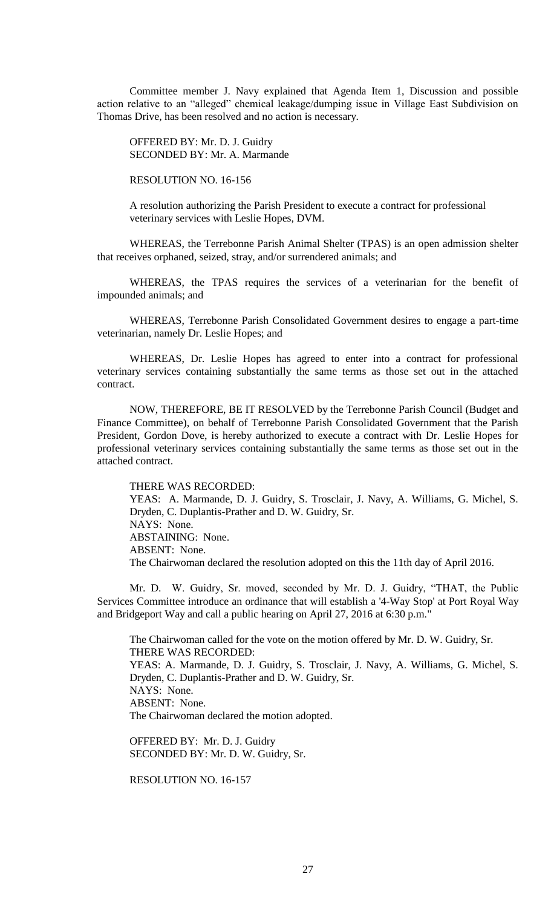Committee member J. Navy explained that Agenda Item 1, Discussion and possible action relative to an "alleged" chemical leakage/dumping issue in Village East Subdivision on Thomas Drive, has been resolved and no action is necessary.

OFFERED BY: Mr. D. J. Guidry
SECONDED BY: Mr. A. Marmande

RESOLUTION NO. 16-156

A resolution authorizing the Parish President to execute a contract for professional veterinary services with Leslie Hopes, DVM.

WHEREAS, the Terrebonne Parish Animal Shelter (TPAS) is an open admission shelter that receives orphaned, seized, stray, and/or surrendered animals; and

WHEREAS, the TPAS requires the services of a veterinarian for the benefit of impounded animals; and

WHEREAS, Terrebonne Parish Consolidated Government desires to engage a part-time veterinarian, namely Dr. Leslie Hopes; and

WHEREAS, Dr. Leslie Hopes has agreed to enter into a contract for professional veterinary services containing substantially the same terms as those set out in the attached contract.

NOW, THEREFORE, BE IT RESOLVED by the Terrebonne Parish Council (Budget and Finance Committee), on behalf of Terrebonne Parish Consolidated Government that the Parish President, Gordon Dove, is hereby authorized to execute a contract with Dr. Leslie Hopes for professional veterinary services containing substantially the same terms as those set out in the attached contract.

THERE WAS RECORDED:
YEAS: A. Marmande, D. J. Guidry, S. Trosclair, J. Navy, A. Williams, G. Michel, S. Dryden, C. Duplantis-Prather and D. W. Guidry, Sr.
NAYS: None.
ABSTAINING: None.
ABSENT: None.
The Chairwoman declared the resolution adopted on this the 11th day of April 2016.

Mr. D. W. Guidry, Sr. moved, seconded by Mr. D. J. Guidry, "THAT, the Public Services Committee introduce an ordinance that will establish a '4-Way Stop' at Port Royal Way and Bridgeport Way and call a public hearing on April 27, 2016 at 6:30 p.m."

The Chairwoman called for the vote on the motion offered by Mr. D. W. Guidry, Sr.
THERE WAS RECORDED:
YEAS: A. Marmande, D. J. Guidry, S. Trosclair, J. Navy, A. Williams, G. Michel, S. Dryden, C. Duplantis-Prather and D. W. Guidry, Sr.
NAYS: None.
ABSENT: None.
The Chairwoman declared the motion adopted.

OFFERED BY: Mr. D. J. Guidry
SECONDED BY: Mr. D. W. Guidry, Sr.

RESOLUTION NO. 16-157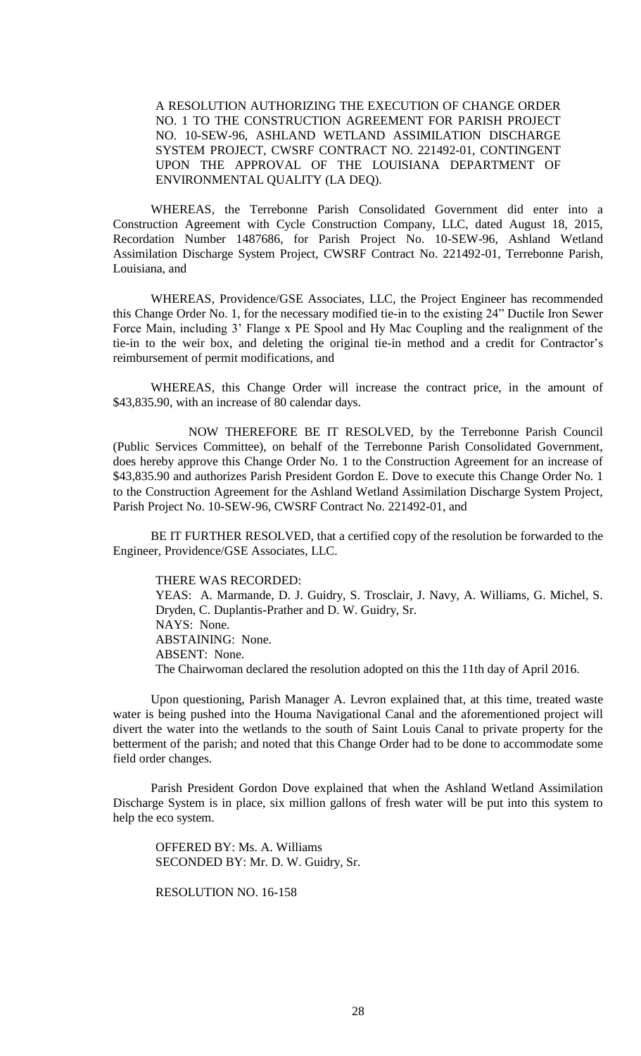A RESOLUTION AUTHORIZING THE EXECUTION OF CHANGE ORDER NO. 1 TO THE CONSTRUCTION AGREEMENT FOR PARISH PROJECT NO. 10-SEW-96, ASHLAND WETLAND ASSIMILATION DISCHARGE SYSTEM PROJECT, CWSRF CONTRACT NO. 221492-01, CONTINGENT UPON THE APPROVAL OF THE LOUISIANA DEPARTMENT OF ENVIRONMENTAL QUALITY (LA DEQ).

WHEREAS, the Terrebonne Parish Consolidated Government did enter into a Construction Agreement with Cycle Construction Company, LLC, dated August 18, 2015, Recordation Number 1487686, for Parish Project No. 10-SEW-96, Ashland Wetland Assimilation Discharge System Project, CWSRF Contract No. 221492-01, Terrebonne Parish, Louisiana, and

WHEREAS, Providence/GSE Associates, LLC, the Project Engineer has recommended this Change Order No. 1, for the necessary modified tie-in to the existing 24" Ductile Iron Sewer Force Main, including 3' Flange x PE Spool and Hy Mac Coupling and the realignment of the tie-in to the weir box, and deleting the original tie-in method and a credit for Contractor's reimbursement of permit modifications, and

WHEREAS, this Change Order will increase the contract price, in the amount of $43,835.90, with an increase of 80 calendar days.

NOW THEREFORE BE IT RESOLVED, by the Terrebonne Parish Council (Public Services Committee), on behalf of the Terrebonne Parish Consolidated Government, does hereby approve this Change Order No. 1 to the Construction Agreement for an increase of $43,835.90 and authorizes Parish President Gordon E. Dove to execute this Change Order No. 1 to the Construction Agreement for the Ashland Wetland Assimilation Discharge System Project, Parish Project No. 10-SEW-96, CWSRF Contract No. 221492-01, and

BE IT FURTHER RESOLVED, that a certified copy of the resolution be forwarded to the Engineer, Providence/GSE Associates, LLC.

THERE WAS RECORDED:
YEAS: A. Marmande, D. J. Guidry, S. Trosclair, J. Navy, A. Williams, G. Michel, S. Dryden, C. Duplantis-Prather and D. W. Guidry, Sr.
NAYS: None.
ABSTAINING: None.
ABSENT: None.
The Chairwoman declared the resolution adopted on this the 11th day of April 2016.

Upon questioning, Parish Manager A. Levron explained that, at this time, treated waste water is being pushed into the Houma Navigational Canal and the aforementioned project will divert the water into the wetlands to the south of Saint Louis Canal to private property for the betterment of the parish; and noted that this Change Order had to be done to accommodate some field order changes.

Parish President Gordon Dove explained that when the Ashland Wetland Assimilation Discharge System is in place, six million gallons of fresh water will be put into this system to help the eco system.

OFFERED BY: Ms. A. Williams
SECONDED BY: Mr. D. W. Guidry, Sr.

RESOLUTION NO. 16-158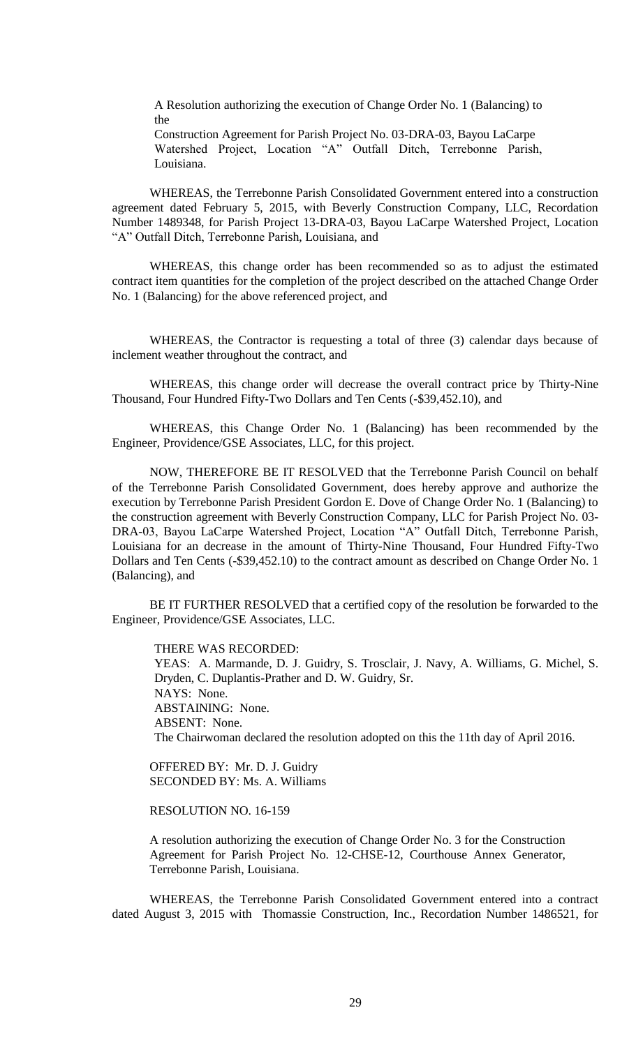A Resolution authorizing the execution of Change Order No. 1 (Balancing) to the
Construction Agreement for Parish Project No. 03-DRA-03, Bayou LaCarpe Watershed Project, Location "A" Outfall Ditch, Terrebonne Parish, Louisiana.

WHEREAS, the Terrebonne Parish Consolidated Government entered into a construction agreement dated February 5, 2015, with Beverly Construction Company, LLC, Recordation Number 1489348, for Parish Project 13-DRA-03, Bayou LaCarpe Watershed Project, Location "A" Outfall Ditch, Terrebonne Parish, Louisiana, and

WHEREAS, this change order has been recommended so as to adjust the estimated contract item quantities for the completion of the project described on the attached Change Order No. 1 (Balancing) for the above referenced project, and

WHEREAS, the Contractor is requesting a total of three (3) calendar days because of inclement weather throughout the contract, and

WHEREAS, this change order will decrease the overall contract price by Thirty-Nine Thousand, Four Hundred Fifty-Two Dollars and Ten Cents (-$39,452.10), and

WHEREAS, this Change Order No. 1 (Balancing) has been recommended by the Engineer, Providence/GSE Associates, LLC, for this project.

NOW, THEREFORE BE IT RESOLVED that the Terrebonne Parish Council on behalf of the Terrebonne Parish Consolidated Government, does hereby approve and authorize the execution by Terrebonne Parish President Gordon E. Dove of Change Order No. 1 (Balancing) to the construction agreement with Beverly Construction Company, LLC for Parish Project No. 03-DRA-03, Bayou LaCarpe Watershed Project, Location "A" Outfall Ditch, Terrebonne Parish, Louisiana for an decrease in the amount of Thirty-Nine Thousand, Four Hundred Fifty-Two Dollars and Ten Cents (-$39,452.10) to the contract amount as described on Change Order No. 1 (Balancing), and

BE IT FURTHER RESOLVED that a certified copy of the resolution be forwarded to the Engineer, Providence/GSE Associates, LLC.

THERE WAS RECORDED:
YEAS: A. Marmande, D. J. Guidry, S. Trosclair, J. Navy, A. Williams, G. Michel, S. Dryden, C. Duplantis-Prather and D. W. Guidry, Sr.
NAYS: None.
ABSTAINING: None.
ABSENT: None.
The Chairwoman declared the resolution adopted on this the 11th day of April 2016.

OFFERED BY: Mr. D. J. Guidry
SECONDED BY: Ms. A. Williams

RESOLUTION NO. 16-159

A resolution authorizing the execution of Change Order No. 3 for the Construction Agreement for Parish Project No. 12-CHSE-12, Courthouse Annex Generator, Terrebonne Parish, Louisiana.

WHEREAS, the Terrebonne Parish Consolidated Government entered into a contract dated August 3, 2015 with Thomassie Construction, Inc., Recordation Number 1486521, for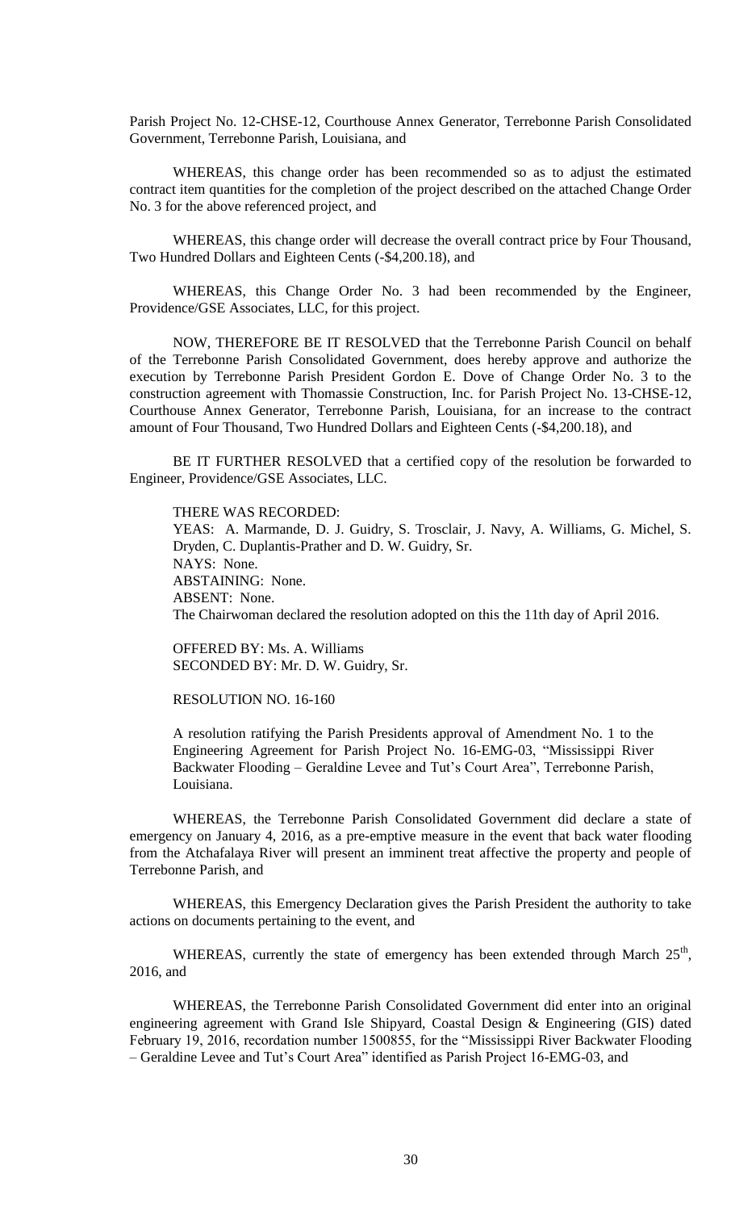Parish Project No. 12-CHSE-12, Courthouse Annex Generator, Terrebonne Parish Consolidated Government, Terrebonne Parish, Louisiana, and

WHEREAS, this change order has been recommended so as to adjust the estimated contract item quantities for the completion of the project described on the attached Change Order No. 3 for the above referenced project, and

WHEREAS, this change order will decrease the overall contract price by Four Thousand, Two Hundred Dollars and Eighteen Cents (-$4,200.18), and

WHEREAS, this Change Order No. 3 had been recommended by the Engineer, Providence/GSE Associates, LLC, for this project.

NOW, THEREFORE BE IT RESOLVED that the Terrebonne Parish Council on behalf of the Terrebonne Parish Consolidated Government, does hereby approve and authorize the execution by Terrebonne Parish President Gordon E. Dove of Change Order No. 3 to the construction agreement with Thomassie Construction, Inc. for Parish Project No. 13-CHSE-12, Courthouse Annex Generator, Terrebonne Parish, Louisiana, for an increase to the contract amount of Four Thousand, Two Hundred Dollars and Eighteen Cents (-$4,200.18), and

BE IT FURTHER RESOLVED that a certified copy of the resolution be forwarded to Engineer, Providence/GSE Associates, LLC.

THERE WAS RECORDED:
YEAS: A. Marmande, D. J. Guidry, S. Trosclair, J. Navy, A. Williams, G. Michel, S. Dryden, C. Duplantis-Prather and D. W. Guidry, Sr.
NAYS: None.
ABSTAINING: None.
ABSENT: None.
The Chairwoman declared the resolution adopted on this the 11th day of April 2016.

OFFERED BY: Ms. A. Williams
SECONDED BY: Mr. D. W. Guidry, Sr.

RESOLUTION NO. 16-160

A resolution ratifying the Parish Presidents approval of Amendment No. 1 to the Engineering Agreement for Parish Project No. 16-EMG-03, "Mississippi River Backwater Flooding – Geraldine Levee and Tut's Court Area", Terrebonne Parish, Louisiana.

WHEREAS, the Terrebonne Parish Consolidated Government did declare a state of emergency on January 4, 2016, as a pre-emptive measure in the event that back water flooding from the Atchafalaya River will present an imminent treat affective the property and people of Terrebonne Parish, and

WHEREAS, this Emergency Declaration gives the Parish President the authority to take actions on documents pertaining to the event, and

WHEREAS, currently the state of emergency has been extended through March 25th, 2016, and

WHEREAS, the Terrebonne Parish Consolidated Government did enter into an original engineering agreement with Grand Isle Shipyard, Coastal Design & Engineering (GIS) dated February 19, 2016, recordation number 1500855, for the "Mississippi River Backwater Flooding – Geraldine Levee and Tut's Court Area" identified as Parish Project 16-EMG-03, and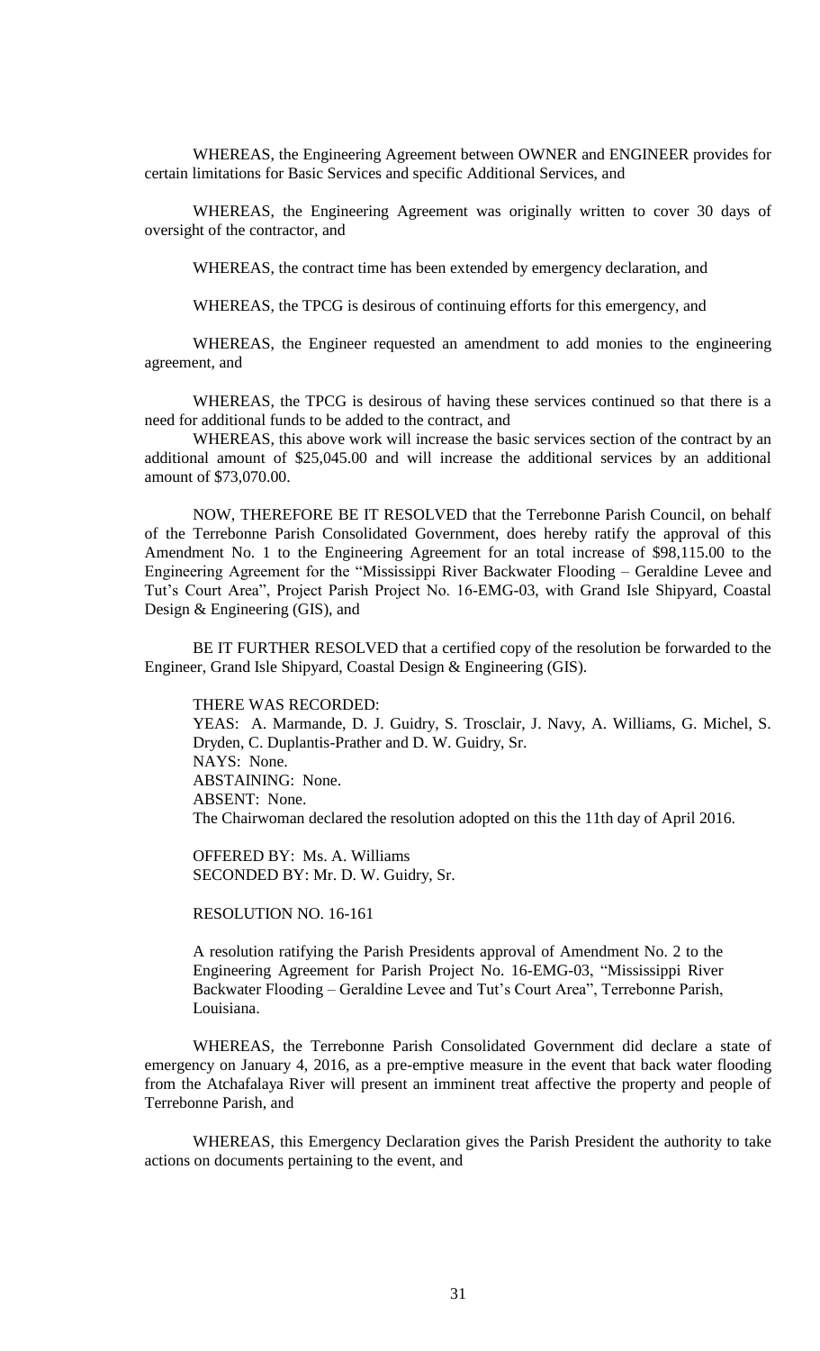WHEREAS, the Engineering Agreement between OWNER and ENGINEER provides for certain limitations for Basic Services and specific Additional Services, and

WHEREAS, the Engineering Agreement was originally written to cover 30 days of oversight of the contractor, and

WHEREAS, the contract time has been extended by emergency declaration, and

WHEREAS, the TPCG is desirous of continuing efforts for this emergency, and

WHEREAS, the Engineer requested an amendment to add monies to the engineering agreement, and

WHEREAS, the TPCG is desirous of having these services continued so that there is a need for additional funds to be added to the contract, and

WHEREAS, this above work will increase the basic services section of the contract by an additional amount of $25,045.00 and will increase the additional services by an additional amount of $73,070.00.

NOW, THEREFORE BE IT RESOLVED that the Terrebonne Parish Council, on behalf of the Terrebonne Parish Consolidated Government, does hereby ratify the approval of this Amendment No. 1 to the Engineering Agreement for an total increase of $98,115.00 to the Engineering Agreement for the "Mississippi River Backwater Flooding – Geraldine Levee and Tut's Court Area", Project Parish Project No. 16-EMG-03, with Grand Isle Shipyard, Coastal Design & Engineering (GIS), and

BE IT FURTHER RESOLVED that a certified copy of the resolution be forwarded to the Engineer, Grand Isle Shipyard, Coastal Design & Engineering (GIS).

THERE WAS RECORDED:
YEAS: A. Marmande, D. J. Guidry, S. Trosclair, J. Navy, A. Williams, G. Michel, S. Dryden, C. Duplantis-Prather and D. W. Guidry, Sr.
NAYS: None.
ABSTAINING: None.
ABSENT: None.
The Chairwoman declared the resolution adopted on this the 11th day of April 2016.

OFFERED BY: Ms. A. Williams
SECONDED BY: Mr. D. W. Guidry, Sr.

RESOLUTION NO. 16-161

A resolution ratifying the Parish Presidents approval of Amendment No. 2 to the Engineering Agreement for Parish Project No. 16-EMG-03, "Mississippi River Backwater Flooding – Geraldine Levee and Tut's Court Area", Terrebonne Parish, Louisiana.

WHEREAS, the Terrebonne Parish Consolidated Government did declare a state of emergency on January 4, 2016, as a pre-emptive measure in the event that back water flooding from the Atchafalaya River will present an imminent treat affective the property and people of Terrebonne Parish, and

WHEREAS, this Emergency Declaration gives the Parish President the authority to take actions on documents pertaining to the event, and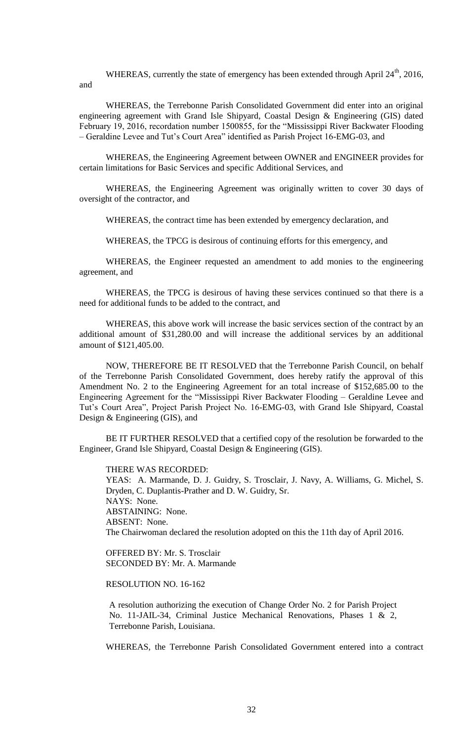WHEREAS, currently the state of emergency has been extended through April 24th, 2016, and

WHEREAS, the Terrebonne Parish Consolidated Government did enter into an original engineering agreement with Grand Isle Shipyard, Coastal Design & Engineering (GIS) dated February 19, 2016, recordation number 1500855, for the "Mississippi River Backwater Flooding – Geraldine Levee and Tut's Court Area" identified as Parish Project 16-EMG-03, and

WHEREAS, the Engineering Agreement between OWNER and ENGINEER provides for certain limitations for Basic Services and specific Additional Services, and

WHEREAS, the Engineering Agreement was originally written to cover 30 days of oversight of the contractor, and

WHEREAS, the contract time has been extended by emergency declaration, and

WHEREAS, the TPCG is desirous of continuing efforts for this emergency, and

WHEREAS, the Engineer requested an amendment to add monies to the engineering agreement, and

WHEREAS, the TPCG is desirous of having these services continued so that there is a need for additional funds to be added to the contract, and

WHEREAS, this above work will increase the basic services section of the contract by an additional amount of $31,280.00 and will increase the additional services by an additional amount of $121,405.00.

NOW, THEREFORE BE IT RESOLVED that the Terrebonne Parish Council, on behalf of the Terrebonne Parish Consolidated Government, does hereby ratify the approval of this Amendment No. 2 to the Engineering Agreement for an total increase of $152,685.00 to the Engineering Agreement for the "Mississippi River Backwater Flooding – Geraldine Levee and Tut's Court Area", Project Parish Project No. 16-EMG-03, with Grand Isle Shipyard, Coastal Design & Engineering (GIS), and

BE IT FURTHER RESOLVED that a certified copy of the resolution be forwarded to the Engineer, Grand Isle Shipyard, Coastal Design & Engineering (GIS).

THERE WAS RECORDED:
YEAS: A. Marmande, D. J. Guidry, S. Trosclair, J. Navy, A. Williams, G. Michel, S. Dryden, C. Duplantis-Prather and D. W. Guidry, Sr.
NAYS: None.
ABSTAINING: None.
ABSENT: None.
The Chairwoman declared the resolution adopted on this the 11th day of April 2016.

OFFERED BY: Mr. S. Trosclair
SECONDED BY: Mr. A. Marmande

RESOLUTION NO. 16-162

A resolution authorizing the execution of Change Order No. 2 for Parish Project No. 11-JAIL-34, Criminal Justice Mechanical Renovations, Phases 1 & 2, Terrebonne Parish, Louisiana.

WHEREAS, the Terrebonne Parish Consolidated Government entered into a contract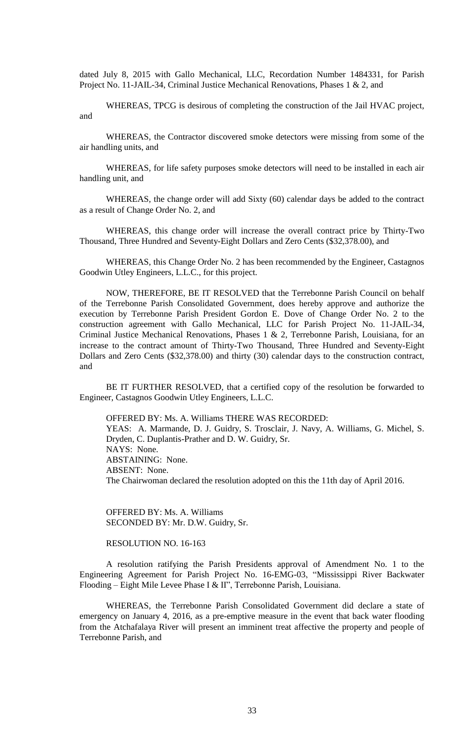dated July 8, 2015 with Gallo Mechanical, LLC, Recordation Number 1484331, for Parish Project No. 11-JAIL-34, Criminal Justice Mechanical Renovations, Phases 1 & 2, and

WHEREAS, TPCG is desirous of completing the construction of the Jail HVAC project, and

WHEREAS, the Contractor discovered smoke detectors were missing from some of the air handling units, and

WHEREAS, for life safety purposes smoke detectors will need to be installed in each air handling unit, and

WHEREAS, the change order will add Sixty (60) calendar days be added to the contract as a result of Change Order No. 2, and

WHEREAS, this change order will increase the overall contract price by Thirty-Two Thousand, Three Hundred and Seventy-Eight Dollars and Zero Cents ($32,378.00), and

WHEREAS, this Change Order No. 2 has been recommended by the Engineer, Castagnos Goodwin Utley Engineers, L.L.C., for this project.

NOW, THEREFORE, BE IT RESOLVED that the Terrebonne Parish Council on behalf of the Terrebonne Parish Consolidated Government, does hereby approve and authorize the execution by Terrebonne Parish President Gordon E. Dove of Change Order No. 2 to the construction agreement with Gallo Mechanical, LLC for Parish Project No. 11-JAIL-34, Criminal Justice Mechanical Renovations, Phases 1 & 2, Terrebonne Parish, Louisiana, for an increase to the contract amount of Thirty-Two Thousand, Three Hundred and Seventy-Eight Dollars and Zero Cents ($32,378.00) and thirty (30) calendar days to the construction contract, and

BE IT FURTHER RESOLVED, that a certified copy of the resolution be forwarded to Engineer, Castagnos Goodwin Utley Engineers, L.L.C.

OFFERED BY: Ms. A. Williams THERE WAS RECORDED:
YEAS: A. Marmande, D. J. Guidry, S. Trosclair, J. Navy, A. Williams, G. Michel, S. Dryden, C. Duplantis-Prather and D. W. Guidry, Sr.
NAYS: None.
ABSTAINING: None.
ABSENT: None.
The Chairwoman declared the resolution adopted on this the 11th day of April 2016.

OFFERED BY: Ms. A. Williams
SECONDED BY: Mr. D.W. Guidry, Sr.

RESOLUTION NO. 16-163

A resolution ratifying the Parish Presidents approval of Amendment No. 1 to the Engineering Agreement for Parish Project No. 16-EMG-03, "Mississippi River Backwater Flooding – Eight Mile Levee Phase I & II", Terrebonne Parish, Louisiana.

WHEREAS, the Terrebonne Parish Consolidated Government did declare a state of emergency on January 4, 2016, as a pre-emptive measure in the event that back water flooding from the Atchafalaya River will present an imminent treat affective the property and people of Terrebonne Parish, and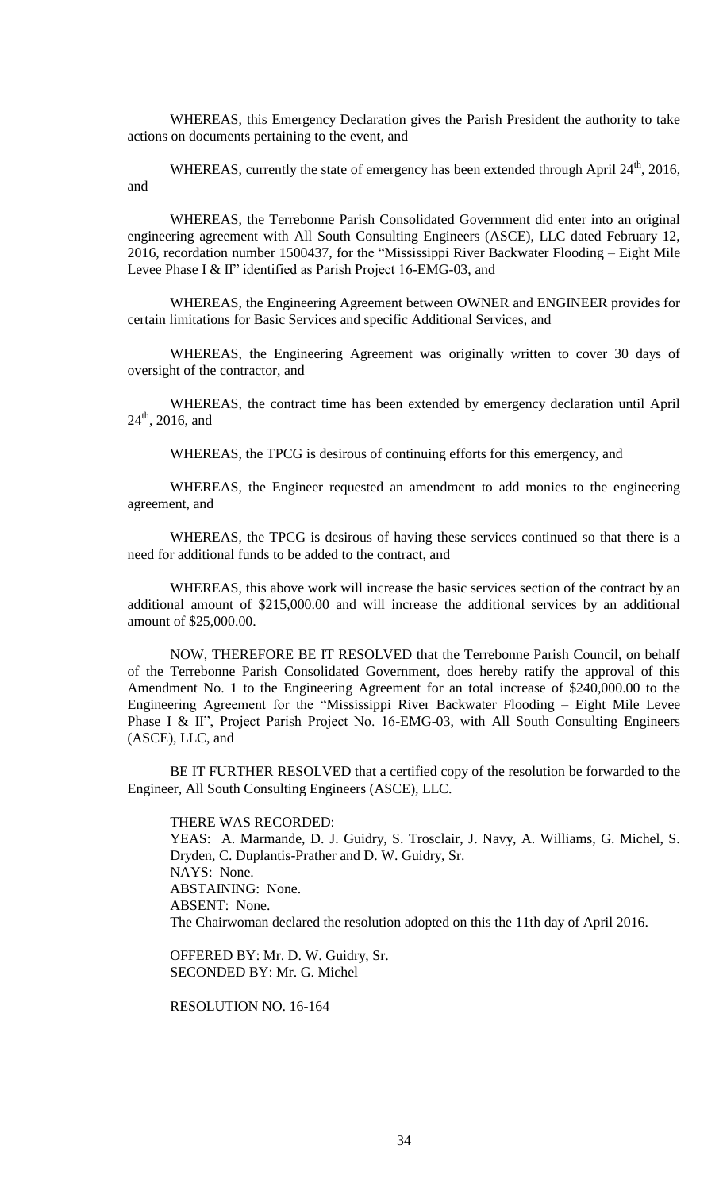WHEREAS, this Emergency Declaration gives the Parish President the authority to take actions on documents pertaining to the event, and

WHEREAS, currently the state of emergency has been extended through April 24th, 2016, and

WHEREAS, the Terrebonne Parish Consolidated Government did enter into an original engineering agreement with All South Consulting Engineers (ASCE), LLC dated February 12, 2016, recordation number 1500437, for the "Mississippi River Backwater Flooding – Eight Mile Levee Phase I & II" identified as Parish Project 16-EMG-03, and

WHEREAS, the Engineering Agreement between OWNER and ENGINEER provides for certain limitations for Basic Services and specific Additional Services, and

WHEREAS, the Engineering Agreement was originally written to cover 30 days of oversight of the contractor, and

WHEREAS, the contract time has been extended by emergency declaration until April 24th, 2016, and

WHEREAS, the TPCG is desirous of continuing efforts for this emergency, and

WHEREAS, the Engineer requested an amendment to add monies to the engineering agreement, and

WHEREAS, the TPCG is desirous of having these services continued so that there is a need for additional funds to be added to the contract, and

WHEREAS, this above work will increase the basic services section of the contract by an additional amount of $215,000.00 and will increase the additional services by an additional amount of $25,000.00.

NOW, THEREFORE BE IT RESOLVED that the Terrebonne Parish Council, on behalf of the Terrebonne Parish Consolidated Government, does hereby ratify the approval of this Amendment No. 1 to the Engineering Agreement for an total increase of $240,000.00 to the Engineering Agreement for the "Mississippi River Backwater Flooding – Eight Mile Levee Phase I & II", Project Parish Project No. 16-EMG-03, with All South Consulting Engineers (ASCE), LLC, and

BE IT FURTHER RESOLVED that a certified copy of the resolution be forwarded to the Engineer, All South Consulting Engineers (ASCE), LLC.

THERE WAS RECORDED:
YEAS: A. Marmande, D. J. Guidry, S. Trosclair, J. Navy, A. Williams, G. Michel, S. Dryden, C. Duplantis-Prather and D. W. Guidry, Sr.
NAYS: None.
ABSTAINING: None.
ABSENT: None.
The Chairwoman declared the resolution adopted on this the 11th day of April 2016.

OFFERED BY: Mr. D. W. Guidry, Sr.
SECONDED BY: Mr. G. Michel

RESOLUTION NO. 16-164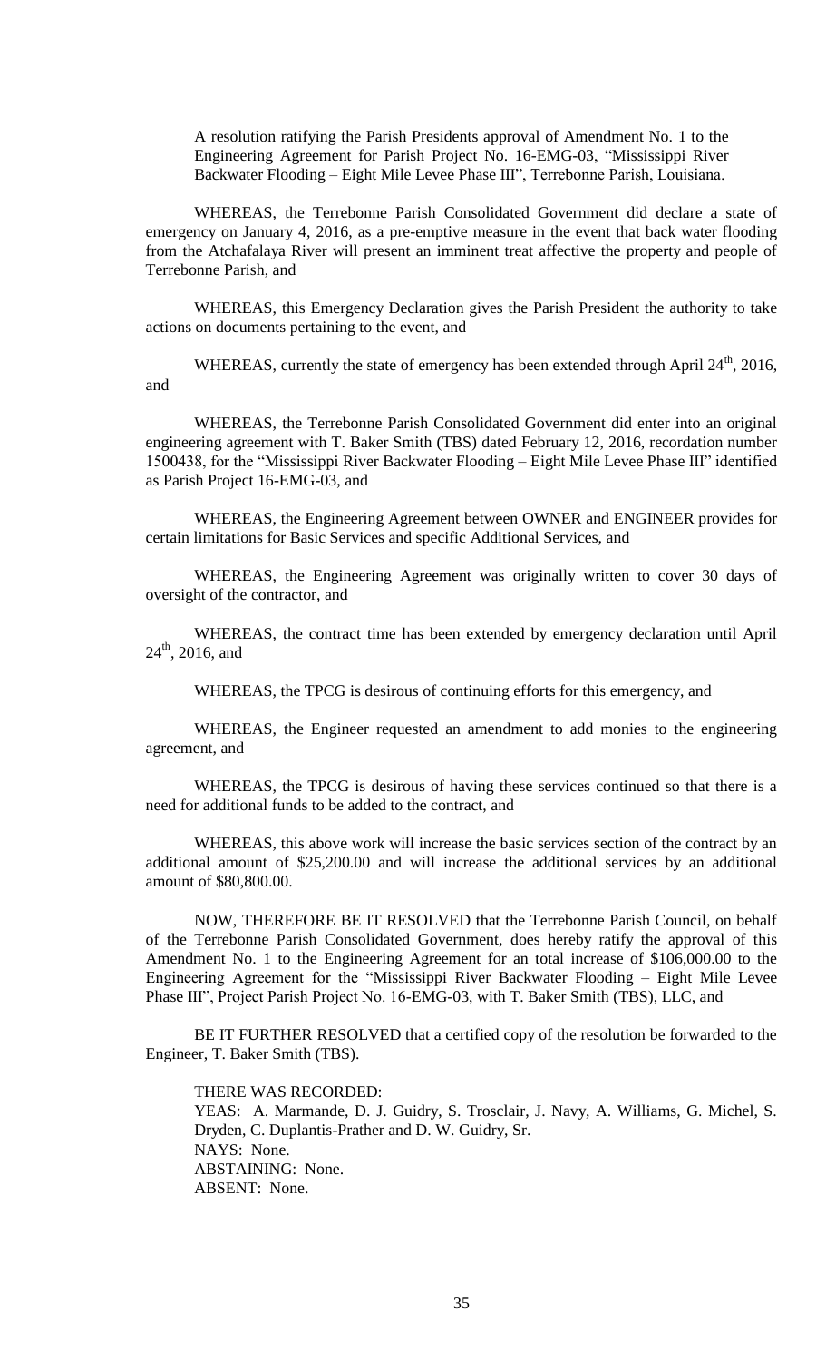A resolution ratifying the Parish Presidents approval of Amendment No. 1 to the Engineering Agreement for Parish Project No. 16-EMG-03, "Mississippi River Backwater Flooding – Eight Mile Levee Phase III", Terrebonne Parish, Louisiana.

WHEREAS, the Terrebonne Parish Consolidated Government did declare a state of emergency on January 4, 2016, as a pre-emptive measure in the event that back water flooding from the Atchafalaya River will present an imminent treat affective the property and people of Terrebonne Parish, and

WHEREAS, this Emergency Declaration gives the Parish President the authority to take actions on documents pertaining to the event, and

WHEREAS, currently the state of emergency has been extended through April 24th, 2016, and

WHEREAS, the Terrebonne Parish Consolidated Government did enter into an original engineering agreement with T. Baker Smith (TBS) dated February 12, 2016, recordation number 1500438, for the "Mississippi River Backwater Flooding – Eight Mile Levee Phase III" identified as Parish Project 16-EMG-03, and

WHEREAS, the Engineering Agreement between OWNER and ENGINEER provides for certain limitations for Basic Services and specific Additional Services, and

WHEREAS, the Engineering Agreement was originally written to cover 30 days of oversight of the contractor, and

WHEREAS, the contract time has been extended by emergency declaration until April 24th, 2016, and

WHEREAS, the TPCG is desirous of continuing efforts for this emergency, and

WHEREAS, the Engineer requested an amendment to add monies to the engineering agreement, and

WHEREAS, the TPCG is desirous of having these services continued so that there is a need for additional funds to be added to the contract, and

WHEREAS, this above work will increase the basic services section of the contract by an additional amount of $25,200.00 and will increase the additional services by an additional amount of $80,800.00.

NOW, THEREFORE BE IT RESOLVED that the Terrebonne Parish Council, on behalf of the Terrebonne Parish Consolidated Government, does hereby ratify the approval of this Amendment No. 1 to the Engineering Agreement for an total increase of $106,000.00 to the Engineering Agreement for the "Mississippi River Backwater Flooding – Eight Mile Levee Phase III", Project Parish Project No. 16-EMG-03, with T. Baker Smith (TBS), LLC, and

BE IT FURTHER RESOLVED that a certified copy of the resolution be forwarded to the Engineer, T. Baker Smith (TBS).

THERE WAS RECORDED:
YEAS: A. Marmande, D. J. Guidry, S. Trosclair, J. Navy, A. Williams, G. Michel, S. Dryden, C. Duplantis-Prather and D. W. Guidry, Sr.
NAYS: None.
ABSTAINING: None.
ABSENT: None.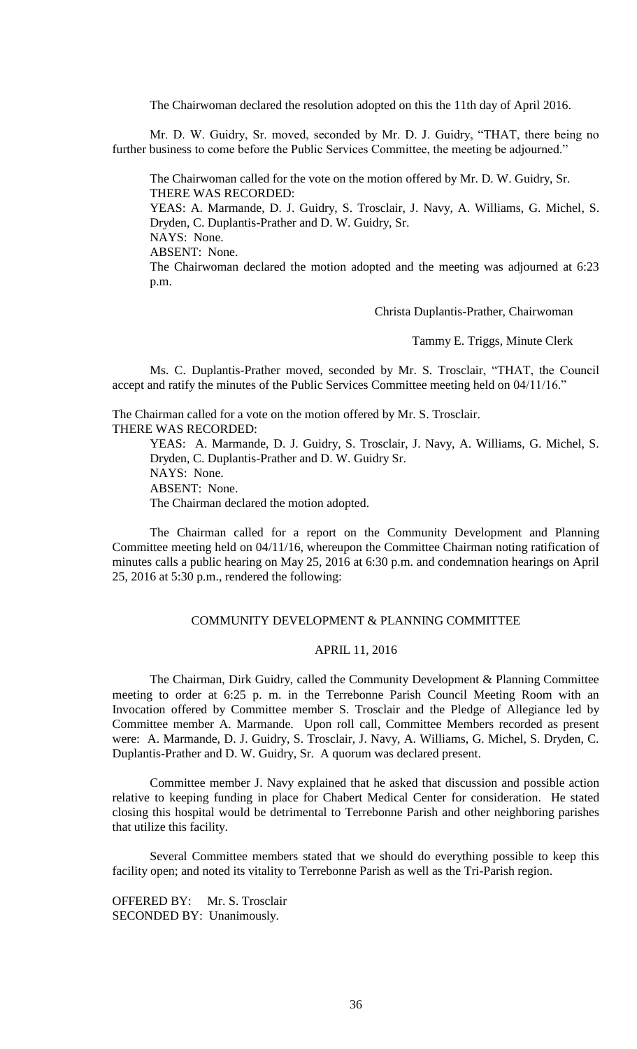The Chairwoman declared the resolution adopted on this the 11th day of April 2016.

Mr. D. W. Guidry, Sr. moved, seconded by Mr. D. J. Guidry, "THAT, there being no further business to come before the Public Services Committee, the meeting be adjourned."

The Chairwoman called for the vote on the motion offered by Mr. D. W. Guidry, Sr.
THERE WAS RECORDED:
YEAS: A. Marmande, D. J. Guidry, S. Trosclair, J. Navy, A. Williams, G. Michel, S. Dryden, C. Duplantis-Prather and D. W. Guidry, Sr.
NAYS: None.
ABSENT: None.
The Chairwoman declared the motion adopted and the meeting was adjourned at 6:23 p.m.

Christa Duplantis-Prather, Chairwoman

Tammy E. Triggs, Minute Clerk

Ms. C. Duplantis-Prather moved, seconded by Mr. S. Trosclair, "THAT, the Council accept and ratify the minutes of the Public Services Committee meeting held on 04/11/16."

The Chairman called for a vote on the motion offered by Mr. S. Trosclair.
THERE WAS RECORDED:
YEAS: A. Marmande, D. J. Guidry, S. Trosclair, J. Navy, A. Williams, G. Michel, S. Dryden, C. Duplantis-Prather and D. W. Guidry Sr.
NAYS: None.
ABSENT: None.
The Chairman declared the motion adopted.

The Chairman called for a report on the Community Development and Planning Committee meeting held on 04/11/16, whereupon the Committee Chairman noting ratification of minutes calls a public hearing on May 25, 2016 at 6:30 p.m. and condemnation hearings on April 25, 2016 at 5:30 p.m., rendered the following:

## COMMUNITY DEVELOPMENT & PLANNING COMMITTEE

### APRIL 11, 2016

The Chairman, Dirk Guidry, called the Community Development & Planning Committee meeting to order at 6:25 p. m. in the Terrebonne Parish Council Meeting Room with an Invocation offered by Committee member S. Trosclair and the Pledge of Allegiance led by Committee member A. Marmande. Upon roll call, Committee Members recorded as present were: A. Marmande, D. J. Guidry, S. Trosclair, J. Navy, A. Williams, G. Michel, S. Dryden, C. Duplantis-Prather and D. W. Guidry, Sr. A quorum was declared present.

Committee member J. Navy explained that he asked that discussion and possible action relative to keeping funding in place for Chabert Medical Center for consideration. He stated closing this hospital would be detrimental to Terrebonne Parish and other neighboring parishes that utilize this facility.

Several Committee members stated that we should do everything possible to keep this facility open; and noted its vitality to Terrebonne Parish as well as the Tri-Parish region.

OFFERED BY: Mr. S. Trosclair
SECONDED BY: Unanimously.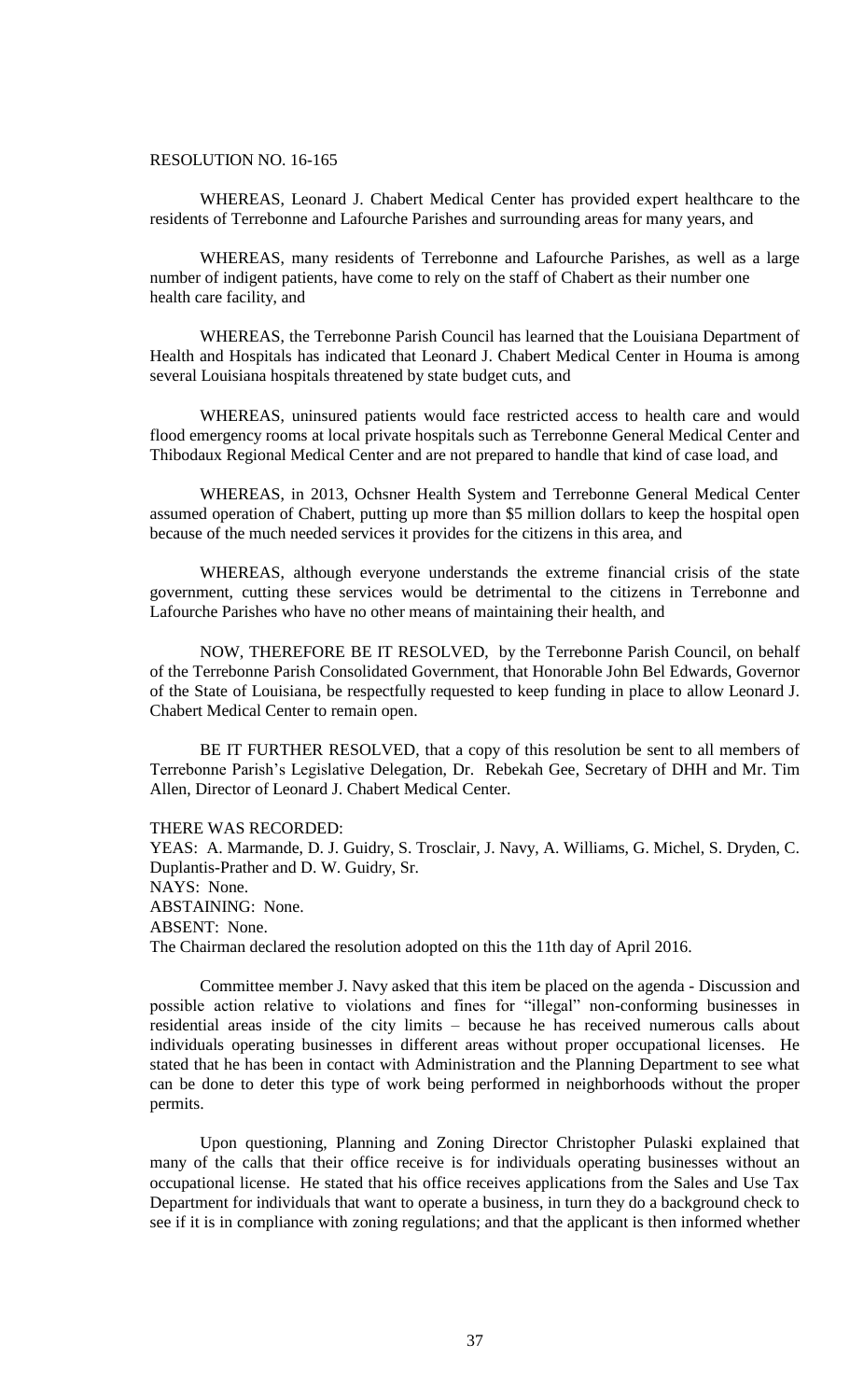RESOLUTION NO. 16-165

WHEREAS, Leonard J. Chabert Medical Center has provided expert healthcare to the residents of Terrebonne and Lafourche Parishes and surrounding areas for many years, and

WHEREAS, many residents of Terrebonne and Lafourche Parishes, as well as a large number of indigent patients, have come to rely on the staff of Chabert as their number one health care facility, and

WHEREAS, the Terrebonne Parish Council has learned that the Louisiana Department of Health and Hospitals has indicated that Leonard J. Chabert Medical Center in Houma is among several Louisiana hospitals threatened by state budget cuts, and

WHEREAS, uninsured patients would face restricted access to health care and would flood emergency rooms at local private hospitals such as Terrebonne General Medical Center and Thibodaux Regional Medical Center and are not prepared to handle that kind of case load, and

WHEREAS, in 2013, Ochsner Health System and Terrebonne General Medical Center assumed operation of Chabert, putting up more than $5 million dollars to keep the hospital open because of the much needed services it provides for the citizens in this area, and

WHEREAS, although everyone understands the extreme financial crisis of the state government, cutting these services would be detrimental to the citizens in Terrebonne and Lafourche Parishes who have no other means of maintaining their health, and

NOW, THEREFORE BE IT RESOLVED, by the Terrebonne Parish Council, on behalf of the Terrebonne Parish Consolidated Government, that Honorable John Bel Edwards, Governor of the State of Louisiana, be respectfully requested to keep funding in place to allow Leonard J. Chabert Medical Center to remain open.

BE IT FURTHER RESOLVED, that a copy of this resolution be sent to all members of Terrebonne Parish's Legislative Delegation, Dr. Rebekah Gee, Secretary of DHH and Mr. Tim Allen, Director of Leonard J. Chabert Medical Center.

THERE WAS RECORDED:
YEAS: A. Marmande, D. J. Guidry, S. Trosclair, J. Navy, A. Williams, G. Michel, S. Dryden, C. Duplantis-Prather and D. W. Guidry, Sr.
NAYS: None.
ABSTAINING: None.
ABSENT: None.
The Chairman declared the resolution adopted on this the 11th day of April 2016.

Committee member J. Navy asked that this item be placed on the agenda - Discussion and possible action relative to violations and fines for "illegal" non-conforming businesses in residential areas inside of the city limits – because he has received numerous calls about individuals operating businesses in different areas without proper occupational licenses. He stated that he has been in contact with Administration and the Planning Department to see what can be done to deter this type of work being performed in neighborhoods without the proper permits.

Upon questioning, Planning and Zoning Director Christopher Pulaski explained that many of the calls that their office receive is for individuals operating businesses without an occupational license. He stated that his office receives applications from the Sales and Use Tax Department for individuals that want to operate a business, in turn they do a background check to see if it is in compliance with zoning regulations; and that the applicant is then informed whether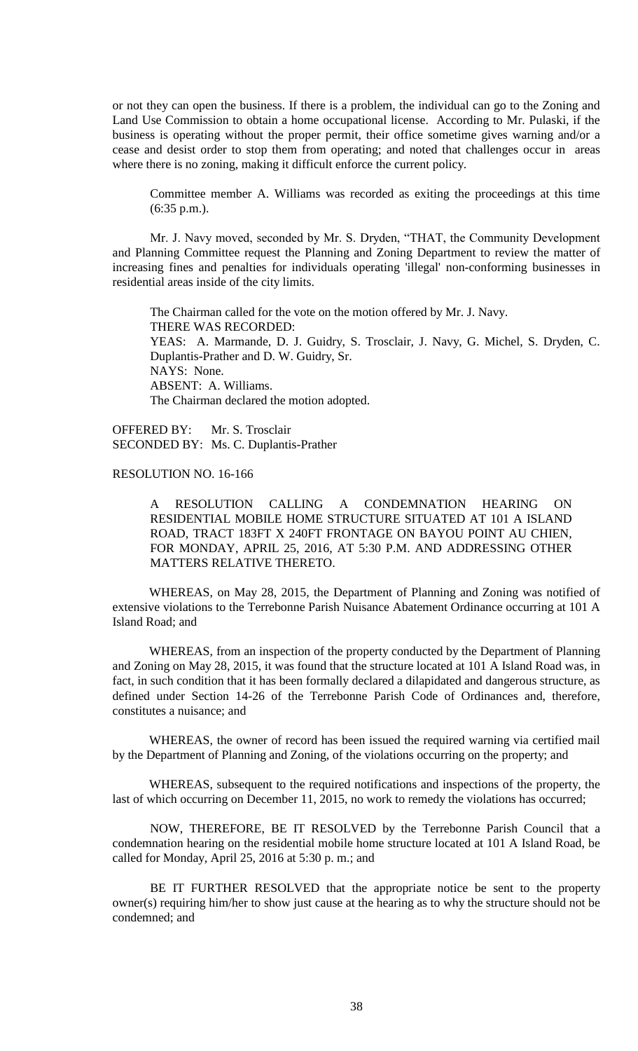or not they can open the business. If there is a problem, the individual can go to the Zoning and Land Use Commission to obtain a home occupational license. According to Mr. Pulaski, if the business is operating without the proper permit, their office sometime gives warning and/or a cease and desist order to stop them from operating; and noted that challenges occur in areas where there is no zoning, making it difficult enforce the current policy.

Committee member A. Williams was recorded as exiting the proceedings at this time (6:35 p.m.).

Mr. J. Navy moved, seconded by Mr. S. Dryden, "THAT, the Community Development and Planning Committee request the Planning and Zoning Department to review the matter of increasing fines and penalties for individuals operating 'illegal' non-conforming businesses in residential areas inside of the city limits.

The Chairman called for the vote on the motion offered by Mr. J. Navy.
THERE WAS RECORDED:
YEAS: A. Marmande, D. J. Guidry, S. Trosclair, J. Navy, G. Michel, S. Dryden, C. Duplantis-Prather and D. W. Guidry, Sr.
NAYS: None.
ABSENT: A. Williams.
The Chairman declared the motion adopted.

OFFERED BY: Mr. S. Trosclair
SECONDED BY: Ms. C. Duplantis-Prather

RESOLUTION NO. 16-166

A RESOLUTION CALLING A CONDEMNATION HEARING ON RESIDENTIAL MOBILE HOME STRUCTURE SITUATED AT 101 A ISLAND ROAD, TRACT 183FT X 240FT FRONTAGE ON BAYOU POINT AU CHIEN, FOR MONDAY, APRIL 25, 2016, AT 5:30 P.M. AND ADDRESSING OTHER MATTERS RELATIVE THERETO.

WHEREAS, on May 28, 2015, the Department of Planning and Zoning was notified of extensive violations to the Terrebonne Parish Nuisance Abatement Ordinance occurring at 101 A Island Road; and

WHEREAS, from an inspection of the property conducted by the Department of Planning and Zoning on May 28, 2015, it was found that the structure located at 101 A Island Road was, in fact, in such condition that it has been formally declared a dilapidated and dangerous structure, as defined under Section 14-26 of the Terrebonne Parish Code of Ordinances and, therefore, constitutes a nuisance; and

WHEREAS, the owner of record has been issued the required warning via certified mail by the Department of Planning and Zoning, of the violations occurring on the property; and

WHEREAS, subsequent to the required notifications and inspections of the property, the last of which occurring on December 11, 2015, no work to remedy the violations has occurred;

NOW, THEREFORE, BE IT RESOLVED by the Terrebonne Parish Council that a condemnation hearing on the residential mobile home structure located at 101 A Island Road, be called for Monday, April 25, 2016 at 5:30 p. m.; and

BE IT FURTHER RESOLVED that the appropriate notice be sent to the property owner(s) requiring him/her to show just cause at the hearing as to why the structure should not be condemned; and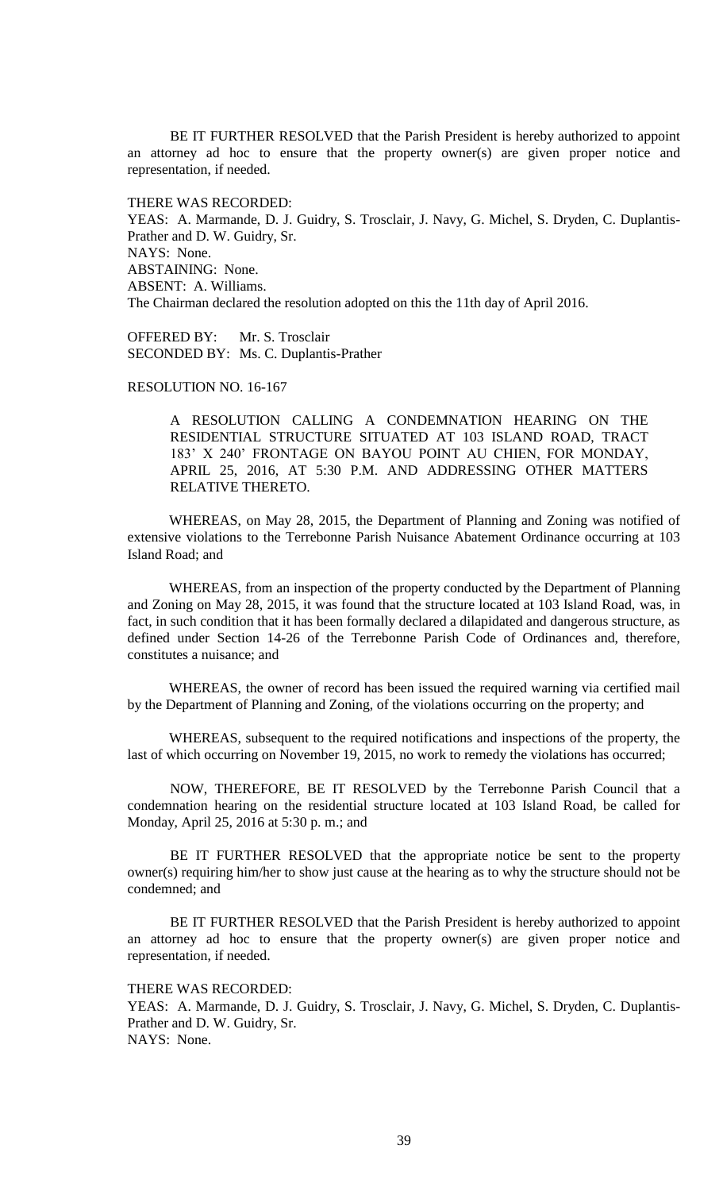BE IT FURTHER RESOLVED that the Parish President is hereby authorized to appoint an attorney ad hoc to ensure that the property owner(s) are given proper notice and representation, if needed.

THERE WAS RECORDED:
YEAS: A. Marmande, D. J. Guidry, S. Trosclair, J. Navy, G. Michel, S. Dryden, C. Duplantis-Prather and D. W. Guidry, Sr.
NAYS: None.
ABSTAINING: None.
ABSENT: A. Williams.
The Chairman declared the resolution adopted on this the 11th day of April 2016.

OFFERED BY: Mr. S. Trosclair
SECONDED BY: Ms. C. Duplantis-Prather

RESOLUTION NO. 16-167

A RESOLUTION CALLING A CONDEMNATION HEARING ON THE RESIDENTIAL STRUCTURE SITUATED AT 103 ISLAND ROAD, TRACT 183' X 240' FRONTAGE ON BAYOU POINT AU CHIEN, FOR MONDAY, APRIL 25, 2016, AT 5:30 P.M. AND ADDRESSING OTHER MATTERS RELATIVE THERETO.

WHEREAS, on May 28, 2015, the Department of Planning and Zoning was notified of extensive violations to the Terrebonne Parish Nuisance Abatement Ordinance occurring at 103 Island Road; and

WHEREAS, from an inspection of the property conducted by the Department of Planning and Zoning on May 28, 2015, it was found that the structure located at 103 Island Road, was, in fact, in such condition that it has been formally declared a dilapidated and dangerous structure, as defined under Section 14-26 of the Terrebonne Parish Code of Ordinances and, therefore, constitutes a nuisance; and

WHEREAS, the owner of record has been issued the required warning via certified mail by the Department of Planning and Zoning, of the violations occurring on the property; and

WHEREAS, subsequent to the required notifications and inspections of the property, the last of which occurring on November 19, 2015, no work to remedy the violations has occurred;

NOW, THEREFORE, BE IT RESOLVED by the Terrebonne Parish Council that a condemnation hearing on the residential structure located at 103 Island Road, be called for Monday, April 25, 2016 at 5:30 p. m.; and

BE IT FURTHER RESOLVED that the appropriate notice be sent to the property owner(s) requiring him/her to show just cause at the hearing as to why the structure should not be condemned; and

BE IT FURTHER RESOLVED that the Parish President is hereby authorized to appoint an attorney ad hoc to ensure that the property owner(s) are given proper notice and representation, if needed.

THERE WAS RECORDED:
YEAS: A. Marmande, D. J. Guidry, S. Trosclair, J. Navy, G. Michel, S. Dryden, C. Duplantis-Prather and D. W. Guidry, Sr.
NAYS: None.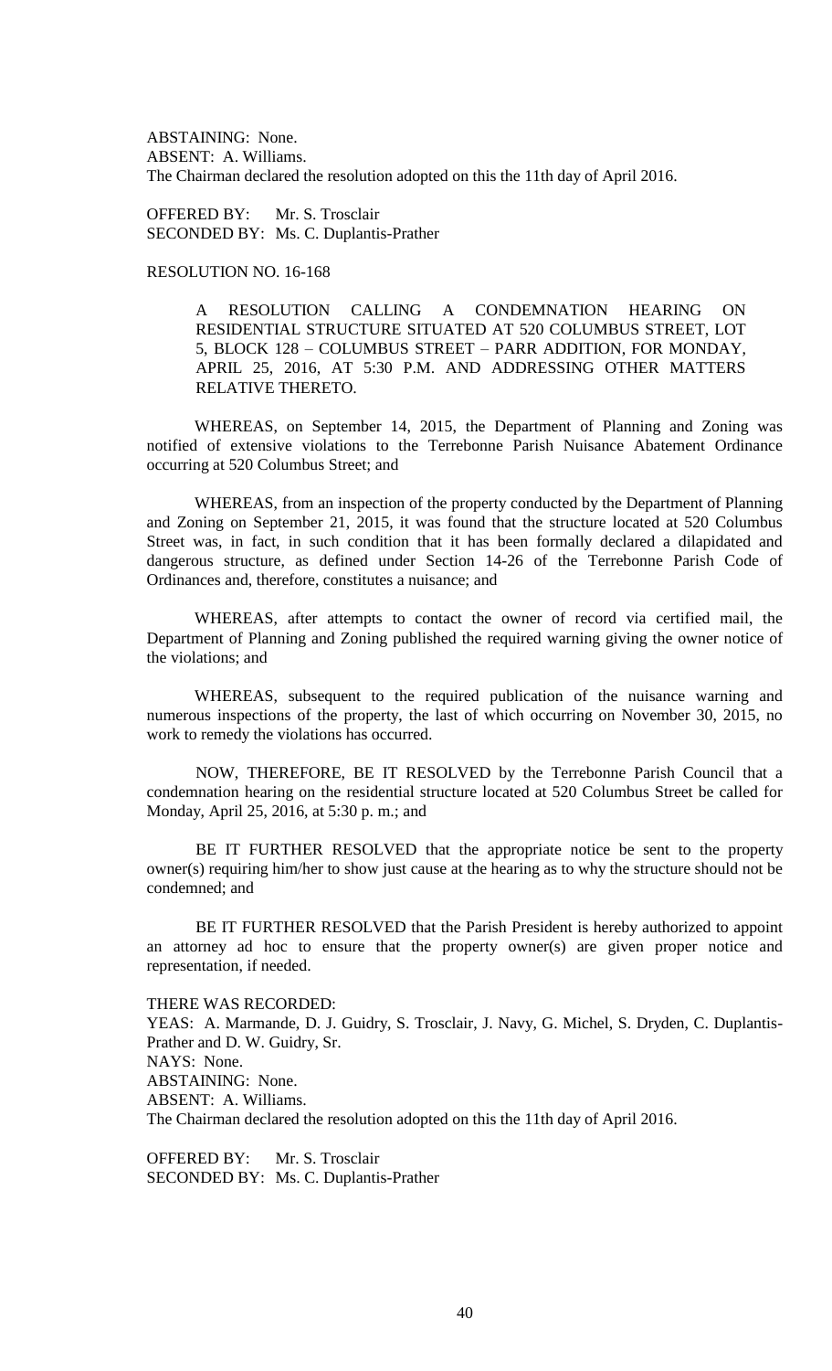ABSTAINING: None.
ABSENT: A. Williams.
The Chairman declared the resolution adopted on this the 11th day of April 2016.

OFFERED BY: Mr. S. Trosclair
SECONDED BY: Ms. C. Duplantis-Prather

RESOLUTION NO. 16-168

A RESOLUTION CALLING A CONDEMNATION HEARING ON RESIDENTIAL STRUCTURE SITUATED AT 520 COLUMBUS STREET, LOT 5, BLOCK 128 – COLUMBUS STREET – PARR ADDITION, FOR MONDAY, APRIL 25, 2016, AT 5:30 P.M. AND ADDRESSING OTHER MATTERS RELATIVE THERETO.

WHEREAS, on September 14, 2015, the Department of Planning and Zoning was notified of extensive violations to the Terrebonne Parish Nuisance Abatement Ordinance occurring at 520 Columbus Street; and

WHEREAS, from an inspection of the property conducted by the Department of Planning and Zoning on September 21, 2015, it was found that the structure located at 520 Columbus Street was, in fact, in such condition that it has been formally declared a dilapidated and dangerous structure, as defined under Section 14-26 of the Terrebonne Parish Code of Ordinances and, therefore, constitutes a nuisance; and

WHEREAS, after attempts to contact the owner of record via certified mail, the Department of Planning and Zoning published the required warning giving the owner notice of the violations; and

WHEREAS, subsequent to the required publication of the nuisance warning and numerous inspections of the property, the last of which occurring on November 30, 2015, no work to remedy the violations has occurred.

NOW, THEREFORE, BE IT RESOLVED by the Terrebonne Parish Council that a condemnation hearing on the residential structure located at 520 Columbus Street be called for Monday, April 25, 2016, at 5:30 p. m.; and

BE IT FURTHER RESOLVED that the appropriate notice be sent to the property owner(s) requiring him/her to show just cause at the hearing as to why the structure should not be condemned; and

BE IT FURTHER RESOLVED that the Parish President is hereby authorized to appoint an attorney ad hoc to ensure that the property owner(s) are given proper notice and representation, if needed.

THERE WAS RECORDED:
YEAS: A. Marmande, D. J. Guidry, S. Trosclair, J. Navy, G. Michel, S. Dryden, C. Duplantis-Prather and D. W. Guidry, Sr.
NAYS: None.
ABSTAINING: None.
ABSENT: A. Williams.
The Chairman declared the resolution adopted on this the 11th day of April 2016.

OFFERED BY: Mr. S. Trosclair
SECONDED BY: Ms. C. Duplantis-Prather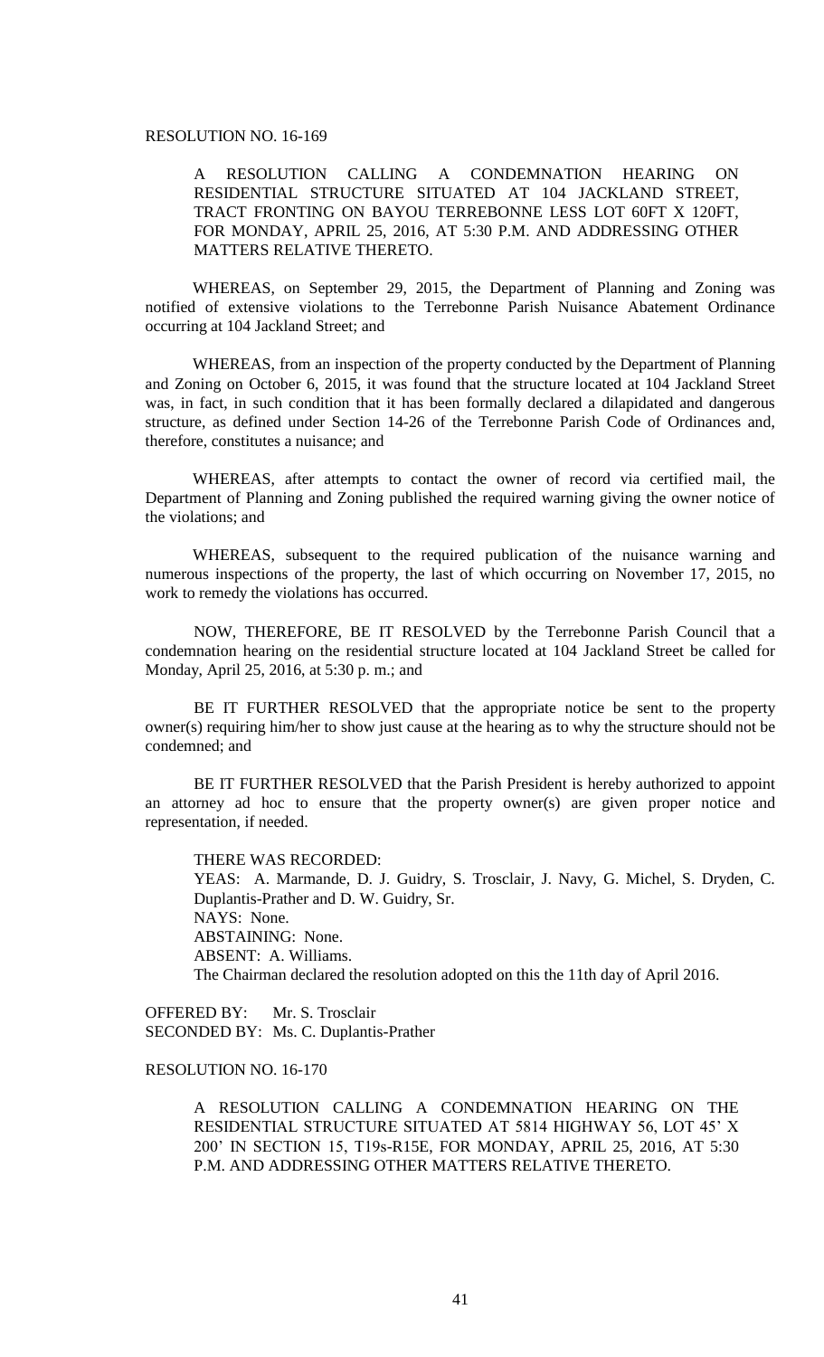RESOLUTION NO. 16-169

A RESOLUTION CALLING A CONDEMNATION HEARING ON RESIDENTIAL STRUCTURE SITUATED AT 104 JACKLAND STREET, TRACT FRONTING ON BAYOU TERREBONNE LESS LOT 60FT X 120FT, FOR MONDAY, APRIL 25, 2016, AT 5:30 P.M. AND ADDRESSING OTHER MATTERS RELATIVE THERETO.

WHEREAS, on September 29, 2015, the Department of Planning and Zoning was notified of extensive violations to the Terrebonne Parish Nuisance Abatement Ordinance occurring at 104 Jackland Street; and

WHEREAS, from an inspection of the property conducted by the Department of Planning and Zoning on October 6, 2015, it was found that the structure located at 104 Jackland Street was, in fact, in such condition that it has been formally declared a dilapidated and dangerous structure, as defined under Section 14-26 of the Terrebonne Parish Code of Ordinances and, therefore, constitutes a nuisance; and

WHEREAS, after attempts to contact the owner of record via certified mail, the Department of Planning and Zoning published the required warning giving the owner notice of the violations; and

WHEREAS, subsequent to the required publication of the nuisance warning and numerous inspections of the property, the last of which occurring on November 17, 2015, no work to remedy the violations has occurred.

NOW, THEREFORE, BE IT RESOLVED by the Terrebonne Parish Council that a condemnation hearing on the residential structure located at 104 Jackland Street be called for Monday, April 25, 2016, at 5:30 p. m.; and

BE IT FURTHER RESOLVED that the appropriate notice be sent to the property owner(s) requiring him/her to show just cause at the hearing as to why the structure should not be condemned; and

BE IT FURTHER RESOLVED that the Parish President is hereby authorized to appoint an attorney ad hoc to ensure that the property owner(s) are given proper notice and representation, if needed.

THERE WAS RECORDED:
YEAS: A. Marmande, D. J. Guidry, S. Trosclair, J. Navy, G. Michel, S. Dryden, C. Duplantis-Prather and D. W. Guidry, Sr.
NAYS: None.
ABSTAINING: None.
ABSENT: A. Williams.
The Chairman declared the resolution adopted on this the 11th day of April 2016.

OFFERED BY: Mr. S. Trosclair
SECONDED BY: Ms. C. Duplantis-Prather

RESOLUTION NO. 16-170

A RESOLUTION CALLING A CONDEMNATION HEARING ON THE RESIDENTIAL STRUCTURE SITUATED AT 5814 HIGHWAY 56, LOT 45' X 200' IN SECTION 15, T19s-R15E, FOR MONDAY, APRIL 25, 2016, AT 5:30 P.M. AND ADDRESSING OTHER MATTERS RELATIVE THERETO.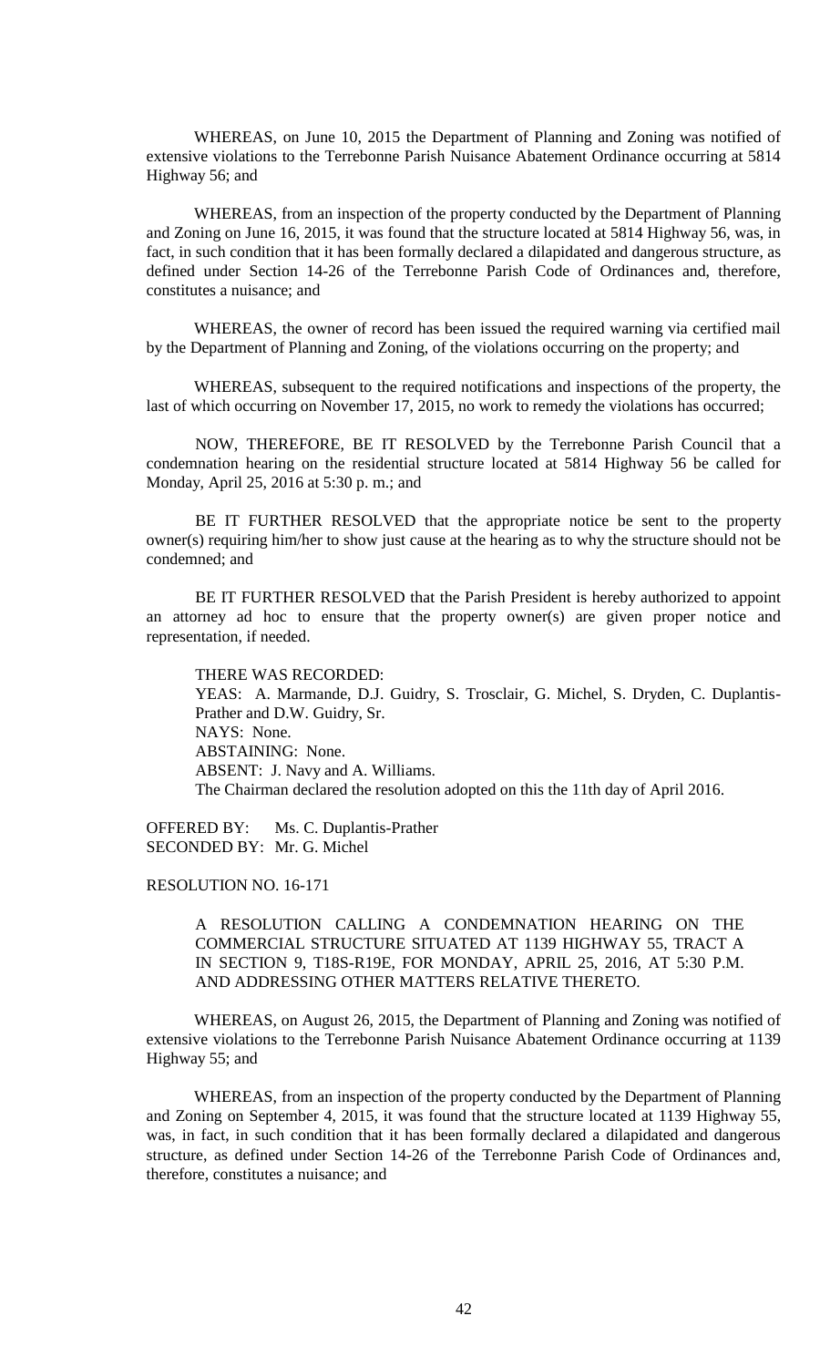WHEREAS, on June 10, 2015 the Department of Planning and Zoning was notified of extensive violations to the Terrebonne Parish Nuisance Abatement Ordinance occurring at 5814 Highway 56; and

WHEREAS, from an inspection of the property conducted by the Department of Planning and Zoning on June 16, 2015, it was found that the structure located at 5814 Highway 56, was, in fact, in such condition that it has been formally declared a dilapidated and dangerous structure, as defined under Section 14-26 of the Terrebonne Parish Code of Ordinances and, therefore, constitutes a nuisance; and

WHEREAS, the owner of record has been issued the required warning via certified mail by the Department of Planning and Zoning, of the violations occurring on the property; and

WHEREAS, subsequent to the required notifications and inspections of the property, the last of which occurring on November 17, 2015, no work to remedy the violations has occurred;

NOW, THEREFORE, BE IT RESOLVED by the Terrebonne Parish Council that a condemnation hearing on the residential structure located at 5814 Highway 56 be called for Monday, April 25, 2016 at 5:30 p. m.; and

BE IT FURTHER RESOLVED that the appropriate notice be sent to the property owner(s) requiring him/her to show just cause at the hearing as to why the structure should not be condemned; and

BE IT FURTHER RESOLVED that the Parish President is hereby authorized to appoint an attorney ad hoc to ensure that the property owner(s) are given proper notice and representation, if needed.

THERE WAS RECORDED:
YEAS: A. Marmande, D.J. Guidry, S. Trosclair, G. Michel, S. Dryden, C. Duplantis-Prather and D.W. Guidry, Sr.
NAYS: None.
ABSTAINING: None.
ABSENT: J. Navy and A. Williams.
The Chairman declared the resolution adopted on this the 11th day of April 2016.

OFFERED BY: Ms. C. Duplantis-Prather
SECONDED BY: Mr. G. Michel

RESOLUTION NO. 16-171

A RESOLUTION CALLING A CONDEMNATION HEARING ON THE COMMERCIAL STRUCTURE SITUATED AT 1139 HIGHWAY 55, TRACT A IN SECTION 9, T18S-R19E, FOR MONDAY, APRIL 25, 2016, AT 5:30 P.M. AND ADDRESSING OTHER MATTERS RELATIVE THERETO.

WHEREAS, on August 26, 2015, the Department of Planning and Zoning was notified of extensive violations to the Terrebonne Parish Nuisance Abatement Ordinance occurring at 1139 Highway 55; and

WHEREAS, from an inspection of the property conducted by the Department of Planning and Zoning on September 4, 2015, it was found that the structure located at 1139 Highway 55, was, in fact, in such condition that it has been formally declared a dilapidated and dangerous structure, as defined under Section 14-26 of the Terrebonne Parish Code of Ordinances and, therefore, constitutes a nuisance; and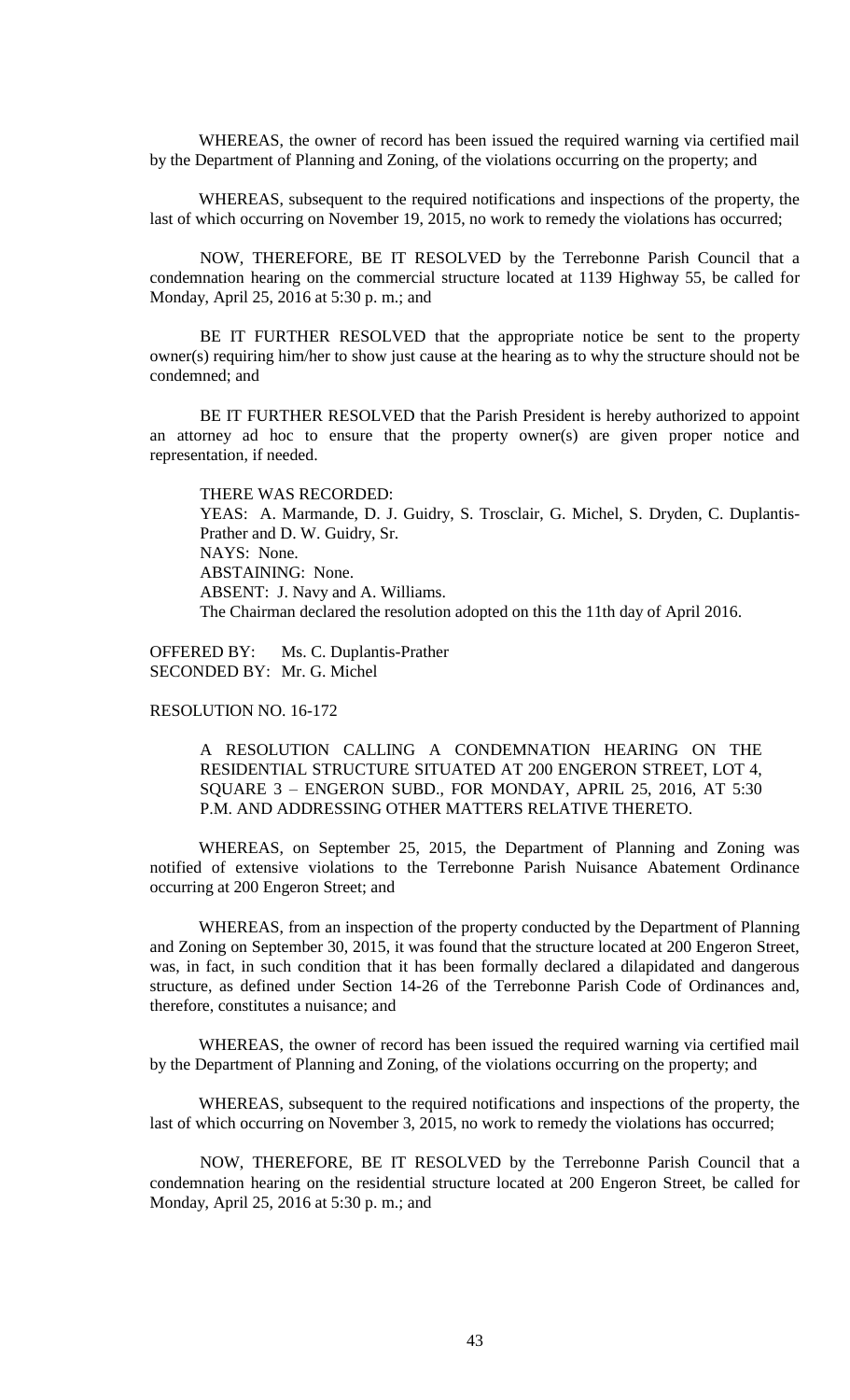WHEREAS, the owner of record has been issued the required warning via certified mail by the Department of Planning and Zoning, of the violations occurring on the property; and

WHEREAS, subsequent to the required notifications and inspections of the property, the last of which occurring on November 19, 2015, no work to remedy the violations has occurred;

NOW, THEREFORE, BE IT RESOLVED by the Terrebonne Parish Council that a condemnation hearing on the commercial structure located at 1139 Highway 55, be called for Monday, April 25, 2016 at 5:30 p. m.; and

BE IT FURTHER RESOLVED that the appropriate notice be sent to the property owner(s) requiring him/her to show just cause at the hearing as to why the structure should not be condemned; and

BE IT FURTHER RESOLVED that the Parish President is hereby authorized to appoint an attorney ad hoc to ensure that the property owner(s) are given proper notice and representation, if needed.

THERE WAS RECORDED:
YEAS: A. Marmande, D. J. Guidry, S. Trosclair, G. Michel, S. Dryden, C. Duplantis-Prather and D. W. Guidry, Sr.
NAYS: None.
ABSTAINING: None.
ABSENT: J. Navy and A. Williams.
The Chairman declared the resolution adopted on this the 11th day of April 2016.

OFFERED BY: Ms. C. Duplantis-Prather
SECONDED BY: Mr. G. Michel

RESOLUTION NO. 16-172

A RESOLUTION CALLING A CONDEMNATION HEARING ON THE RESIDENTIAL STRUCTURE SITUATED AT 200 ENGERON STREET, LOT 4, SQUARE 3 – ENGERON SUBD., FOR MONDAY, APRIL 25, 2016, AT 5:30 P.M. AND ADDRESSING OTHER MATTERS RELATIVE THERETO.

WHEREAS, on September 25, 2015, the Department of Planning and Zoning was notified of extensive violations to the Terrebonne Parish Nuisance Abatement Ordinance occurring at 200 Engeron Street; and

WHEREAS, from an inspection of the property conducted by the Department of Planning and Zoning on September 30, 2015, it was found that the structure located at 200 Engeron Street, was, in fact, in such condition that it has been formally declared a dilapidated and dangerous structure, as defined under Section 14-26 of the Terrebonne Parish Code of Ordinances and, therefore, constitutes a nuisance; and

WHEREAS, the owner of record has been issued the required warning via certified mail by the Department of Planning and Zoning, of the violations occurring on the property; and

WHEREAS, subsequent to the required notifications and inspections of the property, the last of which occurring on November 3, 2015, no work to remedy the violations has occurred;

NOW, THEREFORE, BE IT RESOLVED by the Terrebonne Parish Council that a condemnation hearing on the residential structure located at 200 Engeron Street, be called for Monday, April 25, 2016 at 5:30 p. m.; and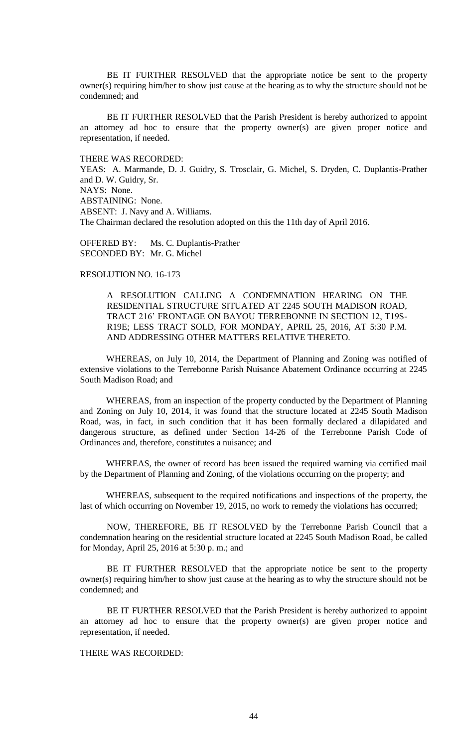BE IT FURTHER RESOLVED that the appropriate notice be sent to the property owner(s) requiring him/her to show just cause at the hearing as to why the structure should not be condemned; and

BE IT FURTHER RESOLVED that the Parish President is hereby authorized to appoint an attorney ad hoc to ensure that the property owner(s) are given proper notice and representation, if needed.

THERE WAS RECORDED:
YEAS: A. Marmande, D. J. Guidry, S. Trosclair, G. Michel, S. Dryden, C. Duplantis-Prather and D. W. Guidry, Sr.
NAYS: None.
ABSTAINING: None.
ABSENT: J. Navy and A. Williams.
The Chairman declared the resolution adopted on this the 11th day of April 2016.

OFFERED BY: Ms. C. Duplantis-Prather
SECONDED BY: Mr. G. Michel

RESOLUTION NO. 16-173

A RESOLUTION CALLING A CONDEMNATION HEARING ON THE RESIDENTIAL STRUCTURE SITUATED AT 2245 SOUTH MADISON ROAD, TRACT 216' FRONTAGE ON BAYOU TERREBONNE IN SECTION 12, T19S-R19E; LESS TRACT SOLD, FOR MONDAY, APRIL 25, 2016, AT 5:30 P.M. AND ADDRESSING OTHER MATTERS RELATIVE THERETO.

WHEREAS, on July 10, 2014, the Department of Planning and Zoning was notified of extensive violations to the Terrebonne Parish Nuisance Abatement Ordinance occurring at 2245 South Madison Road; and

WHEREAS, from an inspection of the property conducted by the Department of Planning and Zoning on July 10, 2014, it was found that the structure located at 2245 South Madison Road, was, in fact, in such condition that it has been formally declared a dilapidated and dangerous structure, as defined under Section 14-26 of the Terrebonne Parish Code of Ordinances and, therefore, constitutes a nuisance; and

WHEREAS, the owner of record has been issued the required warning via certified mail by the Department of Planning and Zoning, of the violations occurring on the property; and

WHEREAS, subsequent to the required notifications and inspections of the property, the last of which occurring on November 19, 2015, no work to remedy the violations has occurred;

NOW, THEREFORE, BE IT RESOLVED by the Terrebonne Parish Council that a condemnation hearing on the residential structure located at 2245 South Madison Road, be called for Monday, April 25, 2016 at 5:30 p. m.; and

BE IT FURTHER RESOLVED that the appropriate notice be sent to the property owner(s) requiring him/her to show just cause at the hearing as to why the structure should not be condemned; and

BE IT FURTHER RESOLVED that the Parish President is hereby authorized to appoint an attorney ad hoc to ensure that the property owner(s) are given proper notice and representation, if needed.

THERE WAS RECORDED: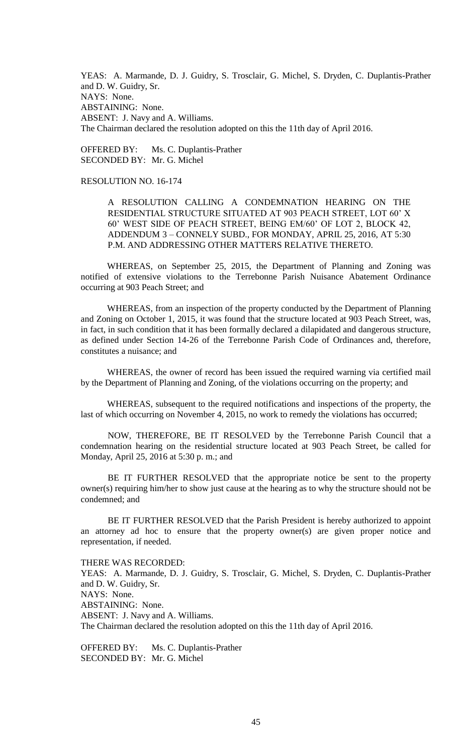YEAS: A. Marmande, D. J. Guidry, S. Trosclair, G. Michel, S. Dryden, C. Duplantis-Prather and D. W. Guidry, Sr.
NAYS: None.
ABSTAINING: None.
ABSENT: J. Navy and A. Williams.
The Chairman declared the resolution adopted on this the 11th day of April 2016.

OFFERED BY: Ms. C. Duplantis-Prather
SECONDED BY: Mr. G. Michel

RESOLUTION NO. 16-174

A RESOLUTION CALLING A CONDEMNATION HEARING ON THE RESIDENTIAL STRUCTURE SITUATED AT 903 PEACH STREET, LOT 60' X 60' WEST SIDE OF PEACH STREET, BEING EM/60' OF LOT 2, BLOCK 42, ADDENDUM 3 – CONNELY SUBD., FOR MONDAY, APRIL 25, 2016, AT 5:30 P.M. AND ADDRESSING OTHER MATTERS RELATIVE THERETO.

WHEREAS, on September 25, 2015, the Department of Planning and Zoning was notified of extensive violations to the Terrebonne Parish Nuisance Abatement Ordinance occurring at 903 Peach Street; and

WHEREAS, from an inspection of the property conducted by the Department of Planning and Zoning on October 1, 2015, it was found that the structure located at 903 Peach Street, was, in fact, in such condition that it has been formally declared a dilapidated and dangerous structure, as defined under Section 14-26 of the Terrebonne Parish Code of Ordinances and, therefore, constitutes a nuisance; and

WHEREAS, the owner of record has been issued the required warning via certified mail by the Department of Planning and Zoning, of the violations occurring on the property; and

WHEREAS, subsequent to the required notifications and inspections of the property, the last of which occurring on November 4, 2015, no work to remedy the violations has occurred;

NOW, THEREFORE, BE IT RESOLVED by the Terrebonne Parish Council that a condemnation hearing on the residential structure located at 903 Peach Street, be called for Monday, April 25, 2016 at 5:30 p. m.; and

BE IT FURTHER RESOLVED that the appropriate notice be sent to the property owner(s) requiring him/her to show just cause at the hearing as to why the structure should not be condemned; and

BE IT FURTHER RESOLVED that the Parish President is hereby authorized to appoint an attorney ad hoc to ensure that the property owner(s) are given proper notice and representation, if needed.

THERE WAS RECORDED:
YEAS: A. Marmande, D. J. Guidry, S. Trosclair, G. Michel, S. Dryden, C. Duplantis-Prather and D. W. Guidry, Sr.
NAYS: None.
ABSTAINING: None.
ABSENT: J. Navy and A. Williams.
The Chairman declared the resolution adopted on this the 11th day of April 2016.

OFFERED BY: Ms. C. Duplantis-Prather
SECONDED BY: Mr. G. Michel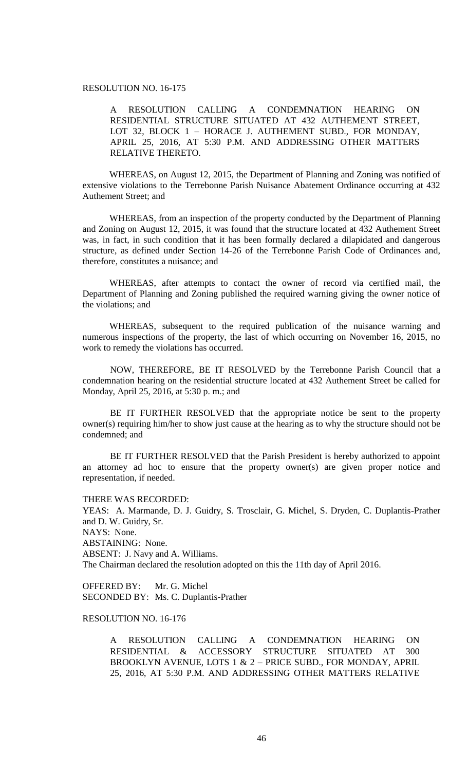RESOLUTION NO. 16-175

A RESOLUTION CALLING A CONDEMNATION HEARING ON RESIDENTIAL STRUCTURE SITUATED AT 432 AUTHEMENT STREET, LOT 32, BLOCK 1 – HORACE J. AUTHEMENT SUBD., FOR MONDAY, APRIL 25, 2016, AT 5:30 P.M. AND ADDRESSING OTHER MATTERS RELATIVE THERETO.

WHEREAS, on August 12, 2015, the Department of Planning and Zoning was notified of extensive violations to the Terrebonne Parish Nuisance Abatement Ordinance occurring at 432 Authement Street; and

WHEREAS, from an inspection of the property conducted by the Department of Planning and Zoning on August 12, 2015, it was found that the structure located at 432 Authement Street was, in fact, in such condition that it has been formally declared a dilapidated and dangerous structure, as defined under Section 14-26 of the Terrebonne Parish Code of Ordinances and, therefore, constitutes a nuisance; and

WHEREAS, after attempts to contact the owner of record via certified mail, the Department of Planning and Zoning published the required warning giving the owner notice of the violations; and

WHEREAS, subsequent to the required publication of the nuisance warning and numerous inspections of the property, the last of which occurring on November 16, 2015, no work to remedy the violations has occurred.

NOW, THEREFORE, BE IT RESOLVED by the Terrebonne Parish Council that a condemnation hearing on the residential structure located at 432 Authement Street be called for Monday, April 25, 2016, at 5:30 p. m.; and

BE IT FURTHER RESOLVED that the appropriate notice be sent to the property owner(s) requiring him/her to show just cause at the hearing as to why the structure should not be condemned; and

BE IT FURTHER RESOLVED that the Parish President is hereby authorized to appoint an attorney ad hoc to ensure that the property owner(s) are given proper notice and representation, if needed.

THERE WAS RECORDED:
YEAS: A. Marmande, D. J. Guidry, S. Trosclair, G. Michel, S. Dryden, C. Duplantis-Prather and D. W. Guidry, Sr.
NAYS: None.
ABSTAINING: None.
ABSENT: J. Navy and A. Williams.
The Chairman declared the resolution adopted on this the 11th day of April 2016.

OFFERED BY: Mr. G. Michel
SECONDED BY: Ms. C. Duplantis-Prather

RESOLUTION NO. 16-176

A RESOLUTION CALLING A CONDEMNATION HEARING ON RESIDENTIAL & ACCESSORY STRUCTURE SITUATED AT 300 BROOKLYN AVENUE, LOTS 1 & 2 – PRICE SUBD., FOR MONDAY, APRIL 25, 2016, AT 5:30 P.M. AND ADDRESSING OTHER MATTERS RELATIVE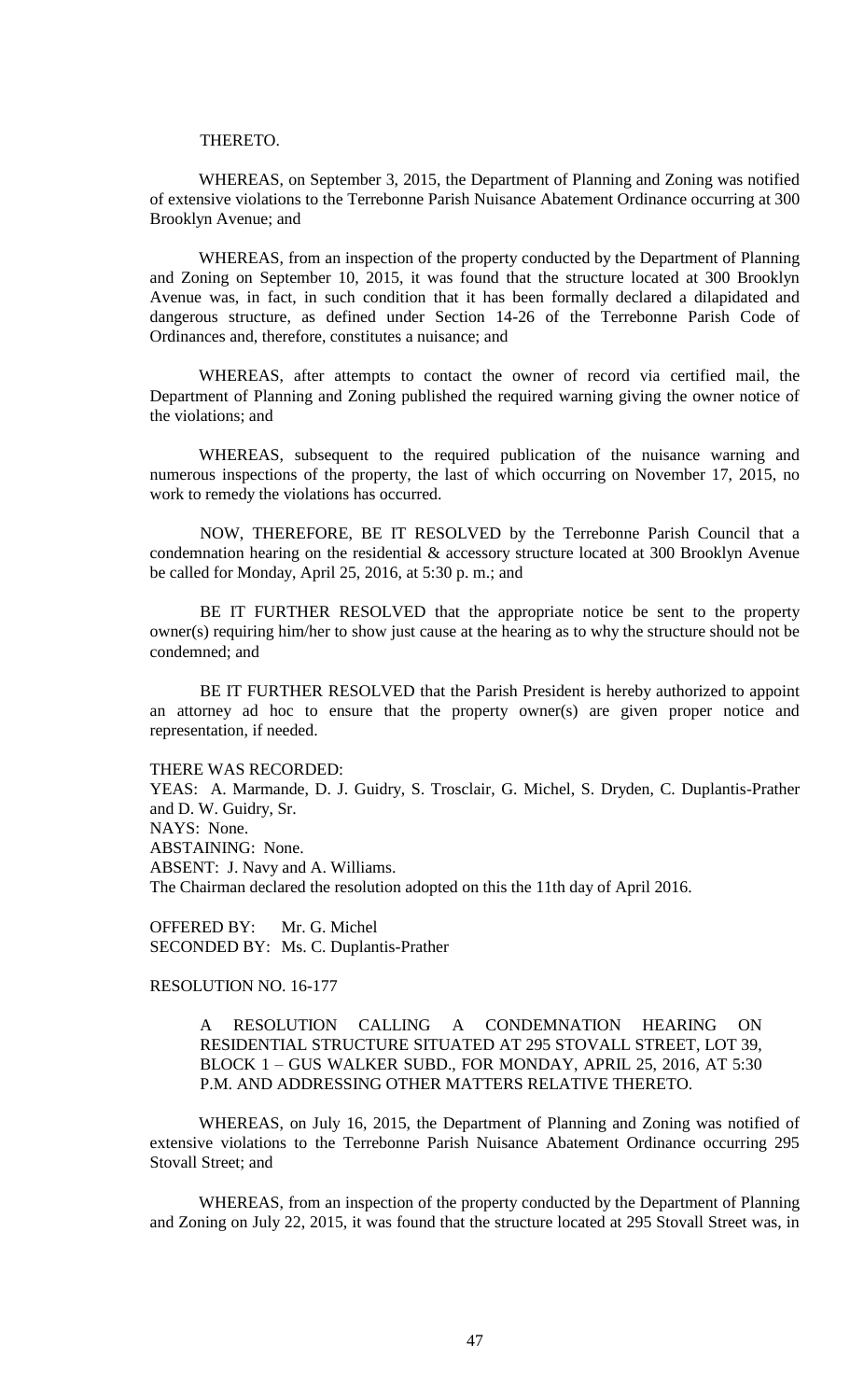THERETO.

WHEREAS, on September 3, 2015, the Department of Planning and Zoning was notified of extensive violations to the Terrebonne Parish Nuisance Abatement Ordinance occurring at 300 Brooklyn Avenue; and

WHEREAS, from an inspection of the property conducted by the Department of Planning and Zoning on September 10, 2015, it was found that the structure located at 300 Brooklyn Avenue was, in fact, in such condition that it has been formally declared a dilapidated and dangerous structure, as defined under Section 14-26 of the Terrebonne Parish Code of Ordinances and, therefore, constitutes a nuisance; and

WHEREAS, after attempts to contact the owner of record via certified mail, the Department of Planning and Zoning published the required warning giving the owner notice of the violations; and

WHEREAS, subsequent to the required publication of the nuisance warning and numerous inspections of the property, the last of which occurring on November 17, 2015, no work to remedy the violations has occurred.

NOW, THEREFORE, BE IT RESOLVED by the Terrebonne Parish Council that a condemnation hearing on the residential & accessory structure located at 300 Brooklyn Avenue be called for Monday, April 25, 2016, at 5:30 p. m.; and

BE IT FURTHER RESOLVED that the appropriate notice be sent to the property owner(s) requiring him/her to show just cause at the hearing as to why the structure should not be condemned; and

BE IT FURTHER RESOLVED that the Parish President is hereby authorized to appoint an attorney ad hoc to ensure that the property owner(s) are given proper notice and representation, if needed.

THERE WAS RECORDED:
YEAS: A. Marmande, D. J. Guidry, S. Trosclair, G. Michel, S. Dryden, C. Duplantis-Prather and D. W. Guidry, Sr.
NAYS: None.
ABSTAINING: None.
ABSENT: J. Navy and A. Williams.
The Chairman declared the resolution adopted on this the 11th day of April 2016.

OFFERED BY: Mr. G. Michel
SECONDED BY: Ms. C. Duplantis-Prather

RESOLUTION NO. 16-177

A RESOLUTION CALLING A CONDEMNATION HEARING ON RESIDENTIAL STRUCTURE SITUATED AT 295 STOVALL STREET, LOT 39, BLOCK 1 – GUS WALKER SUBD., FOR MONDAY, APRIL 25, 2016, AT 5:30 P.M. AND ADDRESSING OTHER MATTERS RELATIVE THERETO.

WHEREAS, on July 16, 2015, the Department of Planning and Zoning was notified of extensive violations to the Terrebonne Parish Nuisance Abatement Ordinance occurring 295 Stovall Street; and

WHEREAS, from an inspection of the property conducted by the Department of Planning and Zoning on July 22, 2015, it was found that the structure located at 295 Stovall Street was, in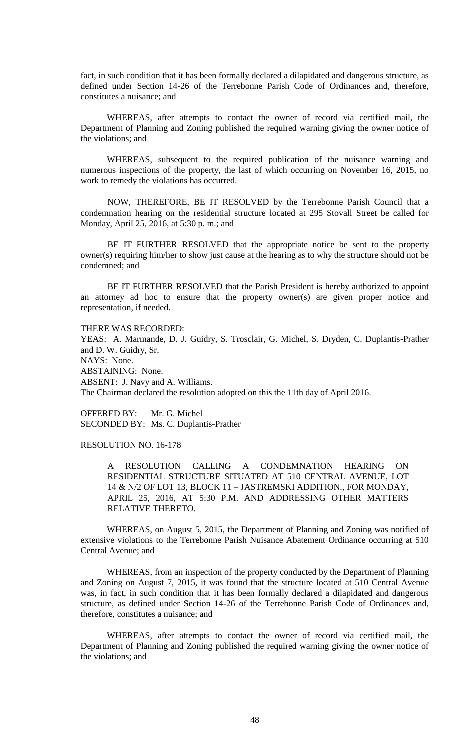fact, in such condition that it has been formally declared a dilapidated and dangerous structure, as defined under Section 14-26 of the Terrebonne Parish Code of Ordinances and, therefore, constitutes a nuisance; and

WHEREAS, after attempts to contact the owner of record via certified mail, the Department of Planning and Zoning published the required warning giving the owner notice of the violations; and

WHEREAS, subsequent to the required publication of the nuisance warning and numerous inspections of the property, the last of which occurring on November 16, 2015, no work to remedy the violations has occurred.

NOW, THEREFORE, BE IT RESOLVED by the Terrebonne Parish Council that a condemnation hearing on the residential structure located at 295 Stovall Street be called for Monday, April 25, 2016, at 5:30 p. m.; and

BE IT FURTHER RESOLVED that the appropriate notice be sent to the property owner(s) requiring him/her to show just cause at the hearing as to why the structure should not be condemned; and

BE IT FURTHER RESOLVED that the Parish President is hereby authorized to appoint an attorney ad hoc to ensure that the property owner(s) are given proper notice and representation, if needed.

THERE WAS RECORDED:
YEAS: A. Marmande, D. J. Guidry, S. Trosclair, G. Michel, S. Dryden, C. Duplantis-Prather and D. W. Guidry, Sr.
NAYS: None.
ABSTAINING: None.
ABSENT: J. Navy and A. Williams.
The Chairman declared the resolution adopted on this the 11th day of April 2016.

OFFERED BY: Mr. G. Michel
SECONDED BY: Ms. C. Duplantis-Prather

RESOLUTION NO. 16-178

A RESOLUTION CALLING A CONDEMNATION HEARING ON RESIDENTIAL STRUCTURE SITUATED AT 510 CENTRAL AVENUE, LOT 14 & N/2 OF LOT 13, BLOCK 11 – JASTREMSKI ADDITION., FOR MONDAY, APRIL 25, 2016, AT 5:30 P.M. AND ADDRESSING OTHER MATTERS RELATIVE THERETO.

WHEREAS, on August 5, 2015, the Department of Planning and Zoning was notified of extensive violations to the Terrebonne Parish Nuisance Abatement Ordinance occurring at 510 Central Avenue; and

WHEREAS, from an inspection of the property conducted by the Department of Planning and Zoning on August 7, 2015, it was found that the structure located at 510 Central Avenue was, in fact, in such condition that it has been formally declared a dilapidated and dangerous structure, as defined under Section 14-26 of the Terrebonne Parish Code of Ordinances and, therefore, constitutes a nuisance; and

WHEREAS, after attempts to contact the owner of record via certified mail, the Department of Planning and Zoning published the required warning giving the owner notice of the violations; and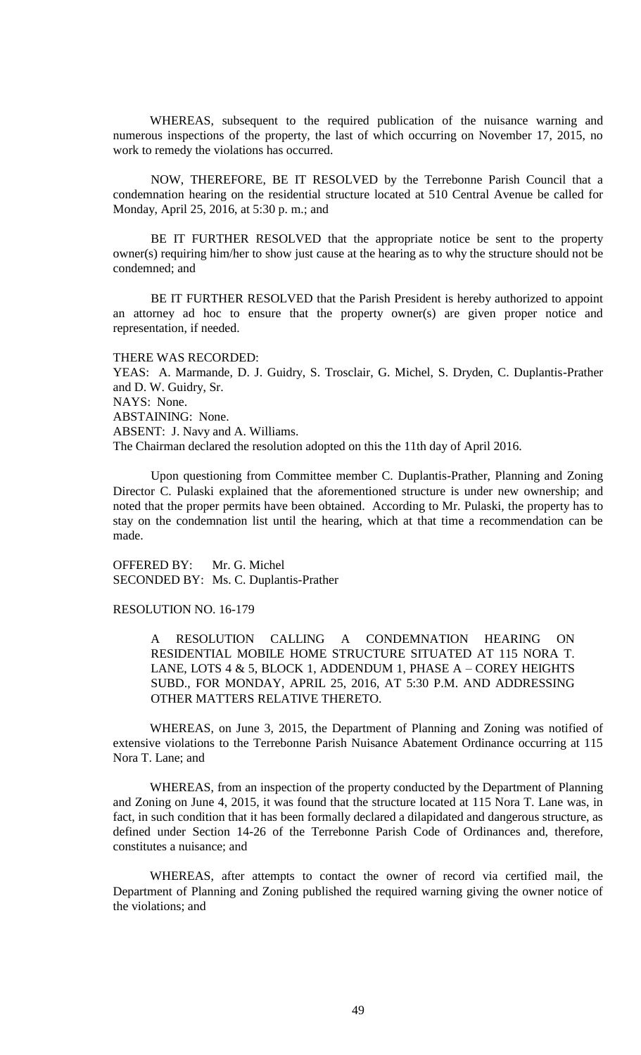WHEREAS, subsequent to the required publication of the nuisance warning and numerous inspections of the property, the last of which occurring on November 17, 2015, no work to remedy the violations has occurred.

NOW, THEREFORE, BE IT RESOLVED by the Terrebonne Parish Council that a condemnation hearing on the residential structure located at 510 Central Avenue be called for Monday, April 25, 2016, at 5:30 p. m.; and

BE IT FURTHER RESOLVED that the appropriate notice be sent to the property owner(s) requiring him/her to show just cause at the hearing as to why the structure should not be condemned; and

BE IT FURTHER RESOLVED that the Parish President is hereby authorized to appoint an attorney ad hoc to ensure that the property owner(s) are given proper notice and representation, if needed.

THERE WAS RECORDED:
YEAS: A. Marmande, D. J. Guidry, S. Trosclair, G. Michel, S. Dryden, C. Duplantis-Prather and D. W. Guidry, Sr.
NAYS: None.
ABSTAINING: None.
ABSENT: J. Navy and A. Williams.
The Chairman declared the resolution adopted on this the 11th day of April 2016.

Upon questioning from Committee member C. Duplantis-Prather, Planning and Zoning Director C. Pulaski explained that the aforementioned structure is under new ownership; and noted that the proper permits have been obtained. According to Mr. Pulaski, the property has to stay on the condemnation list until the hearing, which at that time a recommendation can be made.

OFFERED BY: Mr. G. Michel
SECONDED BY: Ms. C. Duplantis-Prather

RESOLUTION NO. 16-179

A RESOLUTION CALLING A CONDEMNATION HEARING ON RESIDENTIAL MOBILE HOME STRUCTURE SITUATED AT 115 NORA T. LANE, LOTS 4 & 5, BLOCK 1, ADDENDUM 1, PHASE A – COREY HEIGHTS SUBD., FOR MONDAY, APRIL 25, 2016, AT 5:30 P.M. AND ADDRESSING OTHER MATTERS RELATIVE THERETO.

WHEREAS, on June 3, 2015, the Department of Planning and Zoning was notified of extensive violations to the Terrebonne Parish Nuisance Abatement Ordinance occurring at 115 Nora T. Lane; and

WHEREAS, from an inspection of the property conducted by the Department of Planning and Zoning on June 4, 2015, it was found that the structure located at 115 Nora T. Lane was, in fact, in such condition that it has been formally declared a dilapidated and dangerous structure, as defined under Section 14-26 of the Terrebonne Parish Code of Ordinances and, therefore, constitutes a nuisance; and

WHEREAS, after attempts to contact the owner of record via certified mail, the Department of Planning and Zoning published the required warning giving the owner notice of the violations; and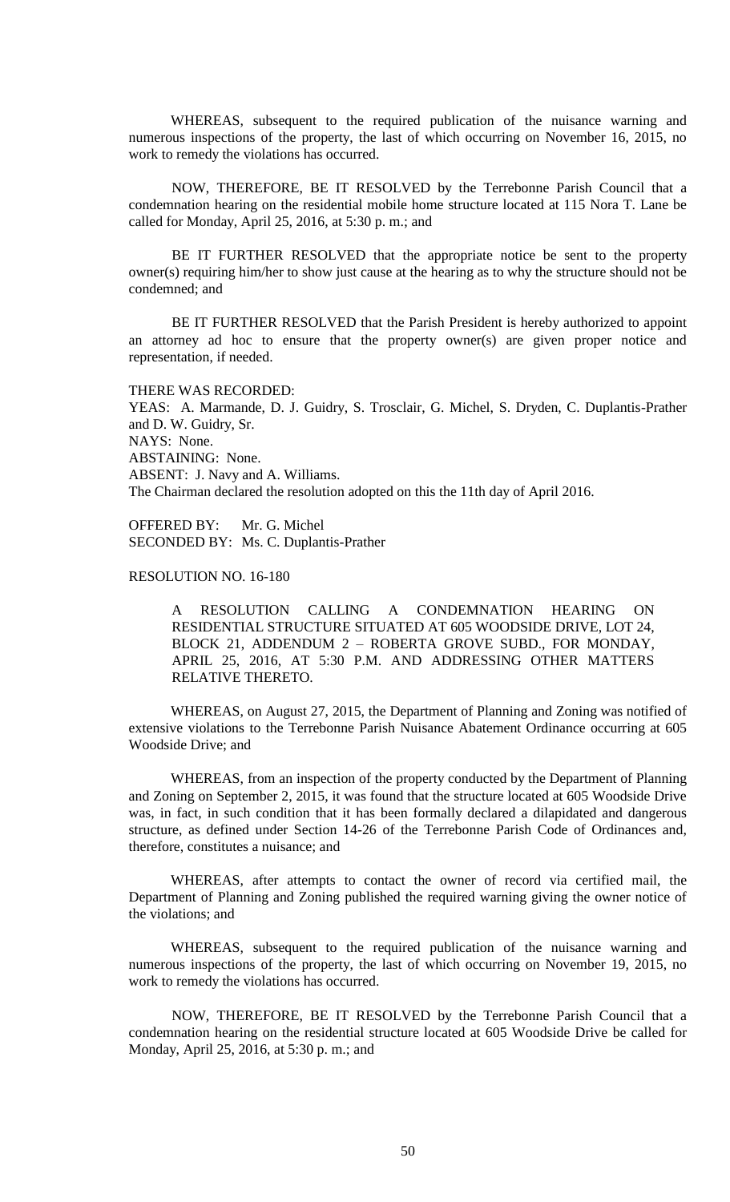WHEREAS, subsequent to the required publication of the nuisance warning and numerous inspections of the property, the last of which occurring on November 16, 2015, no work to remedy the violations has occurred.

NOW, THEREFORE, BE IT RESOLVED by the Terrebonne Parish Council that a condemnation hearing on the residential mobile home structure located at 115 Nora T. Lane be called for Monday, April 25, 2016, at 5:30 p. m.; and

BE IT FURTHER RESOLVED that the appropriate notice be sent to the property owner(s) requiring him/her to show just cause at the hearing as to why the structure should not be condemned; and

BE IT FURTHER RESOLVED that the Parish President is hereby authorized to appoint an attorney ad hoc to ensure that the property owner(s) are given proper notice and representation, if needed.

THERE WAS RECORDED:
YEAS: A. Marmande, D. J. Guidry, S. Trosclair, G. Michel, S. Dryden, C. Duplantis-Prather and D. W. Guidry, Sr.
NAYS: None.
ABSTAINING: None.
ABSENT: J. Navy and A. Williams.
The Chairman declared the resolution adopted on this the 11th day of April 2016.

OFFERED BY: Mr. G. Michel
SECONDED BY: Ms. C. Duplantis-Prather

RESOLUTION NO. 16-180

A RESOLUTION CALLING A CONDEMNATION HEARING ON RESIDENTIAL STRUCTURE SITUATED AT 605 WOODSIDE DRIVE, LOT 24, BLOCK 21, ADDENDUM 2 – ROBERTA GROVE SUBD., FOR MONDAY, APRIL 25, 2016, AT 5:30 P.M. AND ADDRESSING OTHER MATTERS RELATIVE THERETO.

WHEREAS, on August 27, 2015, the Department of Planning and Zoning was notified of extensive violations to the Terrebonne Parish Nuisance Abatement Ordinance occurring at 605 Woodside Drive; and

WHEREAS, from an inspection of the property conducted by the Department of Planning and Zoning on September 2, 2015, it was found that the structure located at 605 Woodside Drive was, in fact, in such condition that it has been formally declared a dilapidated and dangerous structure, as defined under Section 14-26 of the Terrebonne Parish Code of Ordinances and, therefore, constitutes a nuisance; and

WHEREAS, after attempts to contact the owner of record via certified mail, the Department of Planning and Zoning published the required warning giving the owner notice of the violations; and

WHEREAS, subsequent to the required publication of the nuisance warning and numerous inspections of the property, the last of which occurring on November 19, 2015, no work to remedy the violations has occurred.

NOW, THEREFORE, BE IT RESOLVED by the Terrebonne Parish Council that a condemnation hearing on the residential structure located at 605 Woodside Drive be called for Monday, April 25, 2016, at 5:30 p. m.; and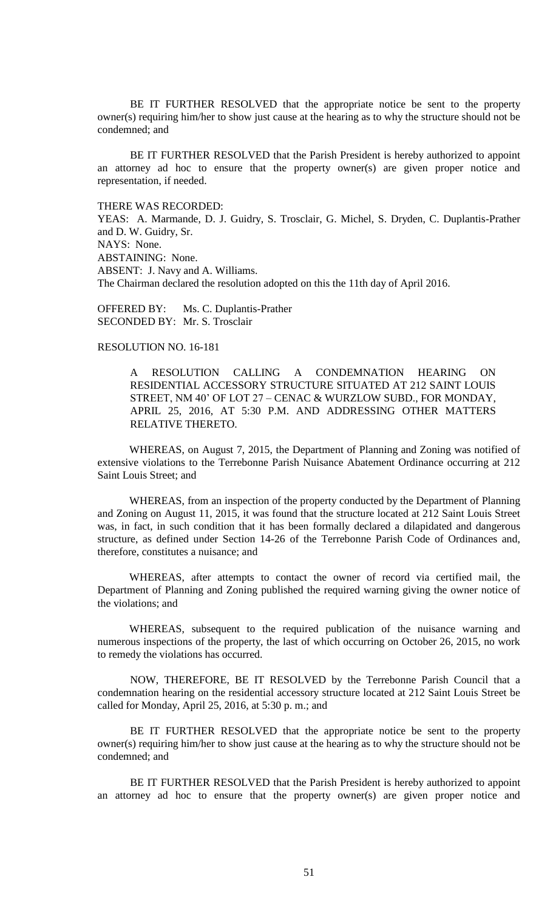BE IT FURTHER RESOLVED that the appropriate notice be sent to the property owner(s) requiring him/her to show just cause at the hearing as to why the structure should not be condemned; and

BE IT FURTHER RESOLVED that the Parish President is hereby authorized to appoint an attorney ad hoc to ensure that the property owner(s) are given proper notice and representation, if needed.

THERE WAS RECORDED:
YEAS: A. Marmande, D. J. Guidry, S. Trosclair, G. Michel, S. Dryden, C. Duplantis-Prather and D. W. Guidry, Sr.
NAYS: None.
ABSTAINING: None.
ABSENT: J. Navy and A. Williams.
The Chairman declared the resolution adopted on this the 11th day of April 2016.

OFFERED BY: Ms. C. Duplantis-Prather
SECONDED BY: Mr. S. Trosclair

RESOLUTION NO. 16-181

A RESOLUTION CALLING A CONDEMNATION HEARING ON RESIDENTIAL ACCESSORY STRUCTURE SITUATED AT 212 SAINT LOUIS STREET, NM 40' OF LOT 27 – CENAC & WURZLOW SUBD., FOR MONDAY, APRIL 25, 2016, AT 5:30 P.M. AND ADDRESSING OTHER MATTERS RELATIVE THERETO.

WHEREAS, on August 7, 2015, the Department of Planning and Zoning was notified of extensive violations to the Terrebonne Parish Nuisance Abatement Ordinance occurring at 212 Saint Louis Street; and

WHEREAS, from an inspection of the property conducted by the Department of Planning and Zoning on August 11, 2015, it was found that the structure located at 212 Saint Louis Street was, in fact, in such condition that it has been formally declared a dilapidated and dangerous structure, as defined under Section 14-26 of the Terrebonne Parish Code of Ordinances and, therefore, constitutes a nuisance; and

WHEREAS, after attempts to contact the owner of record via certified mail, the Department of Planning and Zoning published the required warning giving the owner notice of the violations; and

WHEREAS, subsequent to the required publication of the nuisance warning and numerous inspections of the property, the last of which occurring on October 26, 2015, no work to remedy the violations has occurred.

NOW, THEREFORE, BE IT RESOLVED by the Terrebonne Parish Council that a condemnation hearing on the residential accessory structure located at 212 Saint Louis Street be called for Monday, April 25, 2016, at 5:30 p. m.; and

BE IT FURTHER RESOLVED that the appropriate notice be sent to the property owner(s) requiring him/her to show just cause at the hearing as to why the structure should not be condemned; and

BE IT FURTHER RESOLVED that the Parish President is hereby authorized to appoint an attorney ad hoc to ensure that the property owner(s) are given proper notice and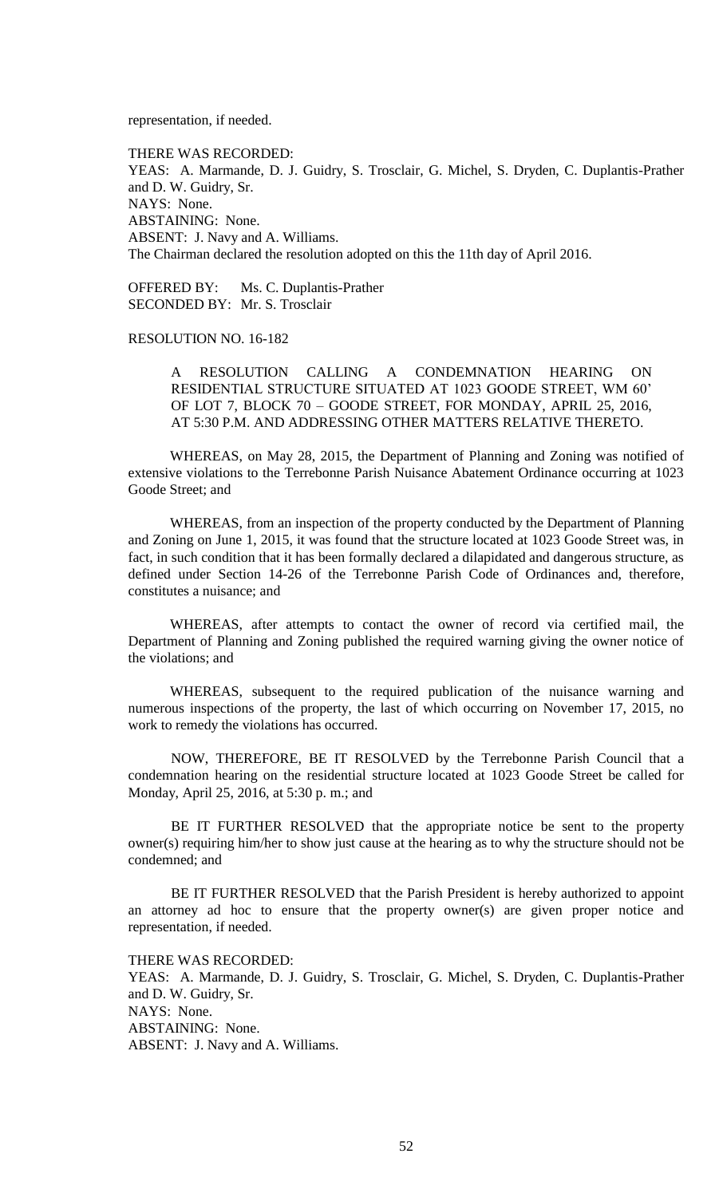representation, if needed.

THERE WAS RECORDED:
YEAS: A. Marmande, D. J. Guidry, S. Trosclair, G. Michel, S. Dryden, C. Duplantis-Prather and D. W. Guidry, Sr.
NAYS: None.
ABSTAINING: None.
ABSENT: J. Navy and A. Williams.
The Chairman declared the resolution adopted on this the 11th day of April 2016.

OFFERED BY: Ms. C. Duplantis-Prather
SECONDED BY: Mr. S. Trosclair

RESOLUTION NO. 16-182

A RESOLUTION CALLING A CONDEMNATION HEARING ON RESIDENTIAL STRUCTURE SITUATED AT 1023 GOODE STREET, WM 60' OF LOT 7, BLOCK 70 – GOODE STREET, FOR MONDAY, APRIL 25, 2016, AT 5:30 P.M. AND ADDRESSING OTHER MATTERS RELATIVE THERETO.

WHEREAS, on May 28, 2015, the Department of Planning and Zoning was notified of extensive violations to the Terrebonne Parish Nuisance Abatement Ordinance occurring at 1023 Goode Street; and

WHEREAS, from an inspection of the property conducted by the Department of Planning and Zoning on June 1, 2015, it was found that the structure located at 1023 Goode Street was, in fact, in such condition that it has been formally declared a dilapidated and dangerous structure, as defined under Section 14-26 of the Terrebonne Parish Code of Ordinances and, therefore, constitutes a nuisance; and

WHEREAS, after attempts to contact the owner of record via certified mail, the Department of Planning and Zoning published the required warning giving the owner notice of the violations; and

WHEREAS, subsequent to the required publication of the nuisance warning and numerous inspections of the property, the last of which occurring on November 17, 2015, no work to remedy the violations has occurred.

NOW, THEREFORE, BE IT RESOLVED by the Terrebonne Parish Council that a condemnation hearing on the residential structure located at 1023 Goode Street be called for Monday, April 25, 2016, at 5:30 p. m.; and

BE IT FURTHER RESOLVED that the appropriate notice be sent to the property owner(s) requiring him/her to show just cause at the hearing as to why the structure should not be condemned; and

BE IT FURTHER RESOLVED that the Parish President is hereby authorized to appoint an attorney ad hoc to ensure that the property owner(s) are given proper notice and representation, if needed.

THERE WAS RECORDED:
YEAS: A. Marmande, D. J. Guidry, S. Trosclair, G. Michel, S. Dryden, C. Duplantis-Prather and D. W. Guidry, Sr.
NAYS: None.
ABSTAINING: None.
ABSENT: J. Navy and A. Williams.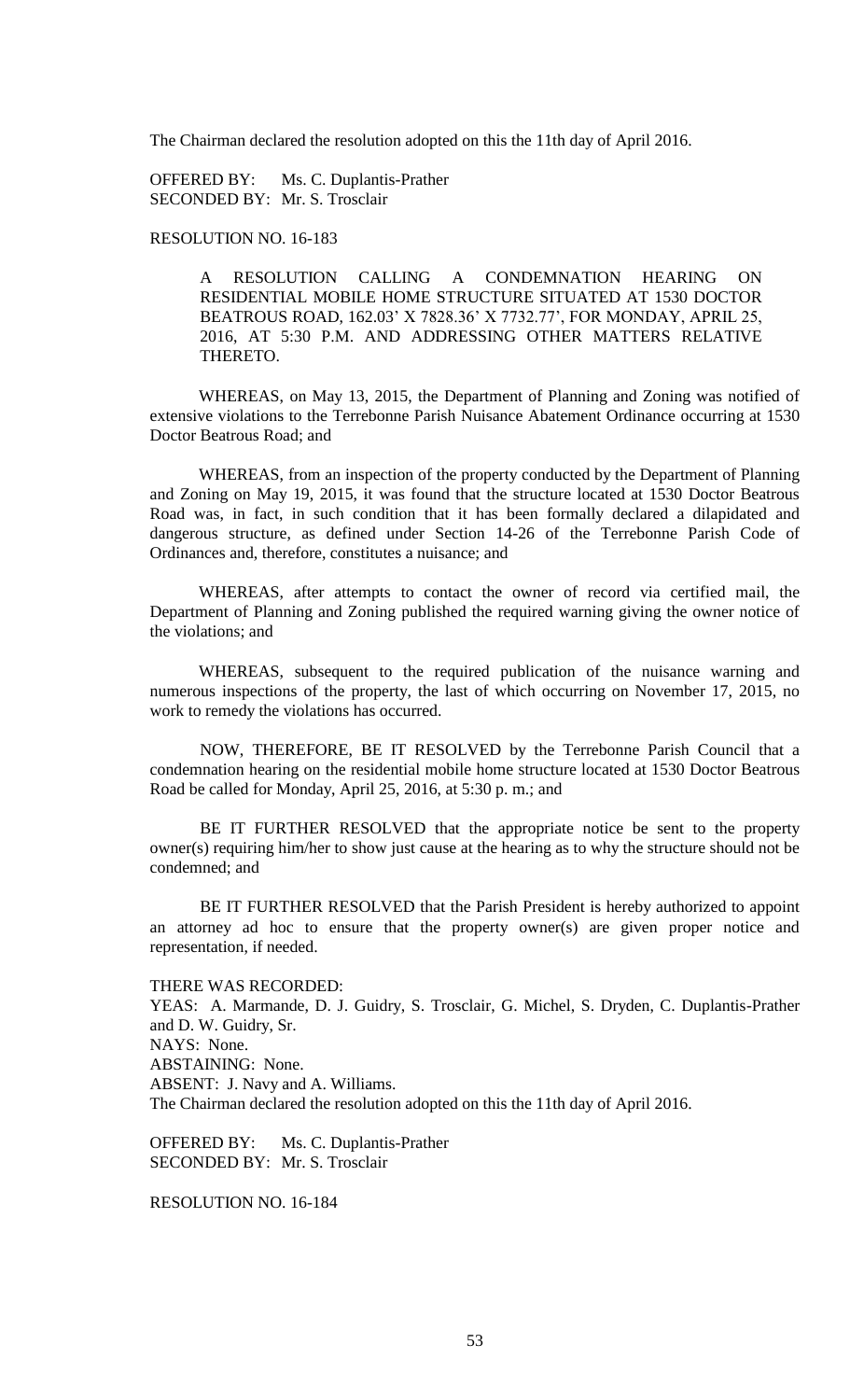The Chairman declared the resolution adopted on this the 11th day of April 2016.

OFFERED BY: Ms. C. Duplantis-Prather
SECONDED BY: Mr. S. Trosclair

RESOLUTION NO. 16-183

> A RESOLUTION CALLING A CONDEMNATION HEARING ON RESIDENTIAL MOBILE HOME STRUCTURE SITUATED AT 1530 DOCTOR BEATROUS ROAD, 162.03' X 7828.36' X 7732.77', FOR MONDAY, APRIL 25, 2016, AT 5:30 P.M. AND ADDRESSING OTHER MATTERS RELATIVE THERETO.

WHEREAS, on May 13, 2015, the Department of Planning and Zoning was notified of extensive violations to the Terrebonne Parish Nuisance Abatement Ordinance occurring at 1530 Doctor Beatrous Road; and

WHEREAS, from an inspection of the property conducted by the Department of Planning and Zoning on May 19, 2015, it was found that the structure located at 1530 Doctor Beatrous Road was, in fact, in such condition that it has been formally declared a dilapidated and dangerous structure, as defined under Section 14-26 of the Terrebonne Parish Code of Ordinances and, therefore, constitutes a nuisance; and

WHEREAS, after attempts to contact the owner of record via certified mail, the Department of Planning and Zoning published the required warning giving the owner notice of the violations; and

WHEREAS, subsequent to the required publication of the nuisance warning and numerous inspections of the property, the last of which occurring on November 17, 2015, no work to remedy the violations has occurred.

NOW, THEREFORE, BE IT RESOLVED by the Terrebonne Parish Council that a condemnation hearing on the residential mobile home structure located at 1530 Doctor Beatrous Road be called for Monday, April 25, 2016, at 5:30 p. m.; and

BE IT FURTHER RESOLVED that the appropriate notice be sent to the property owner(s) requiring him/her to show just cause at the hearing as to why the structure should not be condemned; and

BE IT FURTHER RESOLVED that the Parish President is hereby authorized to appoint an attorney ad hoc to ensure that the property owner(s) are given proper notice and representation, if needed.

THERE WAS RECORDED:
YEAS: A. Marmande, D. J. Guidry, S. Trosclair, G. Michel, S. Dryden, C. Duplantis-Prather and D. W. Guidry, Sr.
NAYS: None.
ABSTAINING: None.
ABSENT: J. Navy and A. Williams.
The Chairman declared the resolution adopted on this the 11th day of April 2016.

OFFERED BY: Ms. C. Duplantis-Prather
SECONDED BY: Mr. S. Trosclair

RESOLUTION NO. 16-184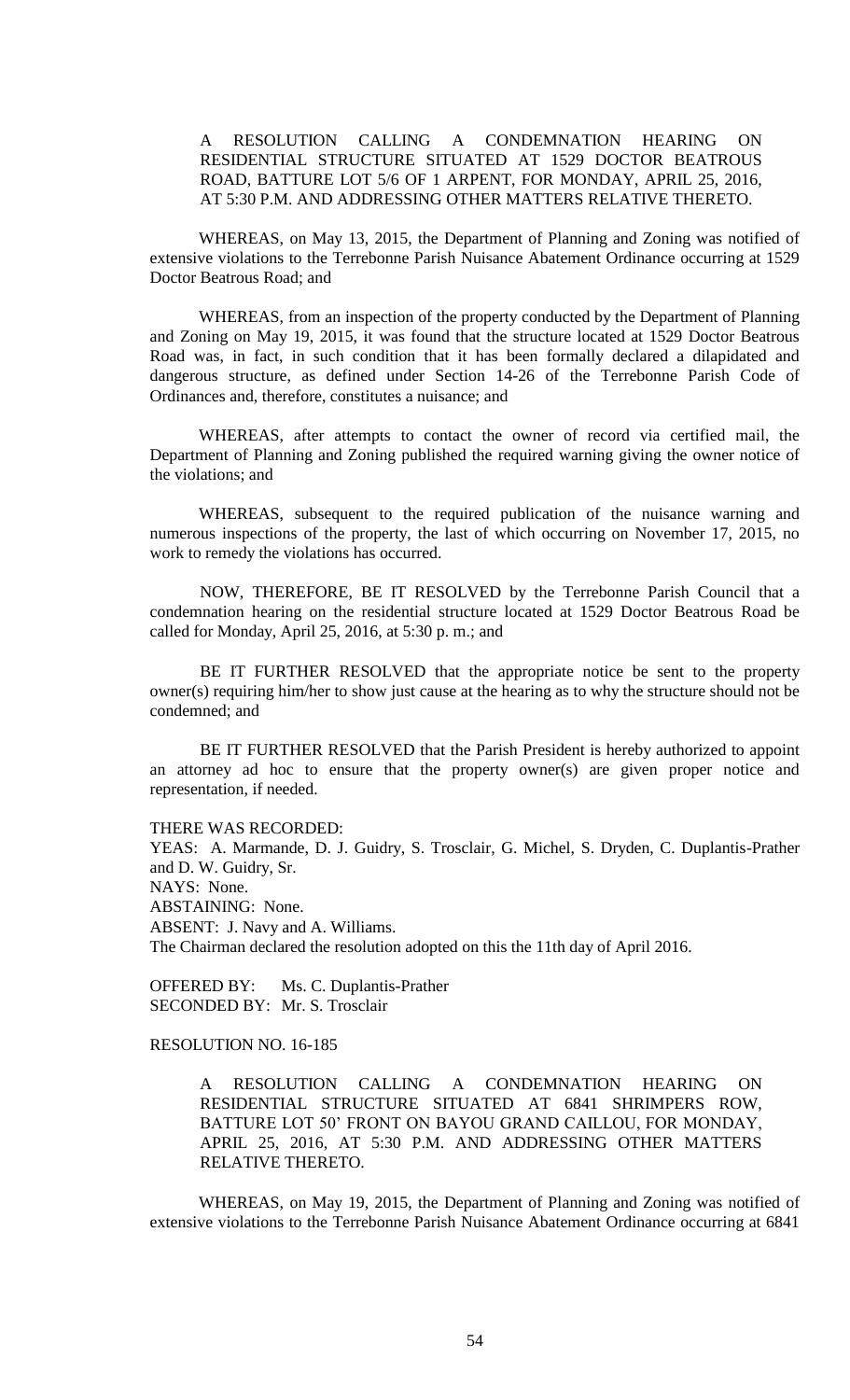A RESOLUTION CALLING A CONDEMNATION HEARING ON RESIDENTIAL STRUCTURE SITUATED AT 1529 DOCTOR BEATROUS ROAD, BATTURE LOT 5/6 OF 1 ARPENT, FOR MONDAY, APRIL 25, 2016, AT 5:30 P.M. AND ADDRESSING OTHER MATTERS RELATIVE THERETO.

WHEREAS, on May 13, 2015, the Department of Planning and Zoning was notified of extensive violations to the Terrebonne Parish Nuisance Abatement Ordinance occurring at 1529 Doctor Beatrous Road; and

WHEREAS, from an inspection of the property conducted by the Department of Planning and Zoning on May 19, 2015, it was found that the structure located at 1529 Doctor Beatrous Road was, in fact, in such condition that it has been formally declared a dilapidated and dangerous structure, as defined under Section 14-26 of the Terrebonne Parish Code of Ordinances and, therefore, constitutes a nuisance; and

WHEREAS, after attempts to contact the owner of record via certified mail, the Department of Planning and Zoning published the required warning giving the owner notice of the violations; and

WHEREAS, subsequent to the required publication of the nuisance warning and numerous inspections of the property, the last of which occurring on November 17, 2015, no work to remedy the violations has occurred.

NOW, THEREFORE, BE IT RESOLVED by the Terrebonne Parish Council that a condemnation hearing on the residential structure located at 1529 Doctor Beatrous Road be called for Monday, April 25, 2016, at 5:30 p. m.; and

BE IT FURTHER RESOLVED that the appropriate notice be sent to the property owner(s) requiring him/her to show just cause at the hearing as to why the structure should not be condemned; and

BE IT FURTHER RESOLVED that the Parish President is hereby authorized to appoint an attorney ad hoc to ensure that the property owner(s) are given proper notice and representation, if needed.

THERE WAS RECORDED:
YEAS: A. Marmande, D. J. Guidry, S. Trosclair, G. Michel, S. Dryden, C. Duplantis-Prather and D. W. Guidry, Sr.
NAYS: None.
ABSTAINING: None.
ABSENT: J. Navy and A. Williams.
The Chairman declared the resolution adopted on this the 11th day of April 2016.

OFFERED BY: Ms. C. Duplantis-Prather
SECONDED BY: Mr. S. Trosclair

RESOLUTION NO. 16-185

A RESOLUTION CALLING A CONDEMNATION HEARING ON RESIDENTIAL STRUCTURE SITUATED AT 6841 SHRIMPERS ROW, BATTURE LOT 50' FRONT ON BAYOU GRAND CAILLOU, FOR MONDAY, APRIL 25, 2016, AT 5:30 P.M. AND ADDRESSING OTHER MATTERS RELATIVE THERETO.

WHEREAS, on May 19, 2015, the Department of Planning and Zoning was notified of extensive violations to the Terrebonne Parish Nuisance Abatement Ordinance occurring at 6841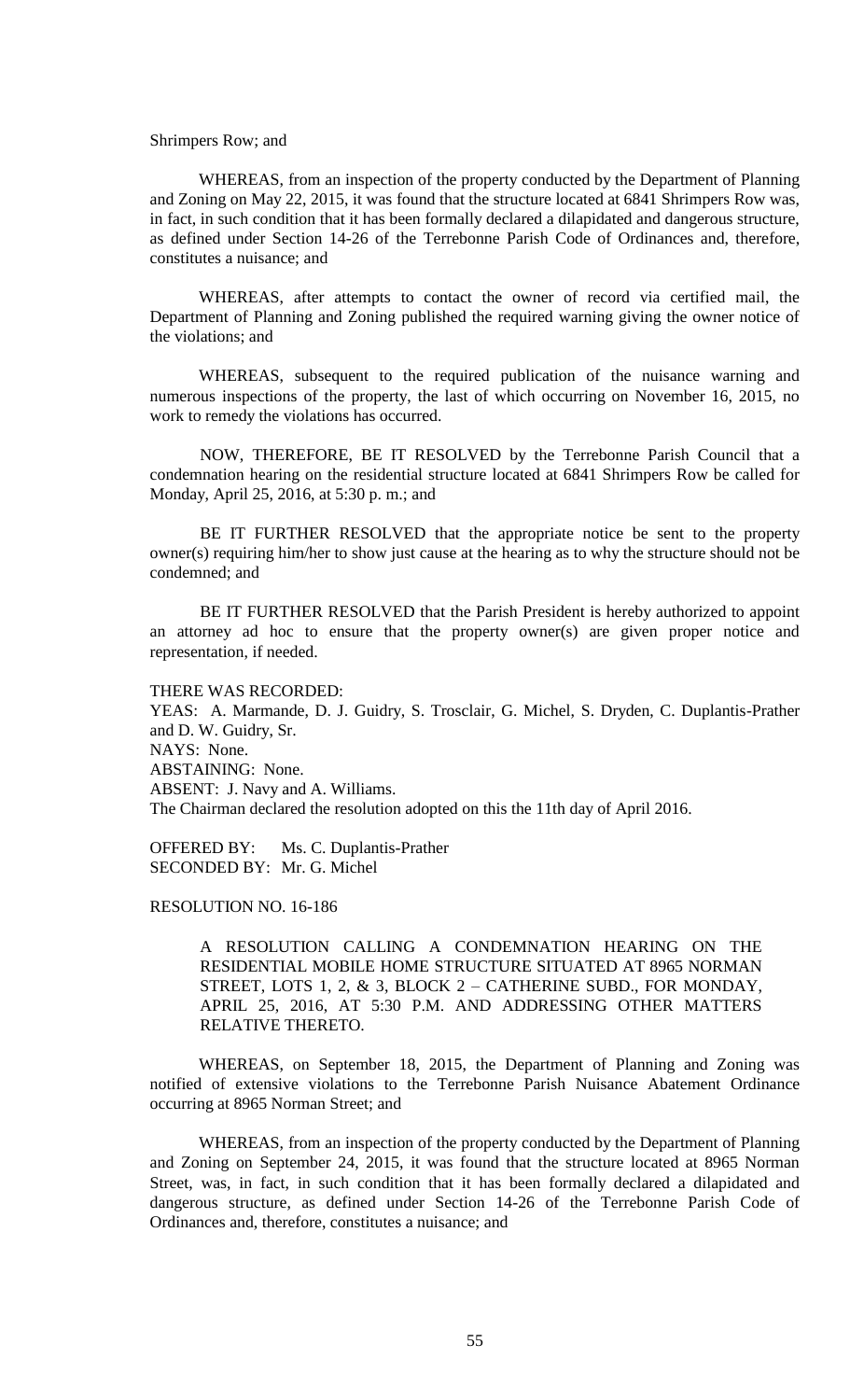Shrimpers Row; and

WHEREAS, from an inspection of the property conducted by the Department of Planning and Zoning on May 22, 2015, it was found that the structure located at 6841 Shrimpers Row was, in fact, in such condition that it has been formally declared a dilapidated and dangerous structure, as defined under Section 14-26 of the Terrebonne Parish Code of Ordinances and, therefore, constitutes a nuisance; and

WHEREAS, after attempts to contact the owner of record via certified mail, the Department of Planning and Zoning published the required warning giving the owner notice of the violations; and

WHEREAS, subsequent to the required publication of the nuisance warning and numerous inspections of the property, the last of which occurring on November 16, 2015, no work to remedy the violations has occurred.

NOW, THEREFORE, BE IT RESOLVED by the Terrebonne Parish Council that a condemnation hearing on the residential structure located at 6841 Shrimpers Row be called for Monday, April 25, 2016, at 5:30 p. m.; and

BE IT FURTHER RESOLVED that the appropriate notice be sent to the property owner(s) requiring him/her to show just cause at the hearing as to why the structure should not be condemned; and

BE IT FURTHER RESOLVED that the Parish President is hereby authorized to appoint an attorney ad hoc to ensure that the property owner(s) are given proper notice and representation, if needed.

THERE WAS RECORDED:
YEAS: A. Marmande, D. J. Guidry, S. Trosclair, G. Michel, S. Dryden, C. Duplantis-Prather and D. W. Guidry, Sr.
NAYS: None.
ABSTAINING: None.
ABSENT: J. Navy and A. Williams.
The Chairman declared the resolution adopted on this the 11th day of April 2016.

OFFERED BY: Ms. C. Duplantis-Prather
SECONDED BY: Mr. G. Michel

RESOLUTION NO. 16-186

A RESOLUTION CALLING A CONDEMNATION HEARING ON THE RESIDENTIAL MOBILE HOME STRUCTURE SITUATED AT 8965 NORMAN STREET, LOTS 1, 2, & 3, BLOCK 2 – CATHERINE SUBD., FOR MONDAY, APRIL 25, 2016, AT 5:30 P.M. AND ADDRESSING OTHER MATTERS RELATIVE THERETO.

WHEREAS, on September 18, 2015, the Department of Planning and Zoning was notified of extensive violations to the Terrebonne Parish Nuisance Abatement Ordinance occurring at 8965 Norman Street; and

WHEREAS, from an inspection of the property conducted by the Department of Planning and Zoning on September 24, 2015, it was found that the structure located at 8965 Norman Street, was, in fact, in such condition that it has been formally declared a dilapidated and dangerous structure, as defined under Section 14-26 of the Terrebonne Parish Code of Ordinances and, therefore, constitutes a nuisance; and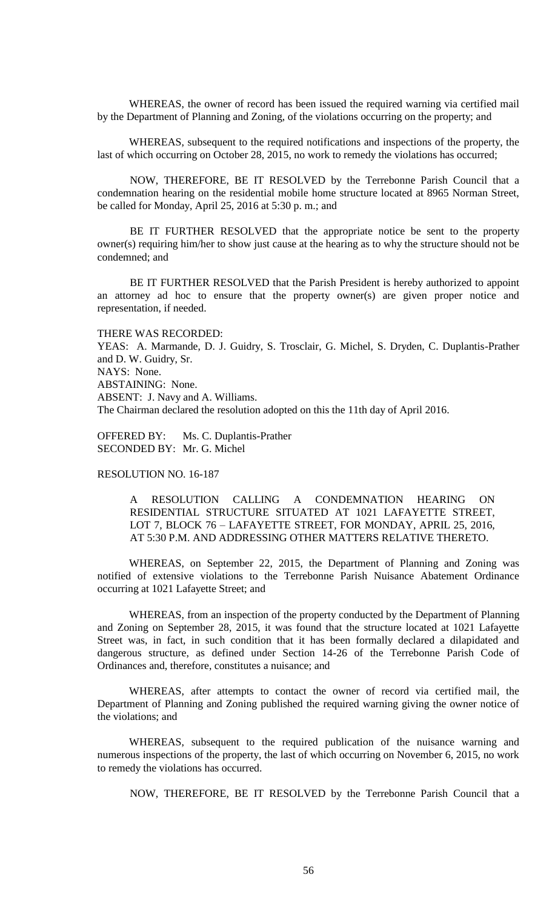WHEREAS, the owner of record has been issued the required warning via certified mail by the Department of Planning and Zoning, of the violations occurring on the property; and

WHEREAS, subsequent to the required notifications and inspections of the property, the last of which occurring on October 28, 2015, no work to remedy the violations has occurred;

NOW, THEREFORE, BE IT RESOLVED by the Terrebonne Parish Council that a condemnation hearing on the residential mobile home structure located at 8965 Norman Street, be called for Monday, April 25, 2016 at 5:30 p. m.; and

BE IT FURTHER RESOLVED that the appropriate notice be sent to the property owner(s) requiring him/her to show just cause at the hearing as to why the structure should not be condemned; and

BE IT FURTHER RESOLVED that the Parish President is hereby authorized to appoint an attorney ad hoc to ensure that the property owner(s) are given proper notice and representation, if needed.

THERE WAS RECORDED:
YEAS: A. Marmande, D. J. Guidry, S. Trosclair, G. Michel, S. Dryden, C. Duplantis-Prather and D. W. Guidry, Sr.
NAYS: None.
ABSTAINING: None.
ABSENT: J. Navy and A. Williams.
The Chairman declared the resolution adopted on this the 11th day of April 2016.

OFFERED BY: Ms. C. Duplantis-Prather
SECONDED BY: Mr. G. Michel

RESOLUTION NO. 16-187

A RESOLUTION CALLING A CONDEMNATION HEARING ON RESIDENTIAL STRUCTURE SITUATED AT 1021 LAFAYETTE STREET, LOT 7, BLOCK 76 – LAFAYETTE STREET, FOR MONDAY, APRIL 25, 2016, AT 5:30 P.M. AND ADDRESSING OTHER MATTERS RELATIVE THERETO.

WHEREAS, on September 22, 2015, the Department of Planning and Zoning was notified of extensive violations to the Terrebonne Parish Nuisance Abatement Ordinance occurring at 1021 Lafayette Street; and

WHEREAS, from an inspection of the property conducted by the Department of Planning and Zoning on September 28, 2015, it was found that the structure located at 1021 Lafayette Street was, in fact, in such condition that it has been formally declared a dilapidated and dangerous structure, as defined under Section 14-26 of the Terrebonne Parish Code of Ordinances and, therefore, constitutes a nuisance; and

WHEREAS, after attempts to contact the owner of record via certified mail, the Department of Planning and Zoning published the required warning giving the owner notice of the violations; and

WHEREAS, subsequent to the required publication of the nuisance warning and numerous inspections of the property, the last of which occurring on November 6, 2015, no work to remedy the violations has occurred.

NOW, THEREFORE, BE IT RESOLVED by the Terrebonne Parish Council that a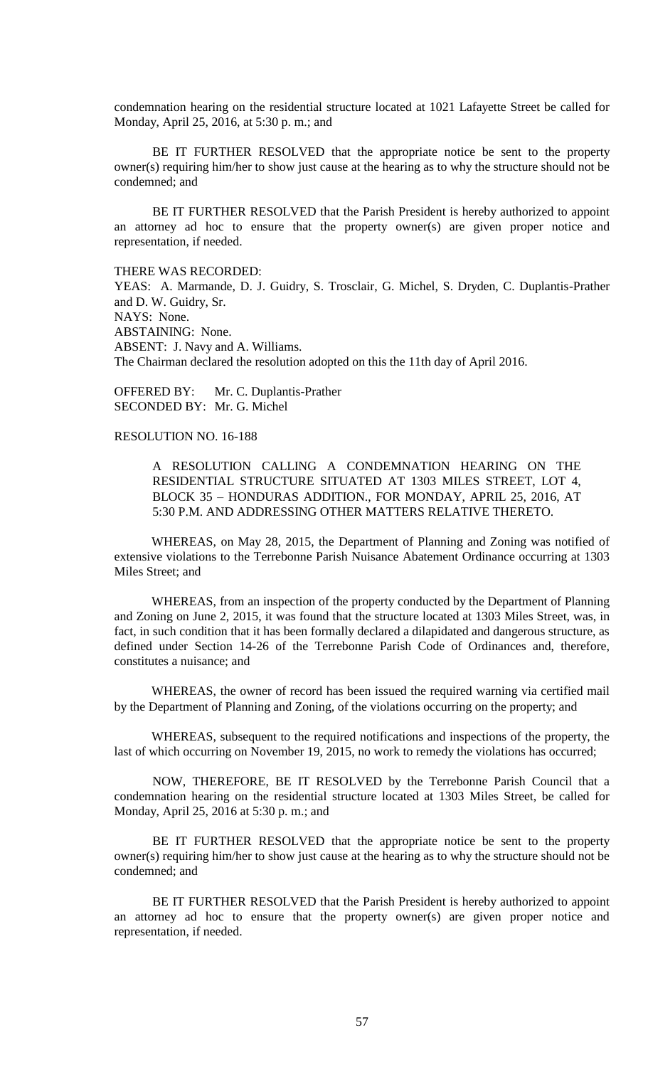condemnation hearing on the residential structure located at 1021 Lafayette Street be called for Monday, April 25, 2016, at 5:30 p. m.; and

BE IT FURTHER RESOLVED that the appropriate notice be sent to the property owner(s) requiring him/her to show just cause at the hearing as to why the structure should not be condemned; and

BE IT FURTHER RESOLVED that the Parish President is hereby authorized to appoint an attorney ad hoc to ensure that the property owner(s) are given proper notice and representation, if needed.

THERE WAS RECORDED:
YEAS: A. Marmande, D. J. Guidry, S. Trosclair, G. Michel, S. Dryden, C. Duplantis-Prather and D. W. Guidry, Sr.
NAYS: None.
ABSTAINING: None.
ABSENT: J. Navy and A. Williams.
The Chairman declared the resolution adopted on this the 11th day of April 2016.

OFFERED BY: Mr. C. Duplantis-Prather
SECONDED BY: Mr. G. Michel

RESOLUTION NO. 16-188

A RESOLUTION CALLING A CONDEMNATION HEARING ON THE RESIDENTIAL STRUCTURE SITUATED AT 1303 MILES STREET, LOT 4, BLOCK 35 – HONDURAS ADDITION., FOR MONDAY, APRIL 25, 2016, AT 5:30 P.M. AND ADDRESSING OTHER MATTERS RELATIVE THERETO.

WHEREAS, on May 28, 2015, the Department of Planning and Zoning was notified of extensive violations to the Terrebonne Parish Nuisance Abatement Ordinance occurring at 1303 Miles Street; and

WHEREAS, from an inspection of the property conducted by the Department of Planning and Zoning on June 2, 2015, it was found that the structure located at 1303 Miles Street, was, in fact, in such condition that it has been formally declared a dilapidated and dangerous structure, as defined under Section 14-26 of the Terrebonne Parish Code of Ordinances and, therefore, constitutes a nuisance; and

WHEREAS, the owner of record has been issued the required warning via certified mail by the Department of Planning and Zoning, of the violations occurring on the property; and

WHEREAS, subsequent to the required notifications and inspections of the property, the last of which occurring on November 19, 2015, no work to remedy the violations has occurred;

NOW, THEREFORE, BE IT RESOLVED by the Terrebonne Parish Council that a condemnation hearing on the residential structure located at 1303 Miles Street, be called for Monday, April 25, 2016 at 5:30 p. m.; and

BE IT FURTHER RESOLVED that the appropriate notice be sent to the property owner(s) requiring him/her to show just cause at the hearing as to why the structure should not be condemned; and

BE IT FURTHER RESOLVED that the Parish President is hereby authorized to appoint an attorney ad hoc to ensure that the property owner(s) are given proper notice and representation, if needed.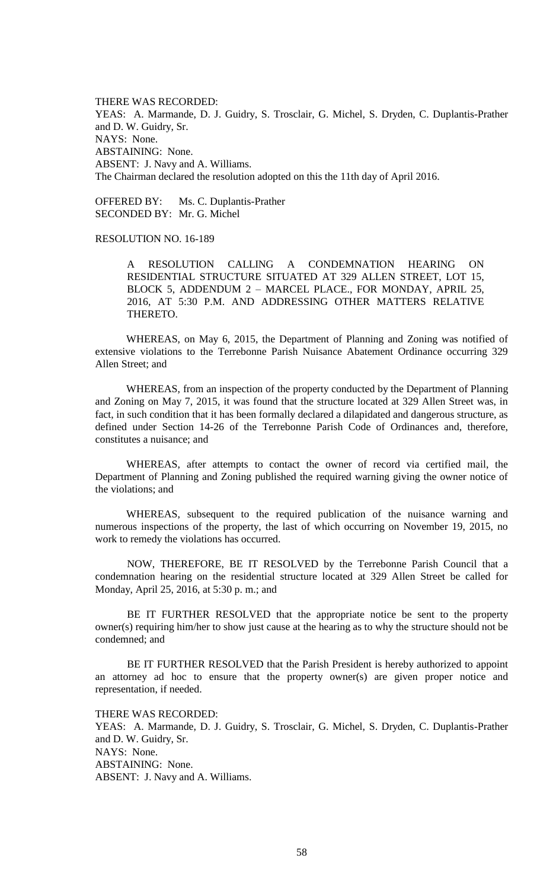THERE WAS RECORDED:
YEAS: A. Marmande, D. J. Guidry, S. Trosclair, G. Michel, S. Dryden, C. Duplantis-Prather and D. W. Guidry, Sr.
NAYS: None.
ABSTAINING: None.
ABSENT: J. Navy and A. Williams.
The Chairman declared the resolution adopted on this the 11th day of April 2016.

OFFERED BY: Ms. C. Duplantis-Prather
SECONDED BY: Mr. G. Michel

RESOLUTION NO. 16-189

> A RESOLUTION CALLING A CONDEMNATION HEARING ON RESIDENTIAL STRUCTURE SITUATED AT 329 ALLEN STREET, LOT 15, BLOCK 5, ADDENDUM 2 – MARCEL PLACE., FOR MONDAY, APRIL 25, 2016, AT 5:30 P.M. AND ADDRESSING OTHER MATTERS RELATIVE THERETO.

WHEREAS, on May 6, 2015, the Department of Planning and Zoning was notified of extensive violations to the Terrebonne Parish Nuisance Abatement Ordinance occurring 329 Allen Street; and

WHEREAS, from an inspection of the property conducted by the Department of Planning and Zoning on May 7, 2015, it was found that the structure located at 329 Allen Street was, in fact, in such condition that it has been formally declared a dilapidated and dangerous structure, as defined under Section 14-26 of the Terrebonne Parish Code of Ordinances and, therefore, constitutes a nuisance; and

WHEREAS, after attempts to contact the owner of record via certified mail, the Department of Planning and Zoning published the required warning giving the owner notice of the violations; and

WHEREAS, subsequent to the required publication of the nuisance warning and numerous inspections of the property, the last of which occurring on November 19, 2015, no work to remedy the violations has occurred.

NOW, THEREFORE, BE IT RESOLVED by the Terrebonne Parish Council that a condemnation hearing on the residential structure located at 329 Allen Street be called for Monday, April 25, 2016, at 5:30 p. m.; and

BE IT FURTHER RESOLVED that the appropriate notice be sent to the property owner(s) requiring him/her to show just cause at the hearing as to why the structure should not be condemned; and

BE IT FURTHER RESOLVED that the Parish President is hereby authorized to appoint an attorney ad hoc to ensure that the property owner(s) are given proper notice and representation, if needed.

THERE WAS RECORDED:
YEAS: A. Marmande, D. J. Guidry, S. Trosclair, G. Michel, S. Dryden, C. Duplantis-Prather and D. W. Guidry, Sr.
NAYS: None.
ABSTAINING: None.
ABSENT: J. Navy and A. Williams.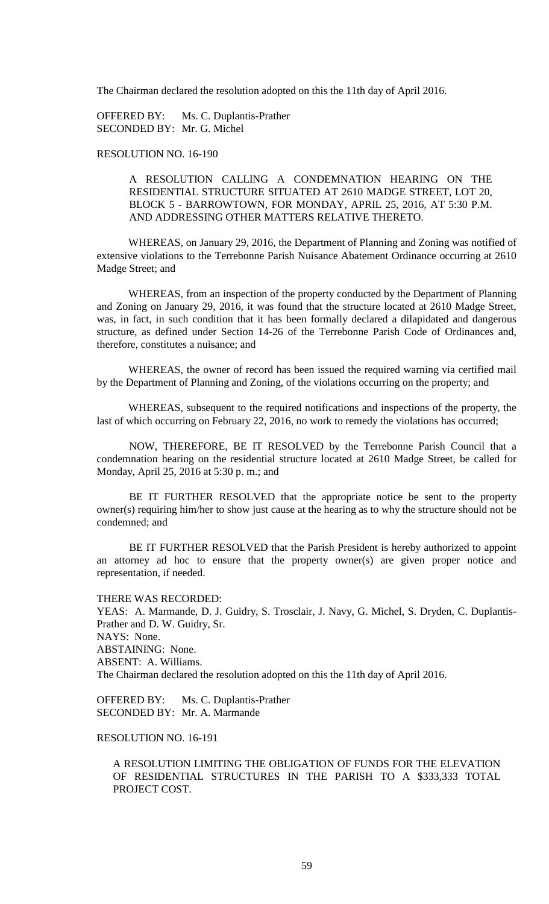The Chairman declared the resolution adopted on this the 11th day of April 2016.

OFFERED BY: Ms. C. Duplantis-Prather
SECONDED BY: Mr. G. Michel

RESOLUTION NO. 16-190

A RESOLUTION CALLING A CONDEMNATION HEARING ON THE RESIDENTIAL STRUCTURE SITUATED AT 2610 MADGE STREET, LOT 20, BLOCK 5 - BARROWTOWN, FOR MONDAY, APRIL 25, 2016, AT 5:30 P.M. AND ADDRESSING OTHER MATTERS RELATIVE THERETO.

WHEREAS, on January 29, 2016, the Department of Planning and Zoning was notified of extensive violations to the Terrebonne Parish Nuisance Abatement Ordinance occurring at 2610 Madge Street; and

WHEREAS, from an inspection of the property conducted by the Department of Planning and Zoning on January 29, 2016, it was found that the structure located at 2610 Madge Street, was, in fact, in such condition that it has been formally declared a dilapidated and dangerous structure, as defined under Section 14-26 of the Terrebonne Parish Code of Ordinances and, therefore, constitutes a nuisance; and

WHEREAS, the owner of record has been issued the required warning via certified mail by the Department of Planning and Zoning, of the violations occurring on the property; and

WHEREAS, subsequent to the required notifications and inspections of the property, the last of which occurring on February 22, 2016, no work to remedy the violations has occurred;

NOW, THEREFORE, BE IT RESOLVED by the Terrebonne Parish Council that a condemnation hearing on the residential structure located at 2610 Madge Street, be called for Monday, April 25, 2016 at 5:30 p. m.; and

BE IT FURTHER RESOLVED that the appropriate notice be sent to the property owner(s) requiring him/her to show just cause at the hearing as to why the structure should not be condemned; and

BE IT FURTHER RESOLVED that the Parish President is hereby authorized to appoint an attorney ad hoc to ensure that the property owner(s) are given proper notice and representation, if needed.

THERE WAS RECORDED:
YEAS: A. Marmande, D. J. Guidry, S. Trosclair, J. Navy, G. Michel, S. Dryden, C. Duplantis-Prather and D. W. Guidry, Sr.
NAYS: None.
ABSTAINING: None.
ABSENT: A. Williams.
The Chairman declared the resolution adopted on this the 11th day of April 2016.

OFFERED BY: Ms. C. Duplantis-Prather
SECONDED BY: Mr. A. Marmande

RESOLUTION NO. 16-191

A RESOLUTION LIMITING THE OBLIGATION OF FUNDS FOR THE ELEVATION OF RESIDENTIAL STRUCTURES IN THE PARISH TO A $333,333 TOTAL PROJECT COST.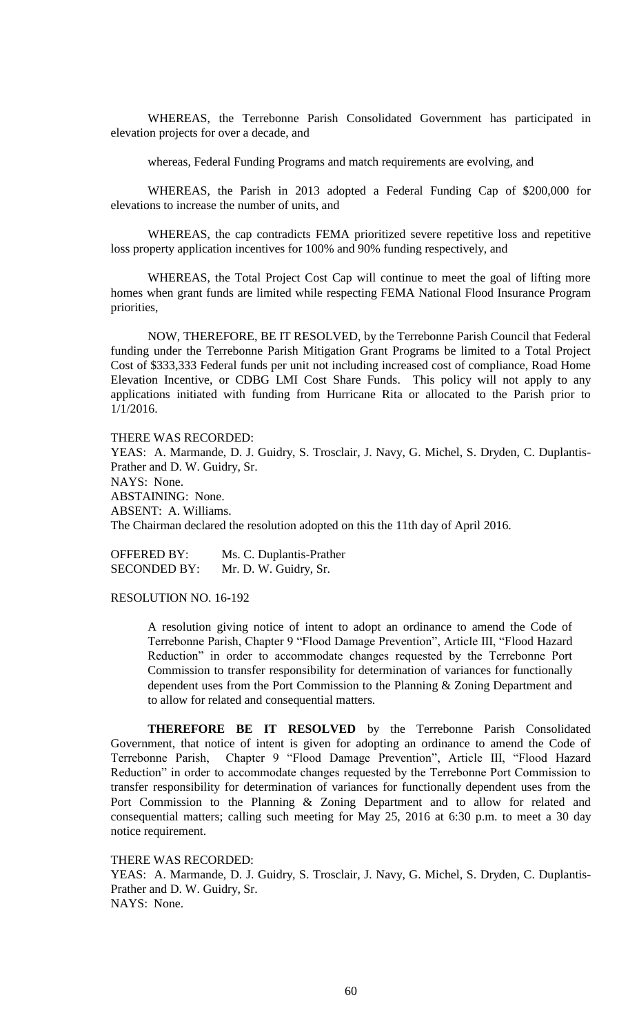WHEREAS, the Terrebonne Parish Consolidated Government has participated in elevation projects for over a decade, and

whereas, Federal Funding Programs and match requirements are evolving, and

WHEREAS, the Parish in 2013 adopted a Federal Funding Cap of $200,000 for elevations to increase the number of units, and

WHEREAS, the cap contradicts FEMA prioritized severe repetitive loss and repetitive loss property application incentives for 100% and 90% funding respectively, and

WHEREAS, the Total Project Cost Cap will continue to meet the goal of lifting more homes when grant funds are limited while respecting FEMA National Flood Insurance Program priorities,

NOW, THEREFORE, BE IT RESOLVED, by the Terrebonne Parish Council that Federal funding under the Terrebonne Parish Mitigation Grant Programs be limited to a Total Project Cost of $333,333 Federal funds per unit not including increased cost of compliance, Road Home Elevation Incentive, or CDBG LMI Cost Share Funds. This policy will not apply to any applications initiated with funding from Hurricane Rita or allocated to the Parish prior to 1/1/2016.

THERE WAS RECORDED:
YEAS: A. Marmande, D. J. Guidry, S. Trosclair, J. Navy, G. Michel, S. Dryden, C. Duplantis-Prather and D. W. Guidry, Sr.
NAYS: None.
ABSTAINING: None.
ABSENT: A. Williams.
The Chairman declared the resolution adopted on this the 11th day of April 2016.

OFFERED BY: Ms. C. Duplantis-Prather
SECONDED BY: Mr. D. W. Guidry, Sr.

RESOLUTION NO. 16-192

> A resolution giving notice of intent to adopt an ordinance to amend the Code of Terrebonne Parish, Chapter 9 "Flood Damage Prevention", Article III, "Flood Hazard Reduction" in order to accommodate changes requested by the Terrebonne Port Commission to transfer responsibility for determination of variances for functionally dependent uses from the Port Commission to the Planning & Zoning Department and to allow for related and consequential matters.

**THEREFORE BE IT RESOLVED** by the Terrebonne Parish Consolidated Government, that notice of intent is given for adopting an ordinance to amend the Code of Terrebonne Parish, Chapter 9 "Flood Damage Prevention", Article III, "Flood Hazard Reduction" in order to accommodate changes requested by the Terrebonne Port Commission to transfer responsibility for determination of variances for functionally dependent uses from the Port Commission to the Planning & Zoning Department and to allow for related and consequential matters; calling such meeting for May 25, 2016 at 6:30 p.m. to meet a 30 day notice requirement.

THERE WAS RECORDED:
YEAS: A. Marmande, D. J. Guidry, S. Trosclair, J. Navy, G. Michel, S. Dryden, C. Duplantis-Prather and D. W. Guidry, Sr.
NAYS: None.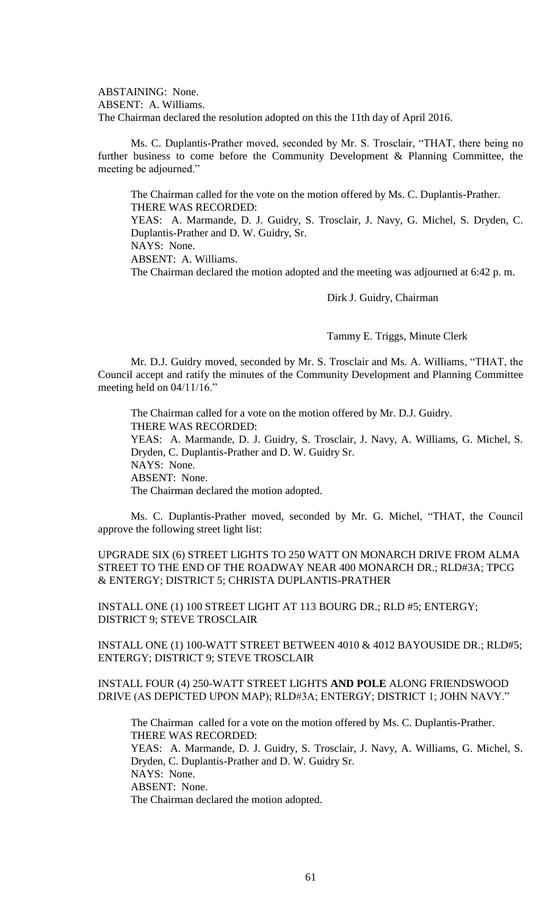ABSTAINING: None.
ABSENT: A. Williams.
The Chairman declared the resolution adopted on this the 11th day of April 2016.

Ms. C. Duplantis-Prather moved, seconded by Mr. S. Trosclair, "THAT, there being no further business to come before the Community Development & Planning Committee, the meeting be adjourned."

The Chairman called for the vote on the motion offered by Ms. C. Duplantis-Prather.
THERE WAS RECORDED:
YEAS: A. Marmande, D. J. Guidry, S. Trosclair, J. Navy, G. Michel, S. Dryden, C. Duplantis-Prather and D. W. Guidry, Sr.
NAYS: None.
ABSENT: A. Williams.
The Chairman declared the motion adopted and the meeting was adjourned at 6:42 p. m.

Dirk J. Guidry, Chairman

Tammy E. Triggs, Minute Clerk

Mr. D.J. Guidry moved, seconded by Mr. S. Trosclair and Ms. A. Williams, "THAT, the Council accept and ratify the minutes of the Community Development and Planning Committee meeting held on 04/11/16."

The Chairman called for a vote on the motion offered by Mr. D.J. Guidry.
THERE WAS RECORDED:
YEAS: A. Marmande, D. J. Guidry, S. Trosclair, J. Navy, A. Williams, G. Michel, S. Dryden, C. Duplantis-Prather and D. W. Guidry Sr.
NAYS: None.
ABSENT: None.
The Chairman declared the motion adopted.

Ms. C. Duplantis-Prather moved, seconded by Mr. G. Michel, "THAT, the Council approve the following street light list:

UPGRADE SIX (6) STREET LIGHTS TO 250 WATT ON MONARCH DRIVE FROM ALMA STREET TO THE END OF THE ROADWAY NEAR 400 MONARCH DR.; RLD#3A; TPCG & ENTERGY; DISTRICT 5; CHRISTA DUPLANTIS-PRATHER

INSTALL ONE (1) 100 STREET LIGHT AT 113 BOURG DR.; RLD #5; ENTERGY; DISTRICT 9; STEVE TROSCLAIR

INSTALL ONE (1) 100-WATT STREET BETWEEN 4010 & 4012 BAYOUSIDE DR.; RLD#5; ENTERGY; DISTRICT 9; STEVE TROSCLAIR

INSTALL FOUR (4) 250-WATT STREET LIGHTS **AND POLE** ALONG FRIENDSWOOD DRIVE (AS DEPICTED UPON MAP); RLD#3A; ENTERGY; DISTRICT 1; JOHN NAVY."

The Chairman called for a vote on the motion offered by Ms. C. Duplantis-Prather.
THERE WAS RECORDED:
YEAS: A. Marmande, D. J. Guidry, S. Trosclair, J. Navy, A. Williams, G. Michel, S. Dryden, C. Duplantis-Prather and D. W. Guidry Sr.
NAYS: None.
ABSENT: None.
The Chairman declared the motion adopted.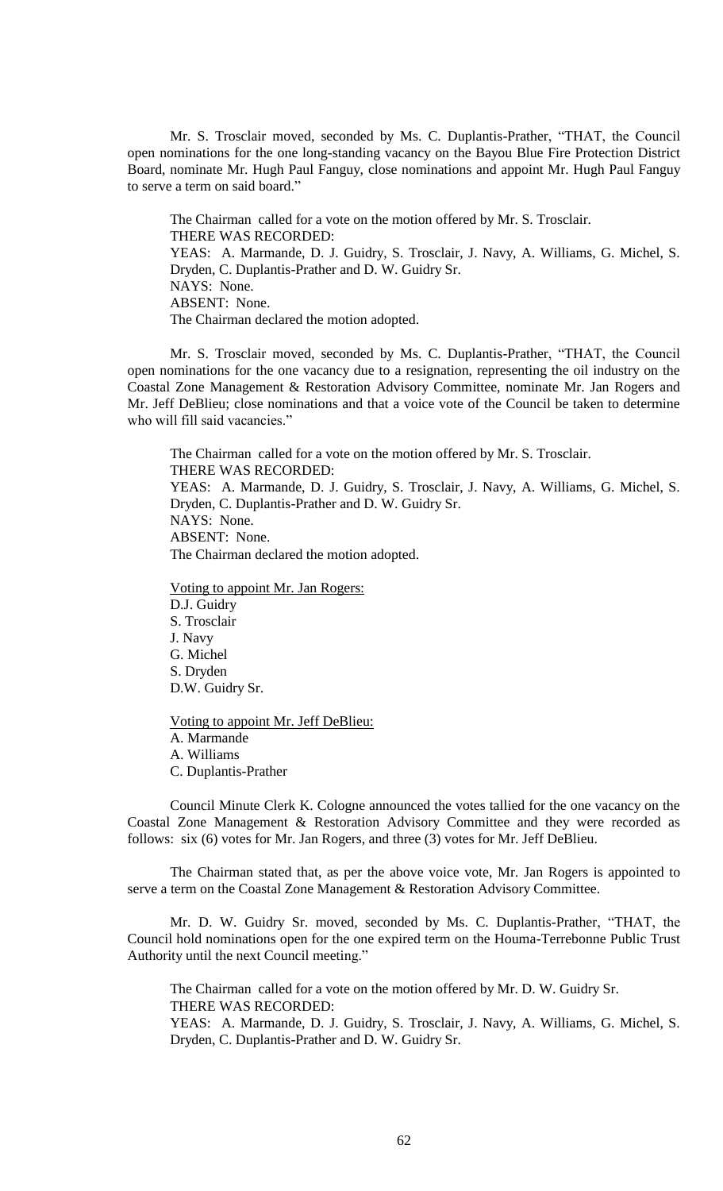Mr. S. Trosclair moved, seconded by Ms. C. Duplantis-Prather, "THAT, the Council open nominations for the one long-standing vacancy on the Bayou Blue Fire Protection District Board, nominate Mr. Hugh Paul Fanguy, close nominations and appoint Mr. Hugh Paul Fanguy to serve a term on said board."

The Chairman called for a vote on the motion offered by Mr. S. Trosclair.
THERE WAS RECORDED:
YEAS: A. Marmande, D. J. Guidry, S. Trosclair, J. Navy, A. Williams, G. Michel, S. Dryden, C. Duplantis-Prather and D. W. Guidry Sr.
NAYS: None.
ABSENT: None.
The Chairman declared the motion adopted.

Mr. S. Trosclair moved, seconded by Ms. C. Duplantis-Prather, "THAT, the Council open nominations for the one vacancy due to a resignation, representing the oil industry on the Coastal Zone Management & Restoration Advisory Committee, nominate Mr. Jan Rogers and Mr. Jeff DeBlieu; close nominations and that a voice vote of the Council be taken to determine who will fill said vacancies."

The Chairman called for a vote on the motion offered by Mr. S. Trosclair.
THERE WAS RECORDED:
YEAS: A. Marmande, D. J. Guidry, S. Trosclair, J. Navy, A. Williams, G. Michel, S. Dryden, C. Duplantis-Prather and D. W. Guidry Sr.
NAYS: None.
ABSENT: None.
The Chairman declared the motion adopted.

Voting to appoint Mr. Jan Rogers:
D.J. Guidry
S. Trosclair
J. Navy
G. Michel
S. Dryden
D.W. Guidry Sr.

Voting to appoint Mr. Jeff DeBlieu:
A. Marmande
A. Williams
C. Duplantis-Prather

Council Minute Clerk K. Cologne announced the votes tallied for the one vacancy on the Coastal Zone Management & Restoration Advisory Committee and they were recorded as follows: six (6) votes for Mr. Jan Rogers, and three (3) votes for Mr. Jeff DeBlieu.

The Chairman stated that, as per the above voice vote, Mr. Jan Rogers is appointed to serve a term on the Coastal Zone Management & Restoration Advisory Committee.

Mr. D. W. Guidry Sr. moved, seconded by Ms. C. Duplantis-Prather, "THAT, the Council hold nominations open for the one expired term on the Houma-Terrebonne Public Trust Authority until the next Council meeting."

The Chairman called for a vote on the motion offered by Mr. D. W. Guidry Sr.
THERE WAS RECORDED:
YEAS: A. Marmande, D. J. Guidry, S. Trosclair, J. Navy, A. Williams, G. Michel, S. Dryden, C. Duplantis-Prather and D. W. Guidry Sr.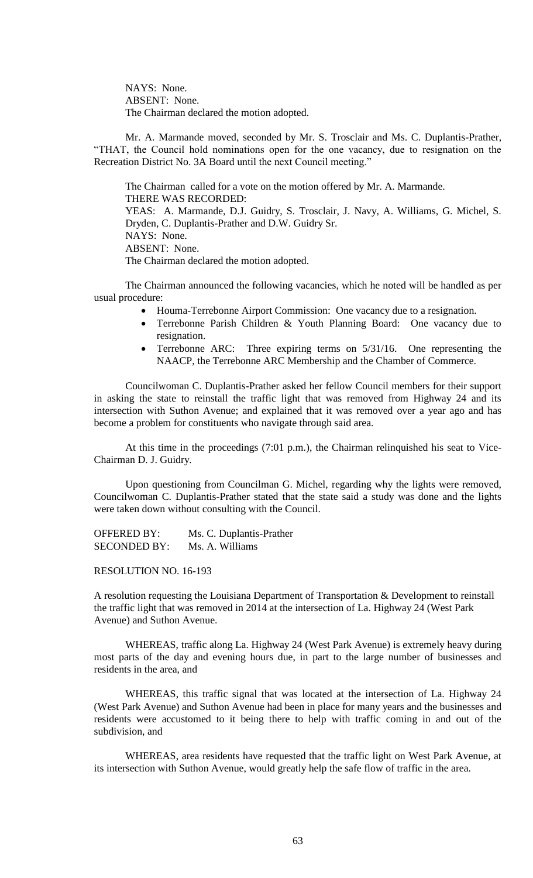NAYS: None.
ABSENT: None.
The Chairman declared the motion adopted.

Mr. A. Marmande moved, seconded by Mr. S. Trosclair and Ms. C. Duplantis-Prather, "THAT, the Council hold nominations open for the one vacancy, due to resignation on the Recreation District No. 3A Board until the next Council meeting."

The Chairman called for a vote on the motion offered by Mr. A. Marmande.
THERE WAS RECORDED:
YEAS: A. Marmande, D.J. Guidry, S. Trosclair, J. Navy, A. Williams, G. Michel, S. Dryden, C. Duplantis-Prather and D.W. Guidry Sr.
NAYS: None.
ABSENT: None.
The Chairman declared the motion adopted.

The Chairman announced the following vacancies, which he noted will be handled as per usual procedure:

- Houma-Terrebonne Airport Commission: One vacancy due to a resignation.
- Terrebonne Parish Children & Youth Planning Board: One vacancy due to resignation.
- Terrebonne ARC: Three expiring terms on 5/31/16. One representing the NAACP, the Terrebonne ARC Membership and the Chamber of Commerce.

Councilwoman C. Duplantis-Prather asked her fellow Council members for their support in asking the state to reinstall the traffic light that was removed from Highway 24 and its intersection with Suthon Avenue; and explained that it was removed over a year ago and has become a problem for constituents who navigate through said area.

At this time in the proceedings (7:01 p.m.), the Chairman relinquished his seat to Vice-Chairman D. J. Guidry.

Upon questioning from Councilman G. Michel, regarding why the lights were removed, Councilwoman C. Duplantis-Prather stated that the state said a study was done and the lights were taken down without consulting with the Council.

OFFERED BY: Ms. C. Duplantis-Prather
SECONDED BY: Ms. A. Williams

RESOLUTION NO. 16-193

A resolution requesting the Louisiana Department of Transportation & Development to reinstall the traffic light that was removed in 2014 at the intersection of La. Highway 24 (West Park Avenue) and Suthon Avenue.

WHEREAS, traffic along La. Highway 24 (West Park Avenue) is extremely heavy during most parts of the day and evening hours due, in part to the large number of businesses and residents in the area, and

WHEREAS, this traffic signal that was located at the intersection of La. Highway 24 (West Park Avenue) and Suthon Avenue had been in place for many years and the businesses and residents were accustomed to it being there to help with traffic coming in and out of the subdivision, and

WHEREAS, area residents have requested that the traffic light on West Park Avenue, at its intersection with Suthon Avenue, would greatly help the safe flow of traffic in the area.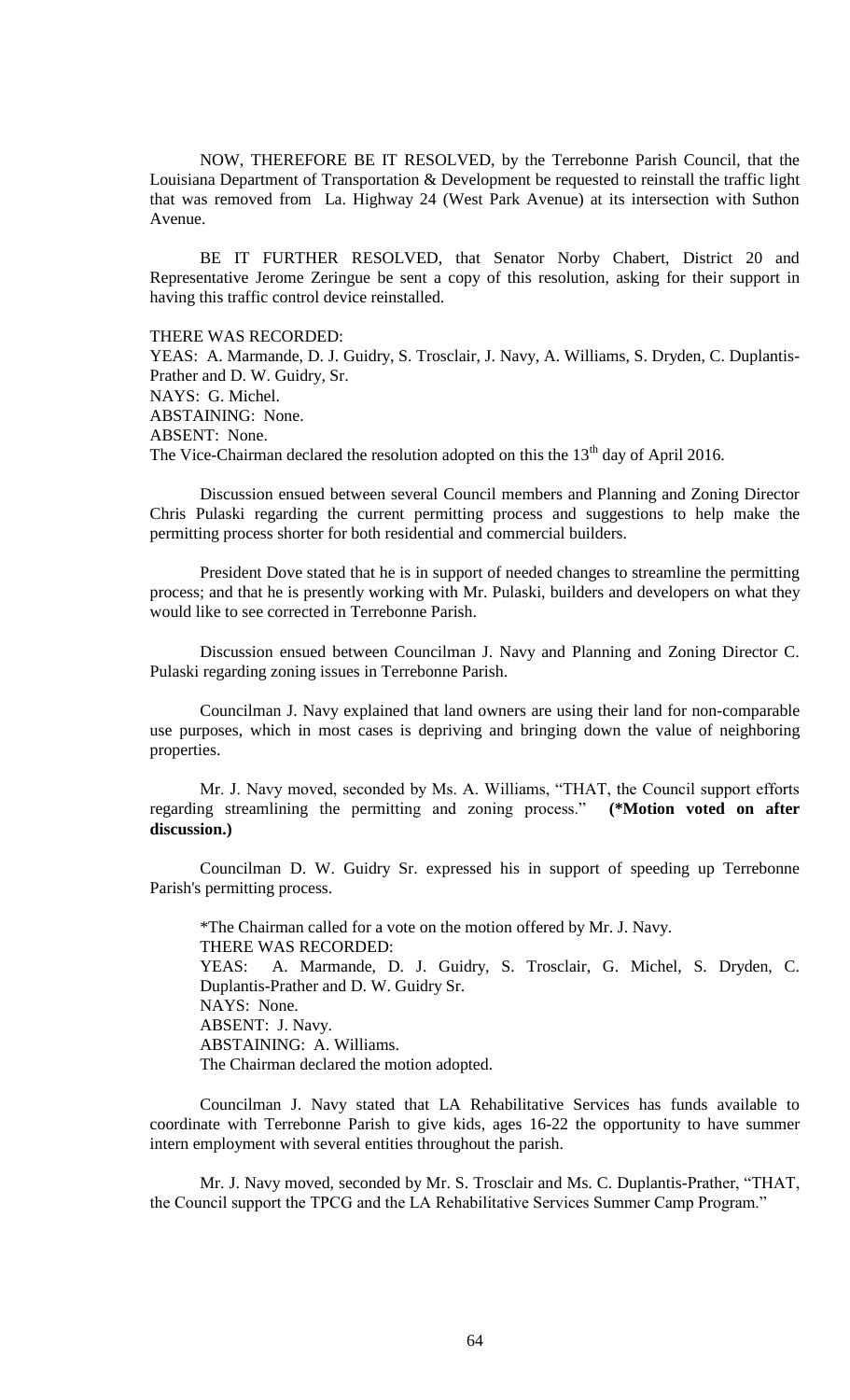NOW, THEREFORE BE IT RESOLVED, by the Terrebonne Parish Council, that the Louisiana Department of Transportation & Development be requested to reinstall the traffic light that was removed from La. Highway 24 (West Park Avenue) at its intersection with Suthon Avenue.

BE IT FURTHER RESOLVED, that Senator Norby Chabert, District 20 and Representative Jerome Zeringue be sent a copy of this resolution, asking for their support in having this traffic control device reinstalled.

THERE WAS RECORDED:
YEAS: A. Marmande, D. J. Guidry, S. Trosclair, J. Navy, A. Williams, S. Dryden, C. Duplantis-Prather and D. W. Guidry, Sr.
NAYS: G. Michel.
ABSTAINING: None.
ABSENT: None.
The Vice-Chairman declared the resolution adopted on this the 13th day of April 2016.

Discussion ensued between several Council members and Planning and Zoning Director Chris Pulaski regarding the current permitting process and suggestions to help make the permitting process shorter for both residential and commercial builders.

President Dove stated that he is in support of needed changes to streamline the permitting process; and that he is presently working with Mr. Pulaski, builders and developers on what they would like to see corrected in Terrebonne Parish.

Discussion ensued between Councilman J. Navy and Planning and Zoning Director C. Pulaski regarding zoning issues in Terrebonne Parish.

Councilman J. Navy explained that land owners are using their land for non-comparable use purposes, which in most cases is depriving and bringing down the value of neighboring properties.

Mr. J. Navy moved, seconded by Ms. A. Williams, "THAT, the Council support efforts regarding streamlining the permitting and zoning process." **(*Motion voted on after discussion.)**

Councilman D. W. Guidry Sr. expressed his in support of speeding up Terrebonne Parish's permitting process.

*The Chairman called for a vote on the motion offered by Mr. J. Navy.
THERE WAS RECORDED:
YEAS: A. Marmande, D. J. Guidry, S. Trosclair, G. Michel, S. Dryden, C. Duplantis-Prather and D. W. Guidry Sr.
NAYS: None.
ABSENT: J. Navy.
ABSTAINING: A. Williams.
The Chairman declared the motion adopted.

Councilman J. Navy stated that LA Rehabilitative Services has funds available to coordinate with Terrebonne Parish to give kids, ages 16-22 the opportunity to have summer intern employment with several entities throughout the parish.

Mr. J. Navy moved, seconded by Mr. S. Trosclair and Ms. C. Duplantis-Prather, "THAT, the Council support the TPCG and the LA Rehabilitative Services Summer Camp Program."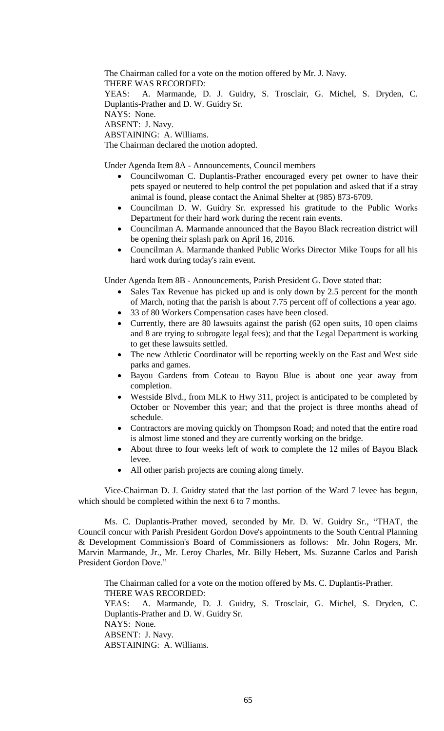The Chairman called for a vote on the motion offered by Mr. J. Navy.

THERE WAS RECORDED:

YEAS: A. Marmande, D. J. Guidry, S. Trosclair, G. Michel, S. Dryden, C. Duplantis-Prather and D. W. Guidry Sr.

NAYS: None.

ABSENT: J. Navy.

ABSTAINING: A. Williams.

The Chairman declared the motion adopted.

Under Agenda Item 8A - Announcements, Council members

- Councilwoman C. Duplantis-Prather encouraged every pet owner to have their pets spayed or neutered to help control the pet population and asked that if a stray animal is found, please contact the Animal Shelter at (985) 873-6709.
- Councilman D. W. Guidry Sr. expressed his gratitude to the Public Works Department for their hard work during the recent rain events.
- Councilman A. Marmande announced that the Bayou Black recreation district will be opening their splash park on April 16, 2016.
- Councilman A. Marmande thanked Public Works Director Mike Toups for all his hard work during today's rain event.

Under Agenda Item 8B - Announcements, Parish President G. Dove stated that:

- Sales Tax Revenue has picked up and is only down by 2.5 percent for the month of March, noting that the parish is about 7.75 percent off of collections a year ago.
- 33 of 80 Workers Compensation cases have been closed.
- Currently, there are 80 lawsuits against the parish (62 open suits, 10 open claims and 8 are trying to subrogate legal fees); and that the Legal Department is working to get these lawsuits settled.
- The new Athletic Coordinator will be reporting weekly on the East and West side parks and games.
- Bayou Gardens from Coteau to Bayou Blue is about one year away from completion.
- Westside Blvd., from MLK to Hwy 311, project is anticipated to be completed by October or November this year; and that the project is three months ahead of schedule.
- Contractors are moving quickly on Thompson Road; and noted that the entire road is almost lime stoned and they are currently working on the bridge.
- About three to four weeks left of work to complete the 12 miles of Bayou Black levee.
- All other parish projects are coming along timely.

Vice-Chairman D. J. Guidry stated that the last portion of the Ward 7 levee has begun, which should be completed within the next 6 to 7 months.

Ms. C. Duplantis-Prather moved, seconded by Mr. D. W. Guidry Sr., "THAT, the Council concur with Parish President Gordon Dove's appointments to the South Central Planning & Development Commission's Board of Commissioners as follows: Mr. John Rogers, Mr. Marvin Marmande, Jr., Mr. Leroy Charles, Mr. Billy Hebert, Ms. Suzanne Carlos and Parish President Gordon Dove."

The Chairman called for a vote on the motion offered by Ms. C. Duplantis-Prather.

THERE WAS RECORDED:

YEAS: A. Marmande, D. J. Guidry, S. Trosclair, G. Michel, S. Dryden, C. Duplantis-Prather and D. W. Guidry Sr.

NAYS: None.

ABSENT: J. Navy.

ABSTAINING: A. Williams.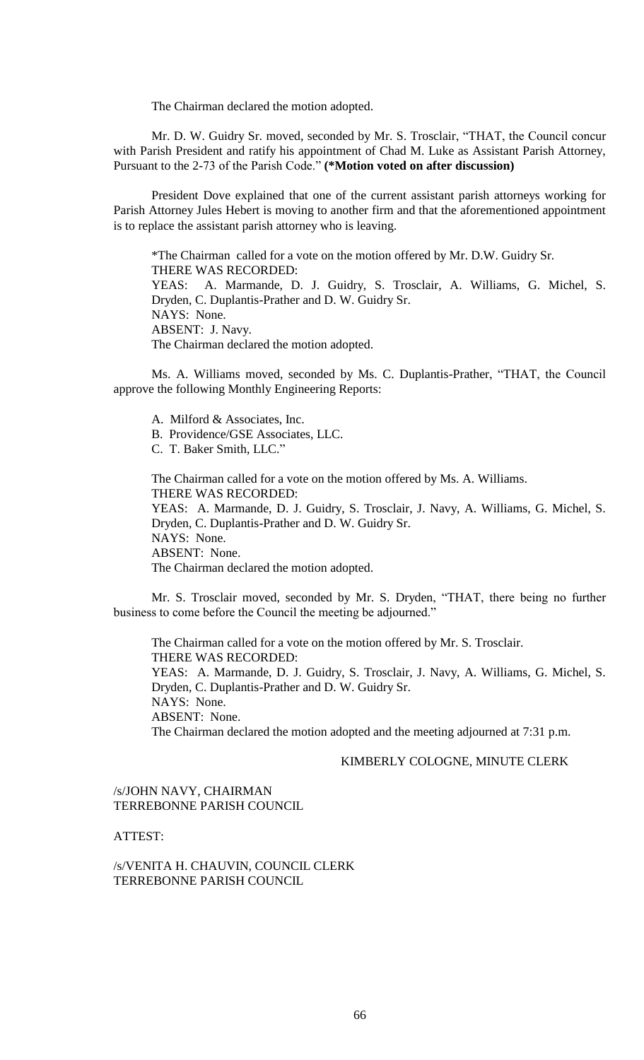The Chairman declared the motion adopted.

Mr. D. W. Guidry Sr. moved, seconded by Mr. S. Trosclair, "THAT, the Council concur with Parish President and ratify his appointment of Chad M. Luke as Assistant Parish Attorney, Pursuant to the 2-73 of the Parish Code." **(*Motion voted on after discussion)**

President Dove explained that one of the current assistant parish attorneys working for Parish Attorney Jules Hebert is moving to another firm and that the aforementioned appointment is to replace the assistant parish attorney who is leaving.

*The Chairman called for a vote on the motion offered by Mr. D.W. Guidry Sr.
THERE WAS RECORDED:
YEAS: A. Marmande, D. J. Guidry, S. Trosclair, A. Williams, G. Michel, S. Dryden, C. Duplantis-Prather and D. W. Guidry Sr.
NAYS: None.
ABSENT: J. Navy.
The Chairman declared the motion adopted.

Ms. A. Williams moved, seconded by Ms. C. Duplantis-Prather, "THAT, the Council approve the following Monthly Engineering Reports:

A. Milford & Associates, Inc.
B. Providence/GSE Associates, LLC.
C. T. Baker Smith, LLC."

The Chairman called for a vote on the motion offered by Ms. A. Williams.
THERE WAS RECORDED:
YEAS: A. Marmande, D. J. Guidry, S. Trosclair, J. Navy, A. Williams, G. Michel, S. Dryden, C. Duplantis-Prather and D. W. Guidry Sr.
NAYS: None.
ABSENT: None.
The Chairman declared the motion adopted.

Mr. S. Trosclair moved, seconded by Mr. S. Dryden, "THAT, there being no further business to come before the Council the meeting be adjourned."

The Chairman called for a vote on the motion offered by Mr. S. Trosclair.
THERE WAS RECORDED:
YEAS: A. Marmande, D. J. Guidry, S. Trosclair, J. Navy, A. Williams, G. Michel, S. Dryden, C. Duplantis-Prather and D. W. Guidry Sr.
NAYS: None.
ABSENT: None.
The Chairman declared the motion adopted and the meeting adjourned at 7:31 p.m.

KIMBERLY COLOGNE, MINUTE CLERK

/s/JOHN NAVY, CHAIRMAN
TERREBONNE PARISH COUNCIL

ATTEST:

/s/VENITA H. CHAUVIN, COUNCIL CLERK
TERREBONNE PARISH COUNCIL